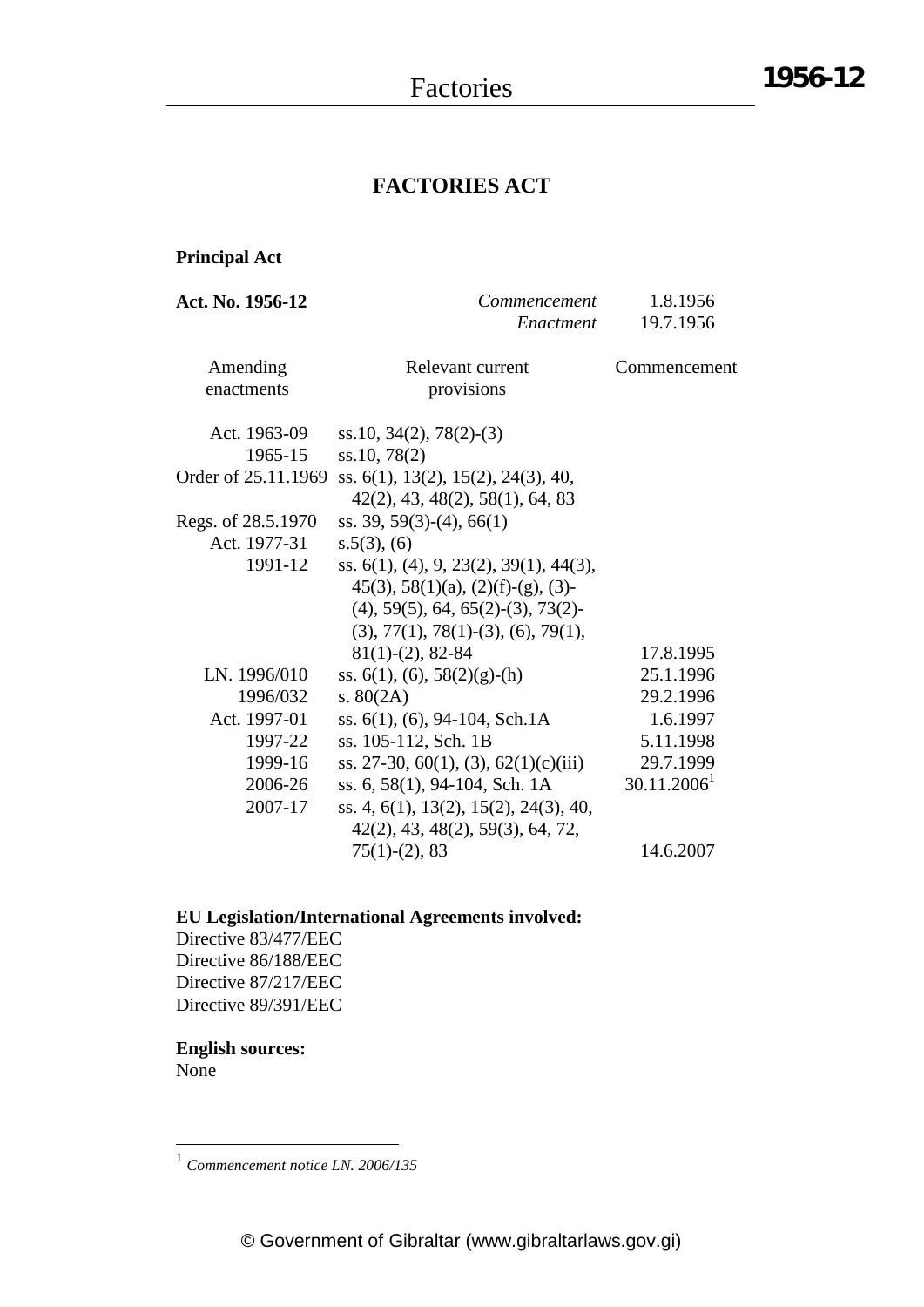# FACTORIES ACT

**Principal Act**

| **Act. No. 1956-12** | *Commencement* | 1.8.1956 |
|---|---|---|
| | *Enactment* | 19.7.1956 |

| Amending enactments | Relevant current provisions | Commencement |
|---|---|---|
| Act. 1963-09 | ss.10, 34(2), 78(2)-(3) | |
| 1965-15 | ss.10, 78(2) | |
| Order of 25.11.1969 | ss. 6(1), 13(2), 15(2), 24(3), 40, 42(2), 43, 48(2), 58(1), 64, 83 | |
| Regs. of 28.5.1970 | ss. 39, 59(3)-(4), 66(1) | |
| Act. 1977-31 | s.5(3), (6) | |
| 1991-12 | ss. 6(1), (4), 9, 23(2), 39(1), 44(3), 45(3), 58(1)(a), (2)(f)-(g), (3)-(4), 59(5), 64, 65(2)-(3), 73(2)-(3), 77(1), 78(1)-(3), (6), 79(1), 81(1)-(2), 82-84 | 17.8.1995 |
| LN. 1996/010 | ss. 6(1), (6), 58(2)(g)-(h) | 25.1.1996 |
| 1996/032 | s. 80(2A) | 29.2.1996 |
| Act. 1997-01 | ss. 6(1), (6), 94-104, Sch.1A | 1.6.1997 |
| 1997-22 | ss. 105-112, Sch. 1B | 5.11.1998 |
| 1999-16 | ss. 27-30, 60(1), (3), 62(1)(c)(iii) | 29.7.1999 |
| 2006-26 | ss. 6, 58(1), 94-104, Sch. 1A | 30.11.2006[1] |
| 2007-17 | ss. 4, 6(1), 13(2), 15(2), 24(3), 40, 42(2), 43, 48(2), 59(3), 64, 72, 75(1)-(2), 83 | 14.6.2007 |

**EU Legislation/International Agreements involved:**

Directive 83/477/EEC
Directive 86/188/EEC
Directive 87/217/EEC
Directive 89/391/EEC

**English sources:**

None

---

[1] *Commencement notice LN. 2006/135*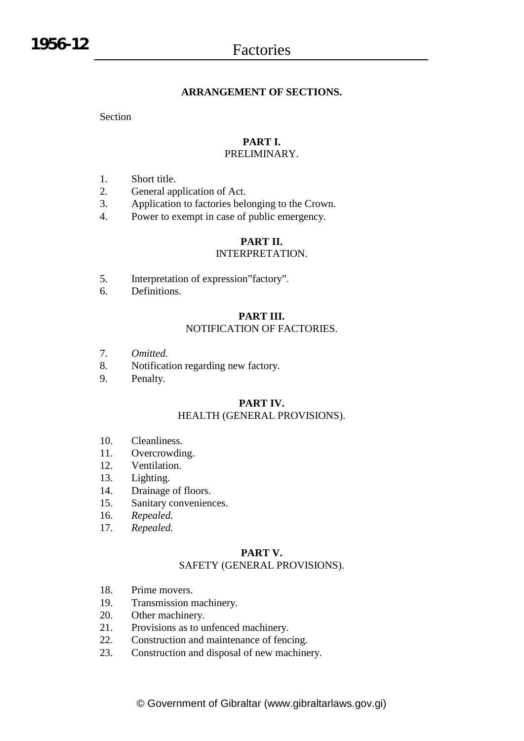**ARRANGEMENT OF SECTIONS.**

Section

**PART I.**
PRELIMINARY.

1. Short title.
2. General application of Act.
3. Application to factories belonging to the Crown.
4. Power to exempt in case of public emergency.

**PART II.**
INTERPRETATION.

5. Interpretation of expression"factory".
6. Definitions.

**PART III.**
NOTIFICATION OF FACTORIES.

7. *Omitted.*
8. Notification regarding new factory.
9. Penalty.

**PART IV.**
HEALTH (GENERAL PROVISIONS).

10. Cleanliness.
11. Overcrowding.
12. Ventilation.
13. Lighting.
14. Drainage of floors.
15. Sanitary conveniences.
16. *Repealed.*
17. *Repealed.*

**PART V.**
SAFETY (GENERAL PROVISIONS).

18. Prime movers.
19. Transmission machinery.
20. Other machinery.
21. Provisions as to unfenced machinery.
22. Construction and maintenance of fencing.
23. Construction and disposal of new machinery.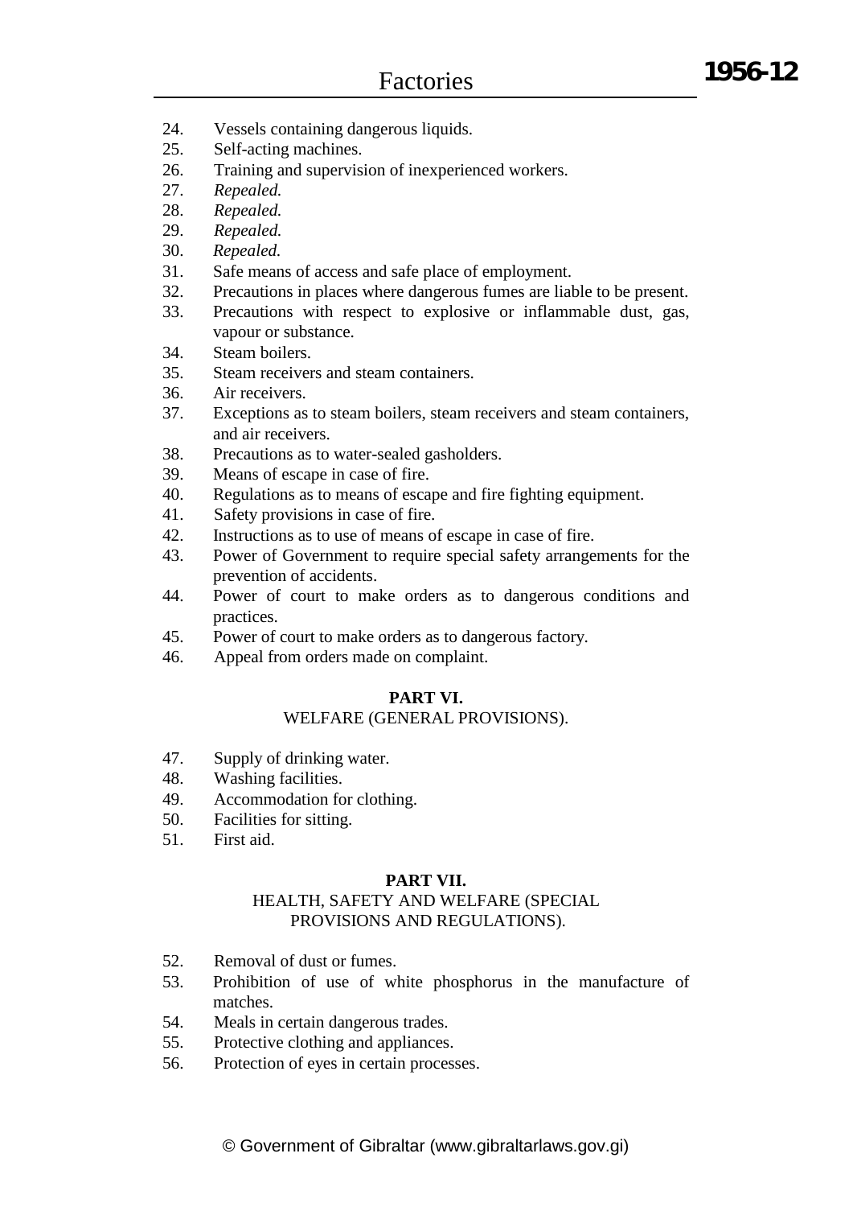24. Vessels containing dangerous liquids.
25. Self-acting machines.
26. Training and supervision of inexperienced workers.
27. *Repealed.*
28. *Repealed.*
29. *Repealed.*
30. *Repealed.*
31. Safe means of access and safe place of employment.
32. Precautions in places where dangerous fumes are liable to be present.
33. Precautions with respect to explosive or inflammable dust, gas, vapour or substance.
34. Steam boilers.
35. Steam receivers and steam containers.
36. Air receivers.
37. Exceptions as to steam boilers, steam receivers and steam containers, and air receivers.
38. Precautions as to water-sealed gasholders.
39. Means of escape in case of fire.
40. Regulations as to means of escape and fire fighting equipment.
41. Safety provisions in case of fire.
42. Instructions as to use of means of escape in case of fire.
43. Power of Government to require special safety arrangements for the prevention of accidents.
44. Power of court to make orders as to dangerous conditions and practices.
45. Power of court to make orders as to dangerous factory.
46. Appeal from orders made on complaint.

**PART VI.**

WELFARE (GENERAL PROVISIONS).

47. Supply of drinking water.
48. Washing facilities.
49. Accommodation for clothing.
50. Facilities for sitting.
51. First aid.

**PART VII.**

HEALTH, SAFETY AND WELFARE (SPECIAL PROVISIONS AND REGULATIONS).

52. Removal of dust or fumes.
53. Prohibition of use of white phosphorus in the manufacture of matches.
54. Meals in certain dangerous trades.
55. Protective clothing and appliances.
56. Protection of eyes in certain processes.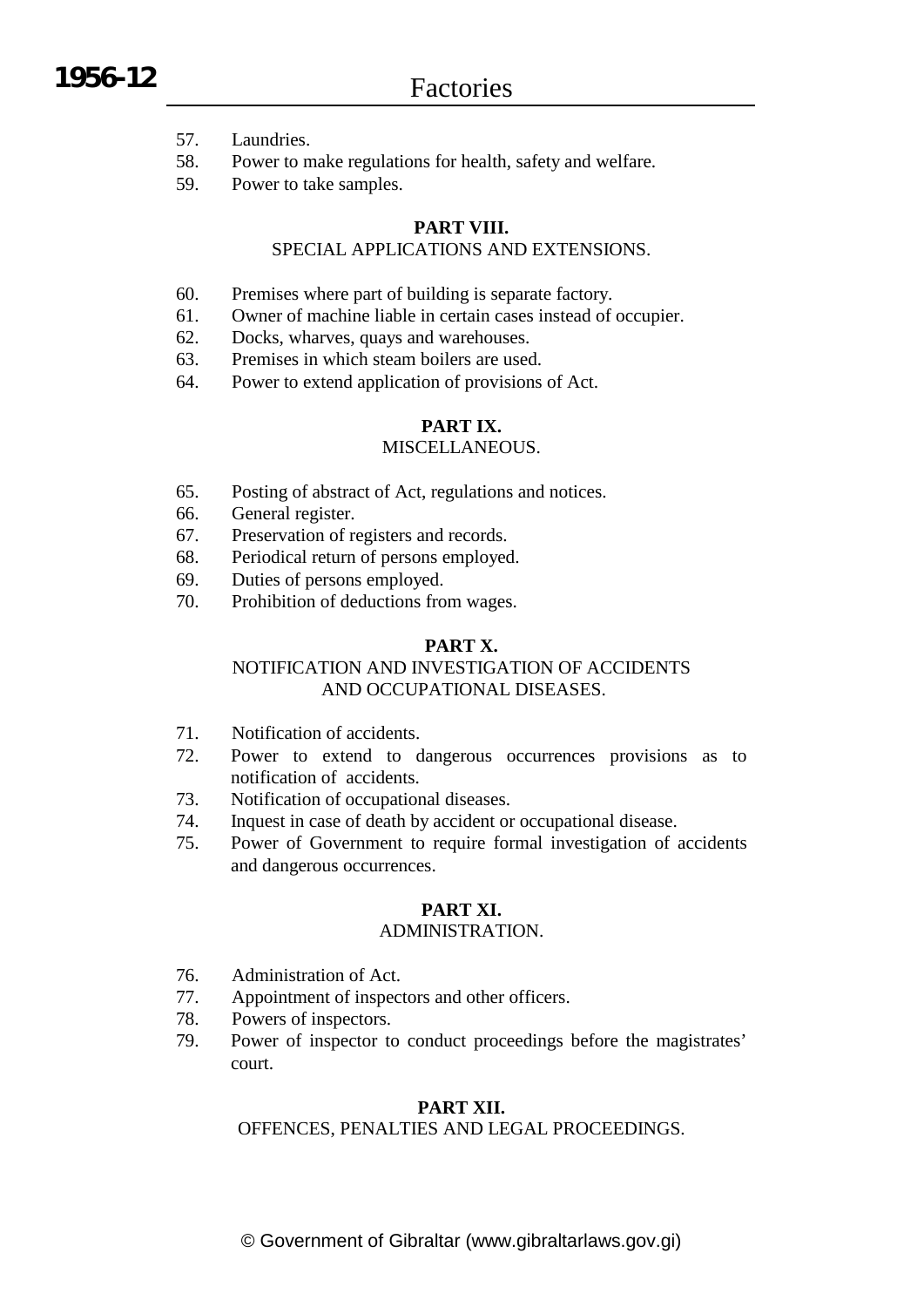57. Laundries.
58. Power to make regulations for health, safety and welfare.
59. Power to take samples.

**PART VIII.**
SPECIAL APPLICATIONS AND EXTENSIONS.

60. Premises where part of building is separate factory.
61. Owner of machine liable in certain cases instead of occupier.
62. Docks, wharves, quays and warehouses.
63. Premises in which steam boilers are used.
64. Power to extend application of provisions of Act.

**PART IX.**
MISCELLANEOUS.

65. Posting of abstract of Act, regulations and notices.
66. General register.
67. Preservation of registers and records.
68. Periodical return of persons employed.
69. Duties of persons employed.
70. Prohibition of deductions from wages.

**PART X.**
NOTIFICATION AND INVESTIGATION OF ACCIDENTS AND OCCUPATIONAL DISEASES.

71. Notification of accidents.
72. Power to extend to dangerous occurrences provisions as to notification of accidents.
73. Notification of occupational diseases.
74. Inquest in case of death by accident or occupational disease.
75. Power of Government to require formal investigation of accidents and dangerous occurrences.

**PART XI.**
ADMINISTRATION.

76. Administration of Act.
77. Appointment of inspectors and other officers.
78. Powers of inspectors.
79. Power of inspector to conduct proceedings before the magistrates' court.

**PART XII.**
OFFENCES, PENALTIES AND LEGAL PROCEEDINGS.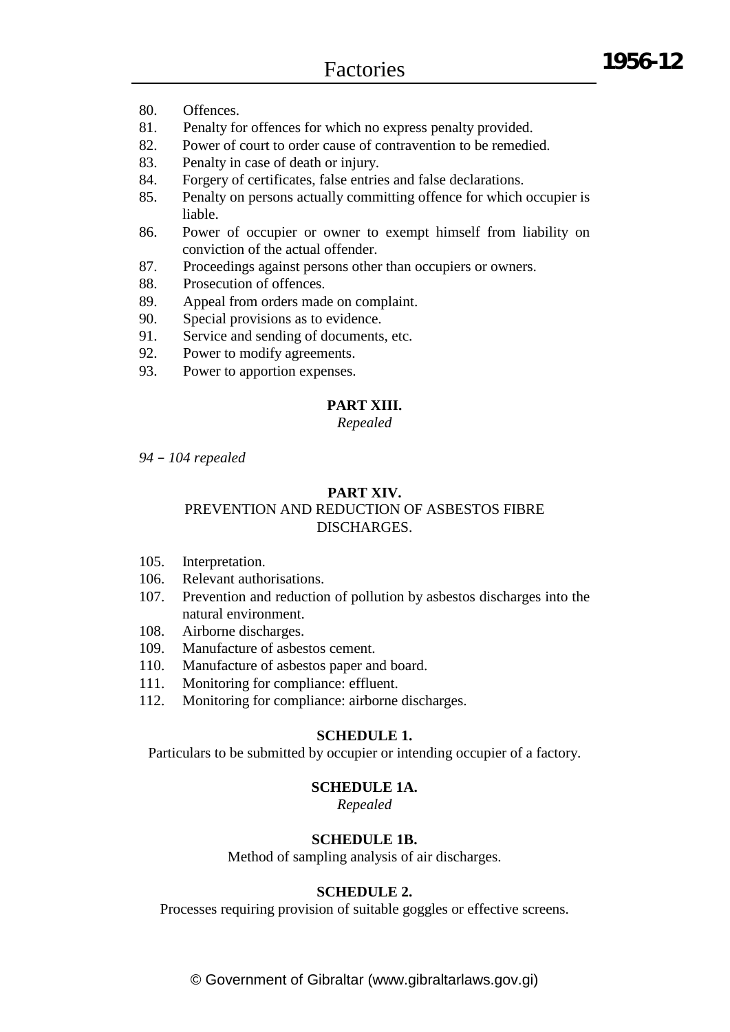80. Offences.
81. Penalty for offences for which no express penalty provided.
82. Power of court to order cause of contravention to be remedied.
83. Penalty in case of death or injury.
84. Forgery of certificates, false entries and false declarations.
85. Penalty on persons actually committing offence for which occupier is liable.
86. Power of occupier or owner to exempt himself from liability on conviction of the actual offender.
87. Proceedings against persons other than occupiers or owners.
88. Prosecution of offences.
89. Appeal from orders made on complaint.
90. Special provisions as to evidence.
91. Service and sending of documents, etc.
92. Power to modify agreements.
93. Power to apportion expenses.

**PART XIII.**

*Repealed*

*94 – 104 repealed*

**PART XIV.**

PREVENTION AND REDUCTION OF ASBESTOS FIBRE DISCHARGES.

105. Interpretation.
106. Relevant authorisations.
107. Prevention and reduction of pollution by asbestos discharges into the natural environment.
108. Airborne discharges.
109. Manufacture of asbestos cement.
110. Manufacture of asbestos paper and board.
111. Monitoring for compliance: effluent.
112. Monitoring for compliance: airborne discharges.

**SCHEDULE 1.**

Particulars to be submitted by occupier or intending occupier of a factory.

**SCHEDULE 1A.**

*Repealed*

**SCHEDULE 1B.**

Method of sampling analysis of air discharges.

**SCHEDULE 2.**

Processes requiring provision of suitable goggles or effective screens.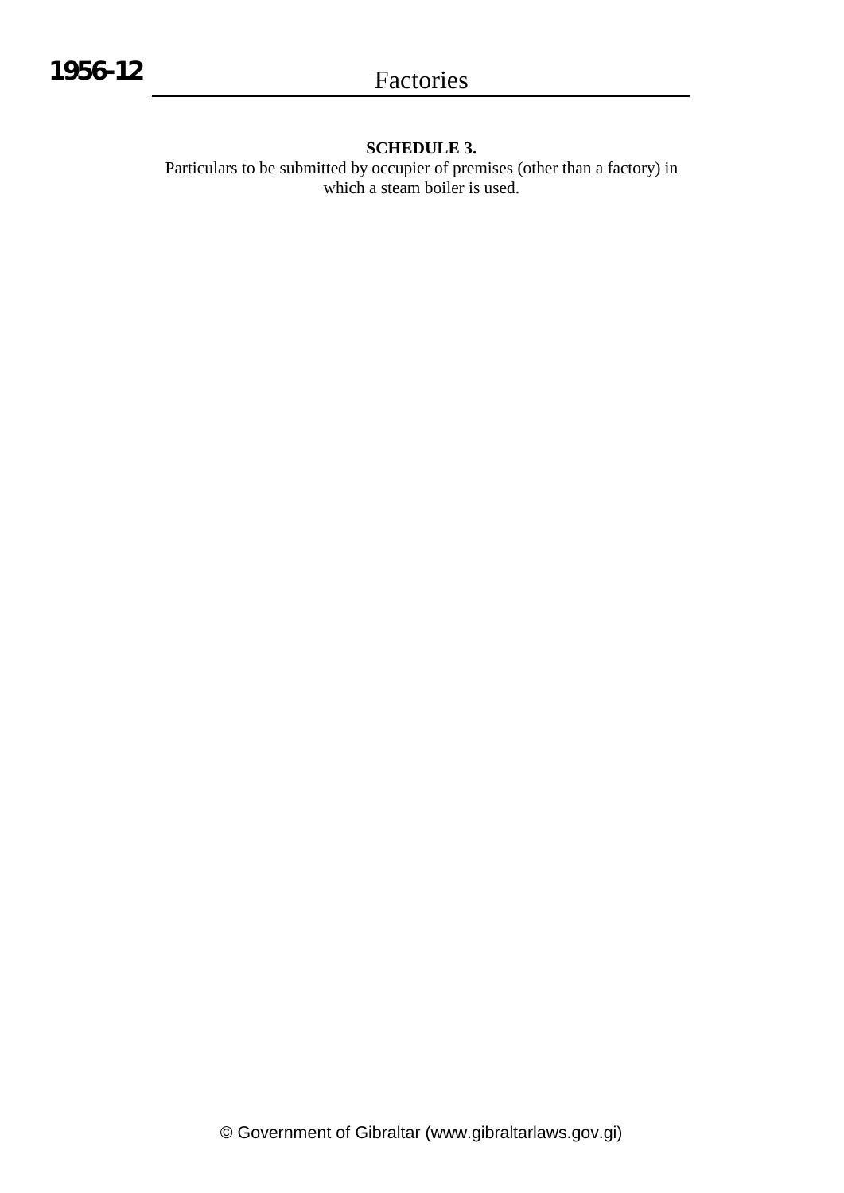**SCHEDULE 3.**

Particulars to be submitted by occupier of premises (other than a factory) in which a steam boiler is used.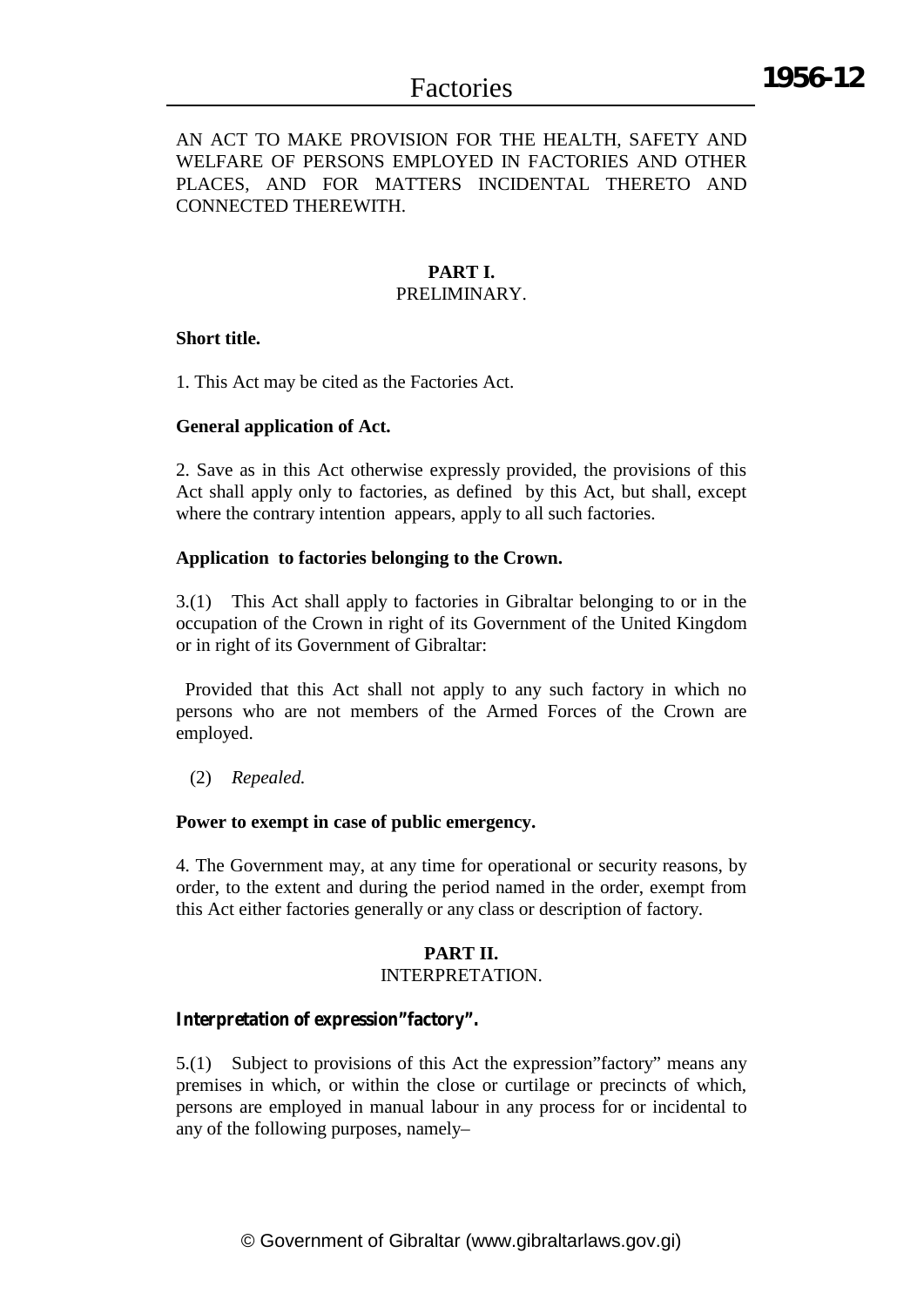AN ACT TO MAKE PROVISION FOR THE HEALTH, SAFETY AND WELFARE OF PERSONS EMPLOYED IN FACTORIES AND OTHER PLACES, AND FOR MATTERS INCIDENTAL THERETO AND CONNECTED THEREWITH.

## PART I.
PRELIMINARY.

**Short title.**

1. This Act may be cited as the Factories Act.

**General application of Act.**

2. Save as in this Act otherwise expressly provided, the provisions of this Act shall apply only to factories, as defined by this Act, but shall, except where the contrary intention appears, apply to all such factories.

**Application to factories belonging to the Crown.**

3.(1) This Act shall apply to factories in Gibraltar belonging to or in the occupation of the Crown in right of its Government of the United Kingdom or in right of its Government of Gibraltar:

Provided that this Act shall not apply to any such factory in which no persons who are not members of the Armed Forces of the Crown are employed.

(2) *Repealed.*

**Power to exempt in case of public emergency.**

4. The Government may, at any time for operational or security reasons, by order, to the extent and during the period named in the order, exempt from this Act either factories generally or any class or description of factory.

## PART II.
INTERPRETATION.

**Interpretation of expression"factory".**

5.(1) Subject to provisions of this Act the expression"factory" means any premises in which, or within the close or curtilage or precincts of which, persons are employed in manual labour in any process for or incidental to any of the following purposes, namely–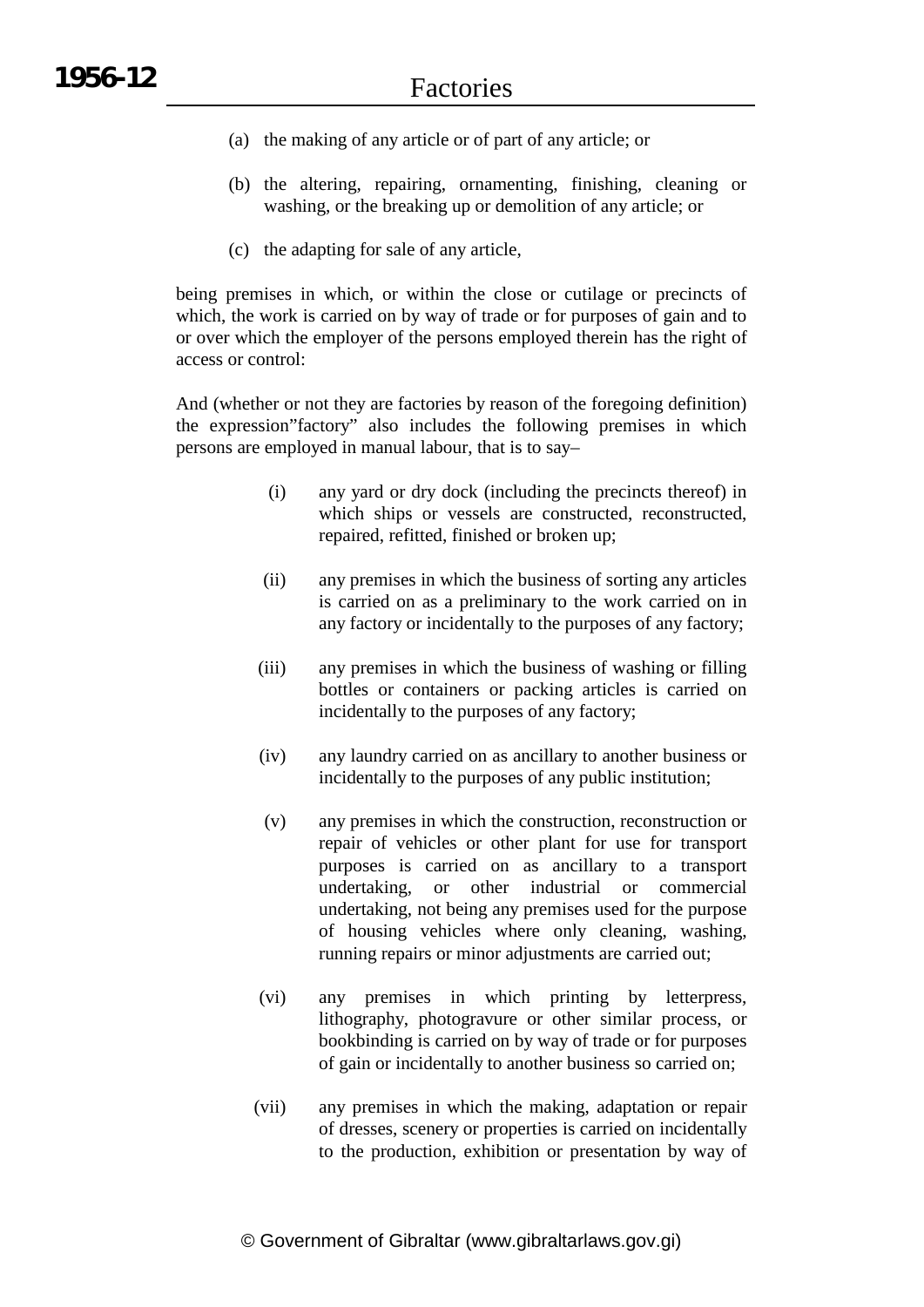(a) the making of any article or of part of any article; or

(b) the altering, repairing, ornamenting, finishing, cleaning or washing, or the breaking up or demolition of any article; or

(c) the adapting for sale of any article,

being premises in which, or within the close or cutilage or precincts of which, the work is carried on by way of trade or for purposes of gain and to or over which the employer of the persons employed therein has the right of access or control:

And (whether or not they are factories by reason of the foregoing definition) the expression"factory" also includes the following premises in which persons are employed in manual labour, that is to say–

(i) any yard or dry dock (including the precincts thereof) in which ships or vessels are constructed, reconstructed, repaired, refitted, finished or broken up;

(ii) any premises in which the business of sorting any articles is carried on as a preliminary to the work carried on in any factory or incidentally to the purposes of any factory;

(iii) any premises in which the business of washing or filling bottles or containers or packing articles is carried on incidentally to the purposes of any factory;

(iv) any laundry carried on as ancillary to another business or incidentally to the purposes of any public institution;

(v) any premises in which the construction, reconstruction or repair of vehicles or other plant for use for transport purposes is carried on as ancillary to a transport undertaking, or other industrial or commercial undertaking, not being any premises used for the purpose of housing vehicles where only cleaning, washing, running repairs or minor adjustments are carried out;

(vi) any premises in which printing by letterpress, lithography, photogravure or other similar process, or bookbinding is carried on by way of trade or for purposes of gain or incidentally to another business so carried on;

(vii) any premises in which the making, adaptation or repair of dresses, scenery or properties is carried on incidentally to the production, exhibition or presentation by way of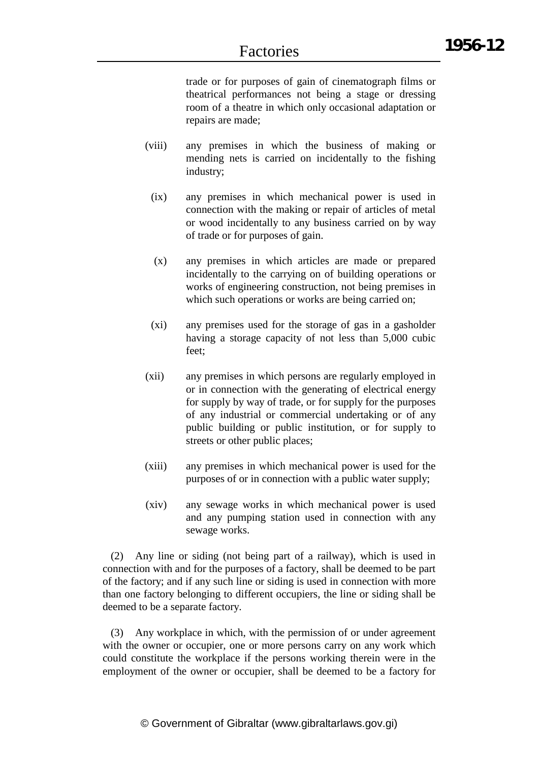trade or for purposes of gain of cinematograph films or theatrical performances not being a stage or dressing room of a theatre in which only occasional adaptation or repairs are made;

(viii) any premises in which the business of making or mending nets is carried on incidentally to the fishing industry;

(ix) any premises in which mechanical power is used in connection with the making or repair of articles of metal or wood incidentally to any business carried on by way of trade or for purposes of gain.

(x) any premises in which articles are made or prepared incidentally to the carrying on of building operations or works of engineering construction, not being premises in which such operations or works are being carried on;

(xi) any premises used for the storage of gas in a gasholder having a storage capacity of not less than 5,000 cubic feet;

(xii) any premises in which persons are regularly employed in or in connection with the generating of electrical energy for supply by way of trade, or for supply for the purposes of any industrial or commercial undertaking or of any public building or public institution, or for supply to streets or other public places;

(xiii) any premises in which mechanical power is used for the purposes of or in connection with a public water supply;

(xiv) any sewage works in which mechanical power is used and any pumping station used in connection with any sewage works.

(2) Any line or siding (not being part of a railway), which is used in connection with and for the purposes of a factory, shall be deemed to be part of the factory; and if any such line or siding is used in connection with more than one factory belonging to different occupiers, the line or siding shall be deemed to be a separate factory.

(3) Any workplace in which, with the permission of or under agreement with the owner or occupier, one or more persons carry on any work which could constitute the workplace if the persons working therein were in the employment of the owner or occupier, shall be deemed to be a factory for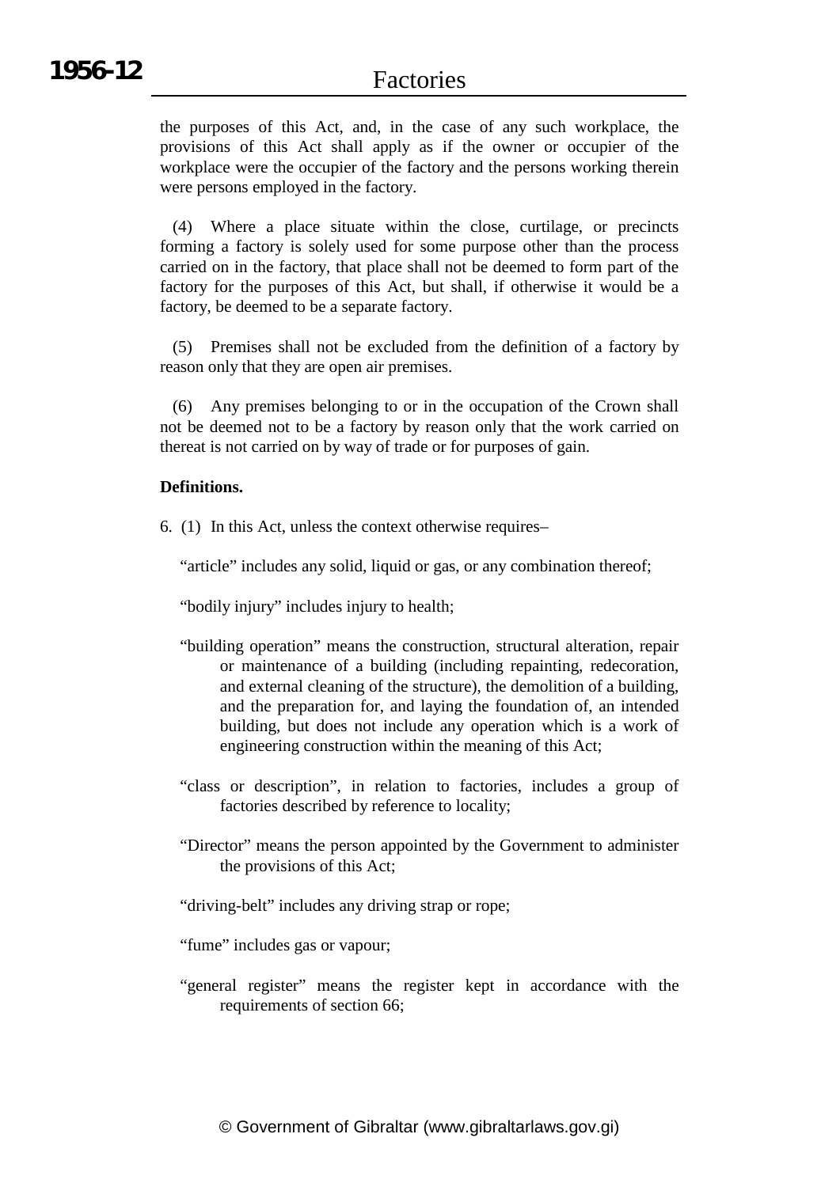the purposes of this Act, and, in the case of any such workplace, the provisions of this Act shall apply as if the owner or occupier of the workplace were the occupier of the factory and the persons working therein were persons employed in the factory.

(4) Where a place situate within the close, curtilage, or precincts forming a factory is solely used for some purpose other than the process carried on in the factory, that place shall not be deemed to form part of the factory for the purposes of this Act, but shall, if otherwise it would be a factory, be deemed to be a separate factory.

(5) Premises shall not be excluded from the definition of a factory by reason only that they are open air premises.

(6) Any premises belonging to or in the occupation of the Crown shall not be deemed not to be a factory by reason only that the work carried on thereat is not carried on by way of trade or for purposes of gain.

**Definitions.**

6. (1) In this Act, unless the context otherwise requires–

"article" includes any solid, liquid or gas, or any combination thereof;

"bodily injury" includes injury to health;

"building operation" means the construction, structural alteration, repair or maintenance of a building (including repainting, redecoration, and external cleaning of the structure), the demolition of a building, and the preparation for, and laying the foundation of, an intended building, but does not include any operation which is a work of engineering construction within the meaning of this Act;

"class or description", in relation to factories, includes a group of factories described by reference to locality;

"Director" means the person appointed by the Government to administer the provisions of this Act;

"driving-belt" includes any driving strap or rope;

"fume" includes gas or vapour;

"general register" means the register kept in accordance with the requirements of section 66;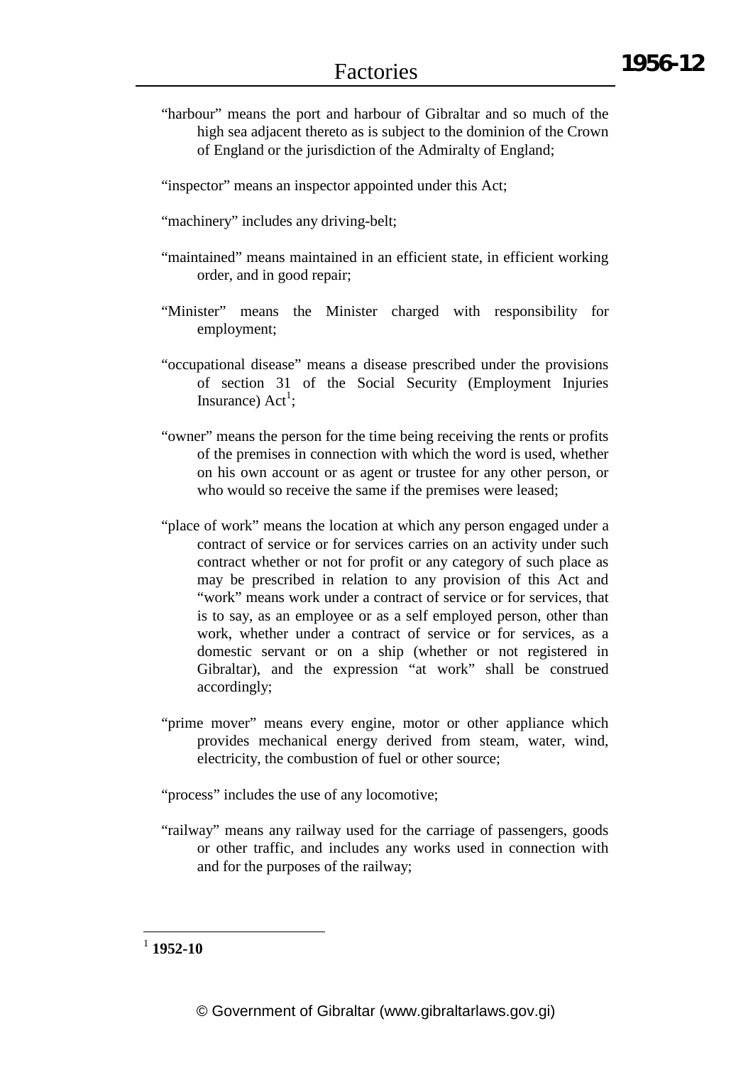"harbour" means the port and harbour of Gibraltar and so much of the high sea adjacent thereto as is subject to the dominion of the Crown of England or the jurisdiction of the Admiralty of England;

"inspector" means an inspector appointed under this Act;

"machinery" includes any driving-belt;

"maintained" means maintained in an efficient state, in efficient working order, and in good repair;

"Minister" means the Minister charged with responsibility for employment;

"occupational disease" means a disease prescribed under the provisions of section 31 of the Social Security (Employment Injuries Insurance) Act[1];

"owner" means the person for the time being receiving the rents or profits of the premises in connection with which the word is used, whether on his own account or as agent or trustee for any other person, or who would so receive the same if the premises were leased;

"place of work" means the location at which any person engaged under a contract of service or for services carries on an activity under such contract whether or not for profit or any category of such place as may be prescribed in relation to any provision of this Act and "work" means work under a contract of service or for services, that is to say, as an employee or as a self employed person, other than work, whether under a contract of service or for services, as a domestic servant or on a ship (whether or not registered in Gibraltar), and the expression "at work" shall be construed accordingly;

"prime mover" means every engine, motor or other appliance which provides mechanical energy derived from steam, water, wind, electricity, the combustion of fuel or other source;

"process" includes the use of any locomotive;

"railway" means any railway used for the carriage of passengers, goods or other traffic, and includes any works used in connection with and for the purposes of the railway;

---

[1] **1952-10**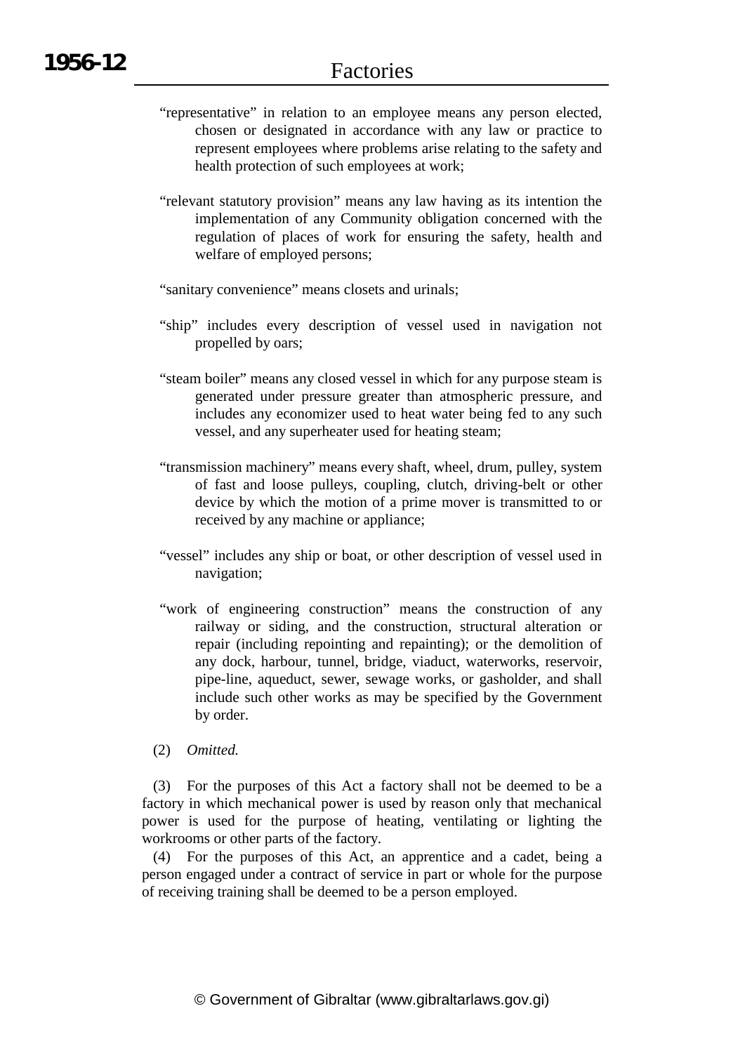"representative" in relation to an employee means any person elected, chosen or designated in accordance with any law or practice to represent employees where problems arise relating to the safety and health protection of such employees at work;

"relevant statutory provision" means any law having as its intention the implementation of any Community obligation concerned with the regulation of places of work for ensuring the safety, health and welfare of employed persons;

"sanitary convenience" means closets and urinals;

"ship" includes every description of vessel used in navigation not propelled by oars;

"steam boiler" means any closed vessel in which for any purpose steam is generated under pressure greater than atmospheric pressure, and includes any economizer used to heat water being fed to any such vessel, and any superheater used for heating steam;

"transmission machinery" means every shaft, wheel, drum, pulley, system of fast and loose pulleys, coupling, clutch, driving-belt or other device by which the motion of a prime mover is transmitted to or received by any machine or appliance;

"vessel" includes any ship or boat, or other description of vessel used in navigation;

"work of engineering construction" means the construction of any railway or siding, and the construction, structural alteration or repair (including repointing and repainting); or the demolition of any dock, harbour, tunnel, bridge, viaduct, waterworks, reservoir, pipe-line, aqueduct, sewer, sewage works, or gasholder, and shall include such other works as may be specified by the Government by order.

(2) *Omitted.*

(3) For the purposes of this Act a factory shall not be deemed to be a factory in which mechanical power is used by reason only that mechanical power is used for the purpose of heating, ventilating or lighting the workrooms or other parts of the factory.

(4) For the purposes of this Act, an apprentice and a cadet, being a person engaged under a contract of service in part or whole for the purpose of receiving training shall be deemed to be a person employed.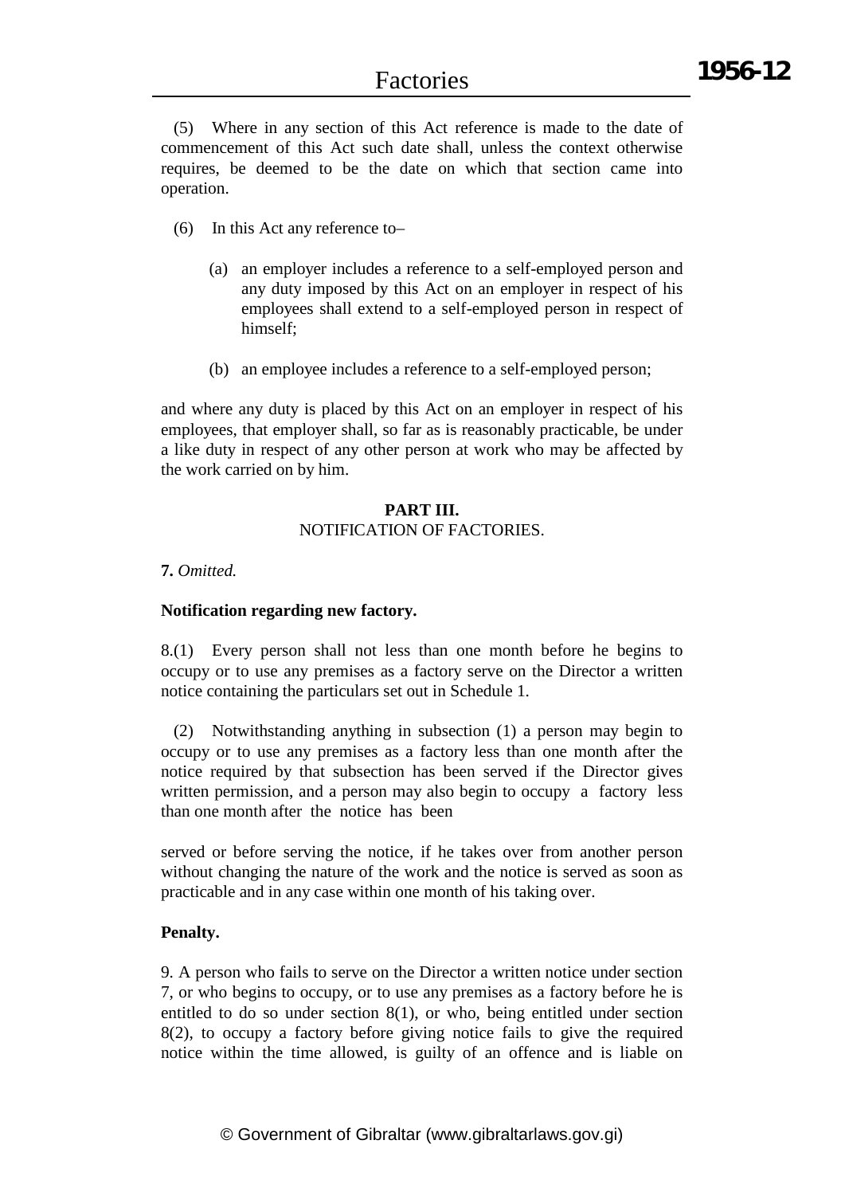(5) Where in any section of this Act reference is made to the date of commencement of this Act such date shall, unless the context otherwise requires, be deemed to be the date on which that section came into operation.

(6) In this Act any reference to–

(a) an employer includes a reference to a self-employed person and any duty imposed by this Act on an employer in respect of his employees shall extend to a self-employed person in respect of himself;

(b) an employee includes a reference to a self-employed person;

and where any duty is placed by this Act on an employer in respect of his employees, that employer shall, so far as is reasonably practicable, be under a like duty in respect of any other person at work who may be affected by the work carried on by him.

## PART III.
NOTIFICATION OF FACTORIES.

**7.** *Omitted.*

**Notification regarding new factory.**

8.(1) Every person shall not less than one month before he begins to occupy or to use any premises as a factory serve on the Director a written notice containing the particulars set out in Schedule 1.

(2) Notwithstanding anything in subsection (1) a person may begin to occupy or to use any premises as a factory less than one month after the notice required by that subsection has been served if the Director gives written permission, and a person may also begin to occupy a factory less than one month after the notice has been served or before serving the notice, if he takes over from another person without changing the nature of the work and the notice is served as soon as practicable and in any case within one month of his taking over.

**Penalty.**

9. A person who fails to serve on the Director a written notice under section 7, or who begins to occupy, or to use any premises as a factory before he is entitled to do so under section 8(1), or who, being entitled under section 8(2), to occupy a factory before giving notice fails to give the required notice within the time allowed, is guilty of an offence and is liable on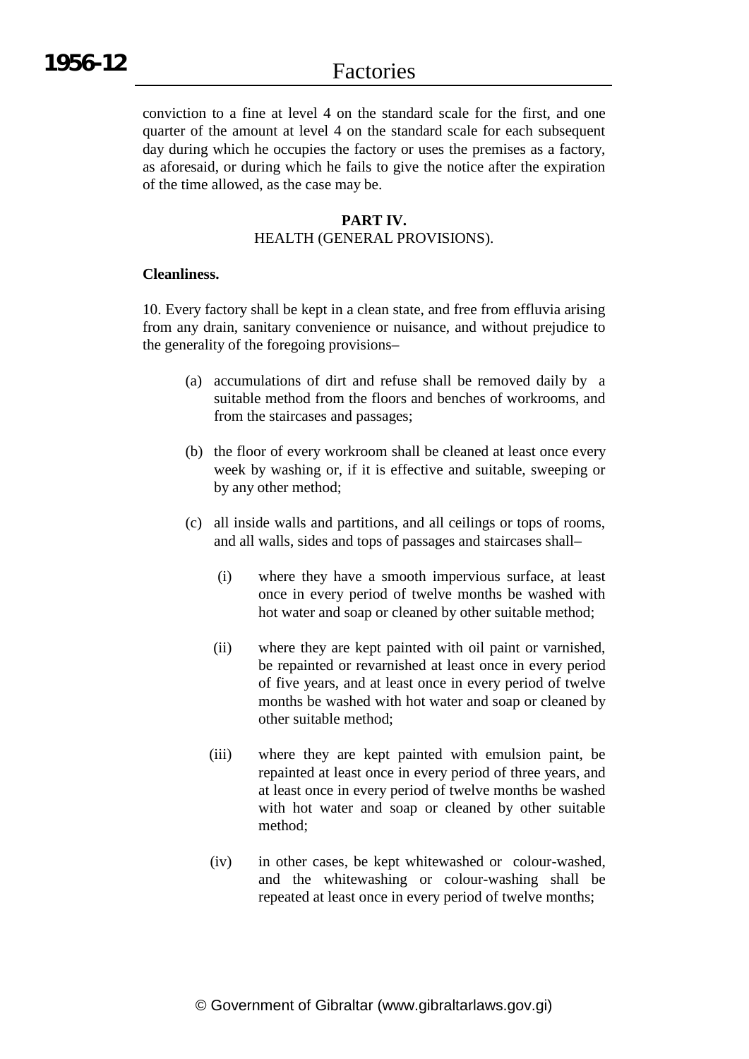conviction to a fine at level 4 on the standard scale for the first, and one quarter of the amount at level 4 on the standard scale for each subsequent day during which he occupies the factory or uses the premises as a factory, as aforesaid, or during which he fails to give the notice after the expiration of the time allowed, as the case may be.

## PART IV.
### HEALTH (GENERAL PROVISIONS).

**Cleanliness.**

10. Every factory shall be kept in a clean state, and free from effluvia arising from any drain, sanitary convenience or nuisance, and without prejudice to the generality of the foregoing provisions–

(a) accumulations of dirt and refuse shall be removed daily by a suitable method from the floors and benches of workrooms, and from the staircases and passages;

(b) the floor of every workroom shall be cleaned at least once every week by washing or, if it is effective and suitable, sweeping or by any other method;

(c) all inside walls and partitions, and all ceilings or tops of rooms, and all walls, sides and tops of passages and staircases shall–

(i) where they have a smooth impervious surface, at least once in every period of twelve months be washed with hot water and soap or cleaned by other suitable method;

(ii) where they are kept painted with oil paint or varnished, be repainted or revarnished at least once in every period of five years, and at least once in every period of twelve months be washed with hot water and soap or cleaned by other suitable method;

(iii) where they are kept painted with emulsion paint, be repainted at least once in every period of three years, and at least once in every period of twelve months be washed with hot water and soap or cleaned by other suitable method;

(iv) in other cases, be kept whitewashed or colour-washed, and the whitewashing or colour-washing shall be repeated at least once in every period of twelve months;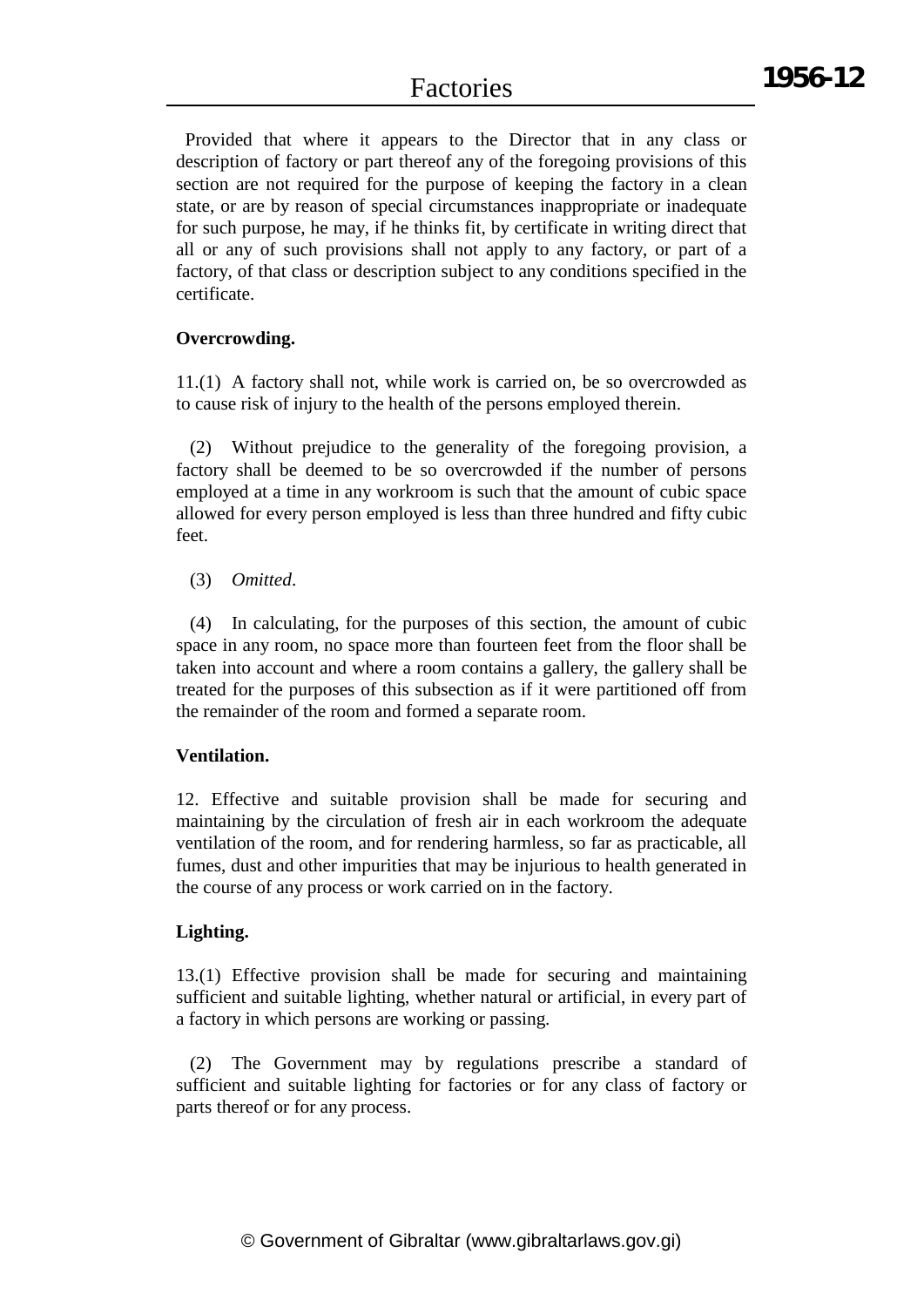Provided that where it appears to the Director that in any class or description of factory or part thereof any of the foregoing provisions of this section are not required for the purpose of keeping the factory in a clean state, or are by reason of special circumstances inappropriate or inadequate for such purpose, he may, if he thinks fit, by certificate in writing direct that all or any of such provisions shall not apply to any factory, or part of a factory, of that class or description subject to any conditions specified in the certificate.

**Overcrowding.**

11.(1) A factory shall not, while work is carried on, be so overcrowded as to cause risk of injury to the health of the persons employed therein.

(2) Without prejudice to the generality of the foregoing provision, a factory shall be deemed to be so overcrowded if the number of persons employed at a time in any workroom is such that the amount of cubic space allowed for every person employed is less than three hundred and fifty cubic feet.

(3) *Omitted*.

(4) In calculating, for the purposes of this section, the amount of cubic space in any room, no space more than fourteen feet from the floor shall be taken into account and where a room contains a gallery, the gallery shall be treated for the purposes of this subsection as if it were partitioned off from the remainder of the room and formed a separate room.

**Ventilation.**

12. Effective and suitable provision shall be made for securing and maintaining by the circulation of fresh air in each workroom the adequate ventilation of the room, and for rendering harmless, so far as practicable, all fumes, dust and other impurities that may be injurious to health generated in the course of any process or work carried on in the factory.

**Lighting.**

13.(1) Effective provision shall be made for securing and maintaining sufficient and suitable lighting, whether natural or artificial, in every part of a factory in which persons are working or passing.

(2) The Government may by regulations prescribe a standard of sufficient and suitable lighting for factories or for any class of factory or parts thereof or for any process.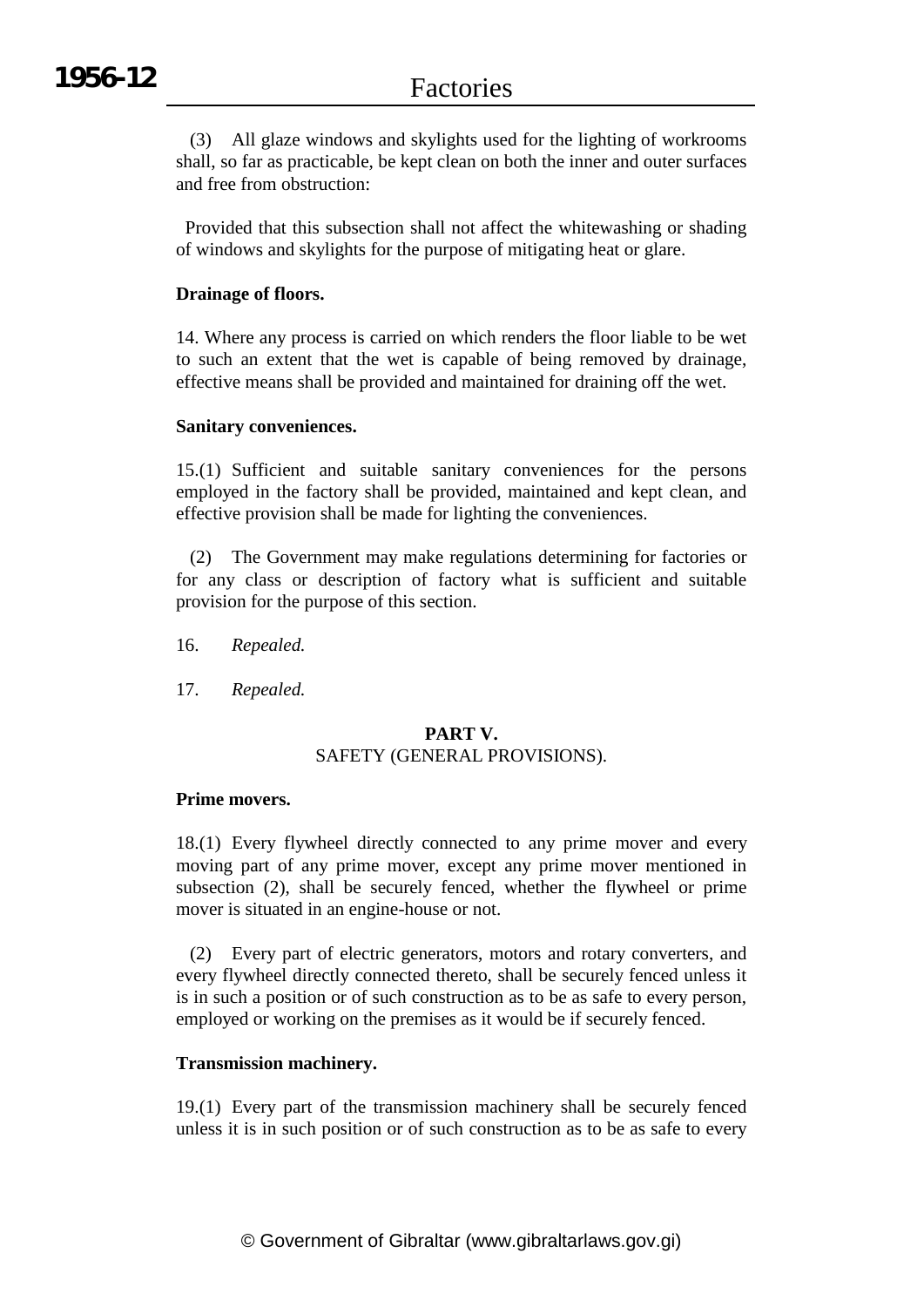(3) All glaze windows and skylights used for the lighting of workrooms shall, so far as practicable, be kept clean on both the inner and outer surfaces and free from obstruction:

Provided that this subsection shall not affect the whitewashing or shading of windows and skylights for the purpose of mitigating heat or glare.

**Drainage of floors.**

14. Where any process is carried on which renders the floor liable to be wet to such an extent that the wet is capable of being removed by drainage, effective means shall be provided and maintained for draining off the wet.

**Sanitary conveniences.**

15.(1) Sufficient and suitable sanitary conveniences for the persons employed in the factory shall be provided, maintained and kept clean, and effective provision shall be made for lighting the conveniences.

(2) The Government may make regulations determining for factories or for any class or description of factory what is sufficient and suitable provision for the purpose of this section.

16. *Repealed.*

17. *Repealed.*

## PART V.
SAFETY (GENERAL PROVISIONS).

**Prime movers.**

18.(1) Every flywheel directly connected to any prime mover and every moving part of any prime mover, except any prime mover mentioned in subsection (2), shall be securely fenced, whether the flywheel or prime mover is situated in an engine-house or not.

(2) Every part of electric generators, motors and rotary converters, and every flywheel directly connected thereto, shall be securely fenced unless it is in such a position or of such construction as to be as safe to every person, employed or working on the premises as it would be if securely fenced.

**Transmission machinery.**

19.(1) Every part of the transmission machinery shall be securely fenced unless it is in such position or of such construction as to be as safe to every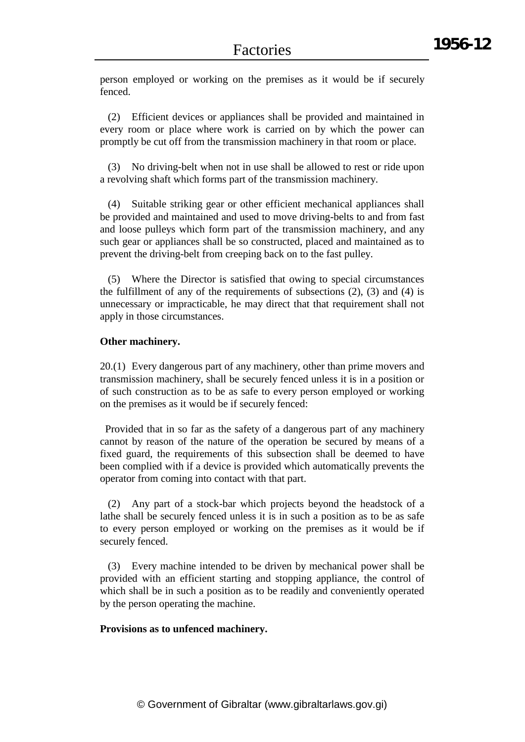person employed or working on the premises as it would be if securely fenced.

(2) Efficient devices or appliances shall be provided and maintained in every room or place where work is carried on by which the power can promptly be cut off from the transmission machinery in that room or place.

(3) No driving-belt when not in use shall be allowed to rest or ride upon a revolving shaft which forms part of the transmission machinery.

(4) Suitable striking gear or other efficient mechanical appliances shall be provided and maintained and used to move driving-belts to and from fast and loose pulleys which form part of the transmission machinery, and any such gear or appliances shall be so constructed, placed and maintained as to prevent the driving-belt from creeping back on to the fast pulley.

(5) Where the Director is satisfied that owing to special circumstances the fulfillment of any of the requirements of subsections (2), (3) and (4) is unnecessary or impracticable, he may direct that that requirement shall not apply in those circumstances.

**Other machinery.**

20.(1) Every dangerous part of any machinery, other than prime movers and transmission machinery, shall be securely fenced unless it is in a position or of such construction as to be as safe to every person employed or working on the premises as it would be if securely fenced:

Provided that in so far as the safety of a dangerous part of any machinery cannot by reason of the nature of the operation be secured by means of a fixed guard, the requirements of this subsection shall be deemed to have been complied with if a device is provided which automatically prevents the operator from coming into contact with that part.

(2) Any part of a stock-bar which projects beyond the headstock of a lathe shall be securely fenced unless it is in such a position as to be as safe to every person employed or working on the premises as it would be if securely fenced.

(3) Every machine intended to be driven by mechanical power shall be provided with an efficient starting and stopping appliance, the control of which shall be in such a position as to be readily and conveniently operated by the person operating the machine.

**Provisions as to unfenced machinery.**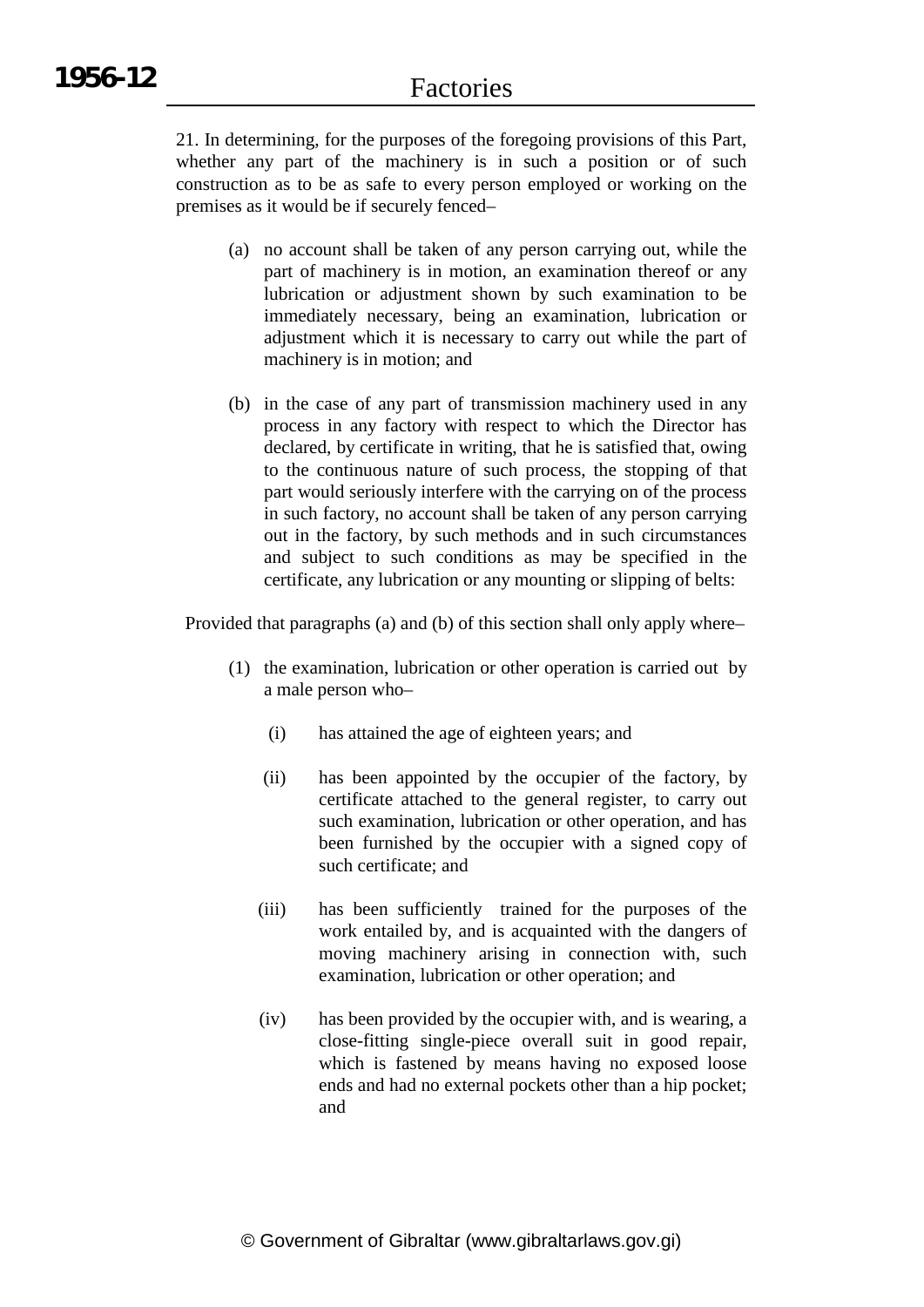21. In determining, for the purposes of the foregoing provisions of this Part, whether any part of the machinery is in such a position or of such construction as to be as safe to every person employed or working on the premises as it would be if securely fenced–

(a) no account shall be taken of any person carrying out, while the part of machinery is in motion, an examination thereof or any lubrication or adjustment shown by such examination to be immediately necessary, being an examination, lubrication or adjustment which it is necessary to carry out while the part of machinery is in motion; and

(b) in the case of any part of transmission machinery used in any process in any factory with respect to which the Director has declared, by certificate in writing, that he is satisfied that, owing to the continuous nature of such process, the stopping of that part would seriously interfere with the carrying on of the process in such factory, no account shall be taken of any person carrying out in the factory, by such methods and in such circumstances and subject to such conditions as may be specified in the certificate, any lubrication or any mounting or slipping of belts:

Provided that paragraphs (a) and (b) of this section shall only apply where–

(1) the examination, lubrication or other operation is carried out by a male person who–

(i) has attained the age of eighteen years; and

(ii) has been appointed by the occupier of the factory, by certificate attached to the general register, to carry out such examination, lubrication or other operation, and has been furnished by the occupier with a signed copy of such certificate; and

(iii) has been sufficiently trained for the purposes of the work entailed by, and is acquainted with the dangers of moving machinery arising in connection with, such examination, lubrication or other operation; and

(iv) has been provided by the occupier with, and is wearing, a close-fitting single-piece overall suit in good repair, which is fastened by means having no exposed loose ends and had no external pockets other than a hip pocket; and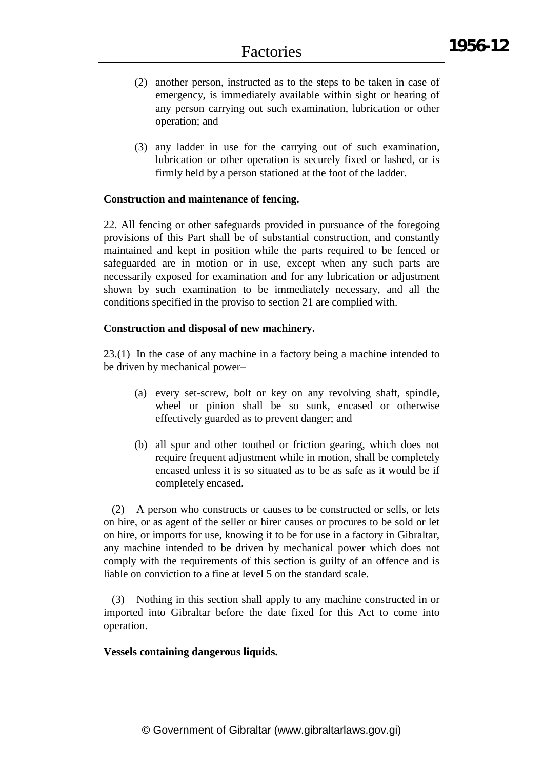(2) another person, instructed as to the steps to be taken in case of emergency, is immediately available within sight or hearing of any person carrying out such examination, lubrication or other operation; and

(3) any ladder in use for the carrying out of such examination, lubrication or other operation is securely fixed or lashed, or is firmly held by a person stationed at the foot of the ladder.

**Construction and maintenance of fencing.**

22. All fencing or other safeguards provided in pursuance of the foregoing provisions of this Part shall be of substantial construction, and constantly maintained and kept in position while the parts required to be fenced or safeguarded are in motion or in use, except when any such parts are necessarily exposed for examination and for any lubrication or adjustment shown by such examination to be immediately necessary, and all the conditions specified in the proviso to section 21 are complied with.

**Construction and disposal of new machinery.**

23.(1) In the case of any machine in a factory being a machine intended to be driven by mechanical power–

(a) every set-screw, bolt or key on any revolving shaft, spindle, wheel or pinion shall be so sunk, encased or otherwise effectively guarded as to prevent danger; and

(b) all spur and other toothed or friction gearing, which does not require frequent adjustment while in motion, shall be completely encased unless it is so situated as to be as safe as it would be if completely encased.

(2) A person who constructs or causes to be constructed or sells, or lets on hire, or as agent of the seller or hirer causes or procures to be sold or let on hire, or imports for use, knowing it to be for use in a factory in Gibraltar, any machine intended to be driven by mechanical power which does not comply with the requirements of this section is guilty of an offence and is liable on conviction to a fine at level 5 on the standard scale.

(3) Nothing in this section shall apply to any machine constructed in or imported into Gibraltar before the date fixed for this Act to come into operation.

**Vessels containing dangerous liquids.**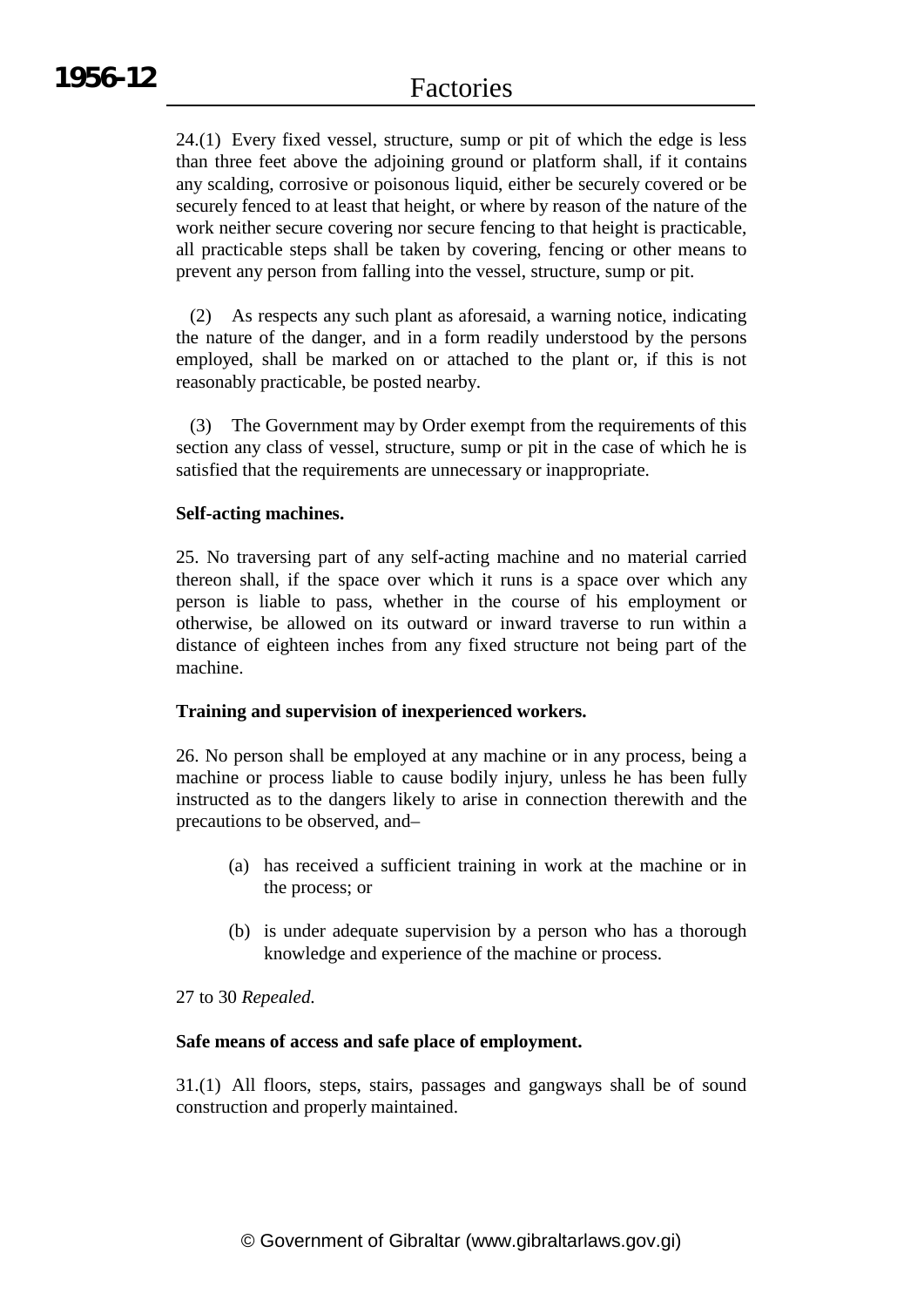24.(1) Every fixed vessel, structure, sump or pit of which the edge is less than three feet above the adjoining ground or platform shall, if it contains any scalding, corrosive or poisonous liquid, either be securely covered or be securely fenced to at least that height, or where by reason of the nature of the work neither secure covering nor secure fencing to that height is practicable, all practicable steps shall be taken by covering, fencing or other means to prevent any person from falling into the vessel, structure, sump or pit.

(2) As respects any such plant as aforesaid, a warning notice, indicating the nature of the danger, and in a form readily understood by the persons employed, shall be marked on or attached to the plant or, if this is not reasonably practicable, be posted nearby.

(3) The Government may by Order exempt from the requirements of this section any class of vessel, structure, sump or pit in the case of which he is satisfied that the requirements are unnecessary or inappropriate.

**Self-acting machines.**

25. No traversing part of any self-acting machine and no material carried thereon shall, if the space over which it runs is a space over which any person is liable to pass, whether in the course of his employment or otherwise, be allowed on its outward or inward traverse to run within a distance of eighteen inches from any fixed structure not being part of the machine.

**Training and supervision of inexperienced workers.**

26. No person shall be employed at any machine or in any process, being a machine or process liable to cause bodily injury, unless he has been fully instructed as to the dangers likely to arise in connection therewith and the precautions to be observed, and–

(a) has received a sufficient training in work at the machine or in the process; or

(b) is under adequate supervision by a person who has a thorough knowledge and experience of the machine or process.

27 to 30 *Repealed.*

**Safe means of access and safe place of employment.**

31.(1) All floors, steps, stairs, passages and gangways shall be of sound construction and properly maintained.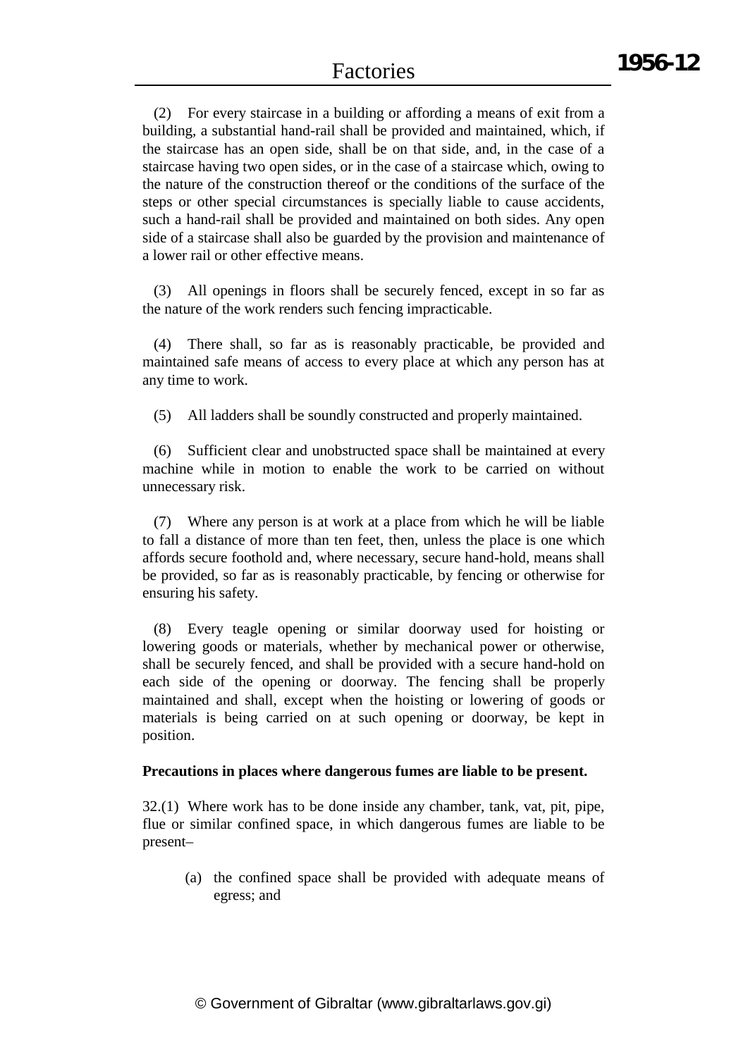(2) For every staircase in a building or affording a means of exit from a building, a substantial hand-rail shall be provided and maintained, which, if the staircase has an open side, shall be on that side, and, in the case of a staircase having two open sides, or in the case of a staircase which, owing to the nature of the construction thereof or the conditions of the surface of the steps or other special circumstances is specially liable to cause accidents, such a hand-rail shall be provided and maintained on both sides. Any open side of a staircase shall also be guarded by the provision and maintenance of a lower rail or other effective means.

(3) All openings in floors shall be securely fenced, except in so far as the nature of the work renders such fencing impracticable.

(4) There shall, so far as is reasonably practicable, be provided and maintained safe means of access to every place at which any person has at any time to work.

(5) All ladders shall be soundly constructed and properly maintained.

(6) Sufficient clear and unobstructed space shall be maintained at every machine while in motion to enable the work to be carried on without unnecessary risk.

(7) Where any person is at work at a place from which he will be liable to fall a distance of more than ten feet, then, unless the place is one which affords secure foothold and, where necessary, secure hand-hold, means shall be provided, so far as is reasonably practicable, by fencing or otherwise for ensuring his safety.

(8) Every teagle opening or similar doorway used for hoisting or lowering goods or materials, whether by mechanical power or otherwise, shall be securely fenced, and shall be provided with a secure hand-hold on each side of the opening or doorway. The fencing shall be properly maintained and shall, except when the hoisting or lowering of goods or materials is being carried on at such opening or doorway, be kept in position.

**Precautions in places where dangerous fumes are liable to be present.**

32.(1) Where work has to be done inside any chamber, tank, vat, pit, pipe, flue or similar confined space, in which dangerous fumes are liable to be present–

(a) the confined space shall be provided with adequate means of egress; and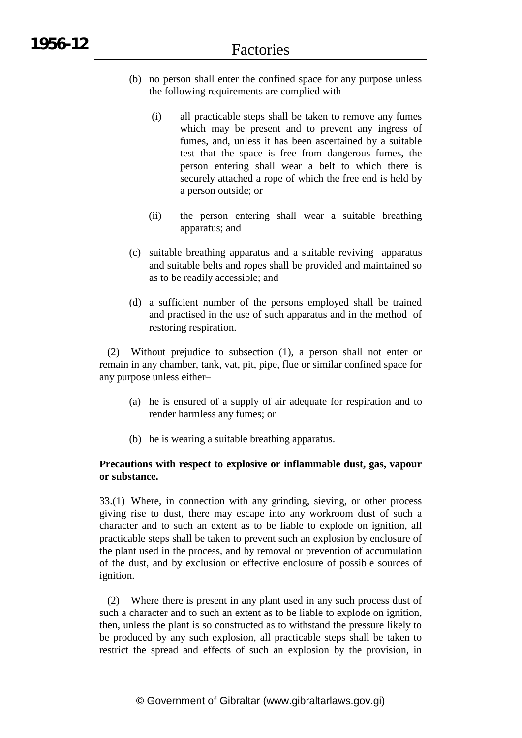(b) no person shall enter the confined space for any purpose unless the following requirements are complied with–

  (i) all practicable steps shall be taken to remove any fumes which may be present and to prevent any ingress of fumes, and, unless it has been ascertained by a suitable test that the space is free from dangerous fumes, the person entering shall wear a belt to which there is securely attached a rope of which the free end is held by a person outside; or

  (ii) the person entering shall wear a suitable breathing apparatus; and

(c) suitable breathing apparatus and a suitable reviving apparatus and suitable belts and ropes shall be provided and maintained so as to be readily accessible; and

(d) a sufficient number of the persons employed shall be trained and practised in the use of such apparatus and in the method of restoring respiration.

(2) Without prejudice to subsection (1), a person shall not enter or remain in any chamber, tank, vat, pit, pipe, flue or similar confined space for any purpose unless either–

(a) he is ensured of a supply of air adequate for respiration and to render harmless any fumes; or

(b) he is wearing a suitable breathing apparatus.

**Precautions with respect to explosive or inflammable dust, gas, vapour or substance.**

33.(1) Where, in connection with any grinding, sieving, or other process giving rise to dust, there may escape into any workroom dust of such a character and to such an extent as to be liable to explode on ignition, all practicable steps shall be taken to prevent such an explosion by enclosure of the plant used in the process, and by removal or prevention of accumulation of the dust, and by exclusion or effective enclosure of possible sources of ignition.

(2) Where there is present in any plant used in any such process dust of such a character and to such an extent as to be liable to explode on ignition, then, unless the plant is so constructed as to withstand the pressure likely to be produced by any such explosion, all practicable steps shall be taken to restrict the spread and effects of such an explosion by the provision, in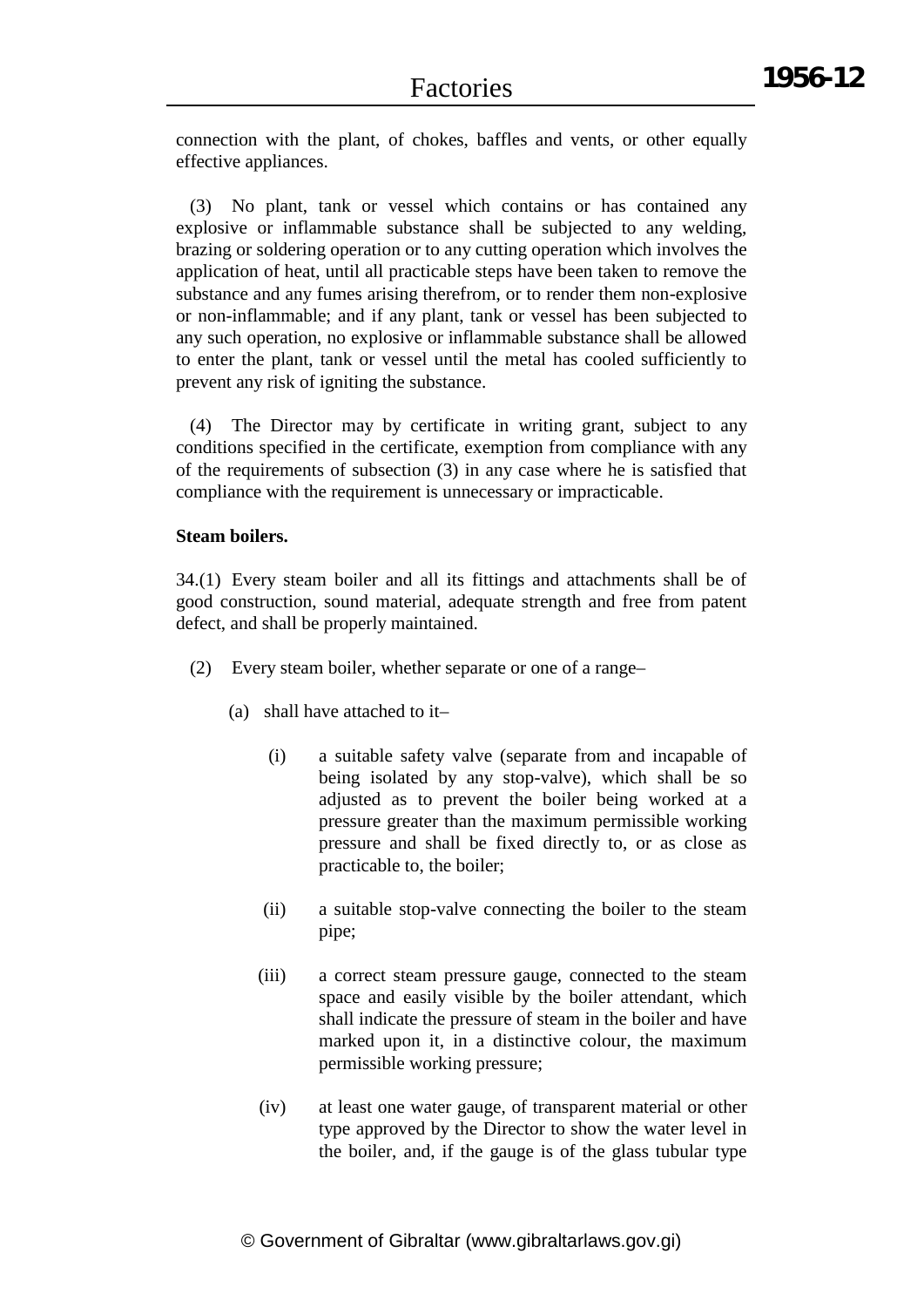connection with the plant, of chokes, baffles and vents, or other equally effective appliances.

(3) No plant, tank or vessel which contains or has contained any explosive or inflammable substance shall be subjected to any welding, brazing or soldering operation or to any cutting operation which involves the application of heat, until all practicable steps have been taken to remove the substance and any fumes arising therefrom, or to render them non-explosive or non-inflammable; and if any plant, tank or vessel has been subjected to any such operation, no explosive or inflammable substance shall be allowed to enter the plant, tank or vessel until the metal has cooled sufficiently to prevent any risk of igniting the substance.

(4) The Director may by certificate in writing grant, subject to any conditions specified in the certificate, exemption from compliance with any of the requirements of subsection (3) in any case where he is satisfied that compliance with the requirement is unnecessary or impracticable.

**Steam boilers.**

34.(1) Every steam boiler and all its fittings and attachments shall be of good construction, sound material, adequate strength and free from patent defect, and shall be properly maintained.

(2) Every steam boiler, whether separate or one of a range–

(a) shall have attached to it–

(i) a suitable safety valve (separate from and incapable of being isolated by any stop-valve), which shall be so adjusted as to prevent the boiler being worked at a pressure greater than the maximum permissible working pressure and shall be fixed directly to, or as close as practicable to, the boiler;

(ii) a suitable stop-valve connecting the boiler to the steam pipe;

(iii) a correct steam pressure gauge, connected to the steam space and easily visible by the boiler attendant, which shall indicate the pressure of steam in the boiler and have marked upon it, in a distinctive colour, the maximum permissible working pressure;

(iv) at least one water gauge, of transparent material or other type approved by the Director to show the water level in the boiler, and, if the gauge is of the glass tubular type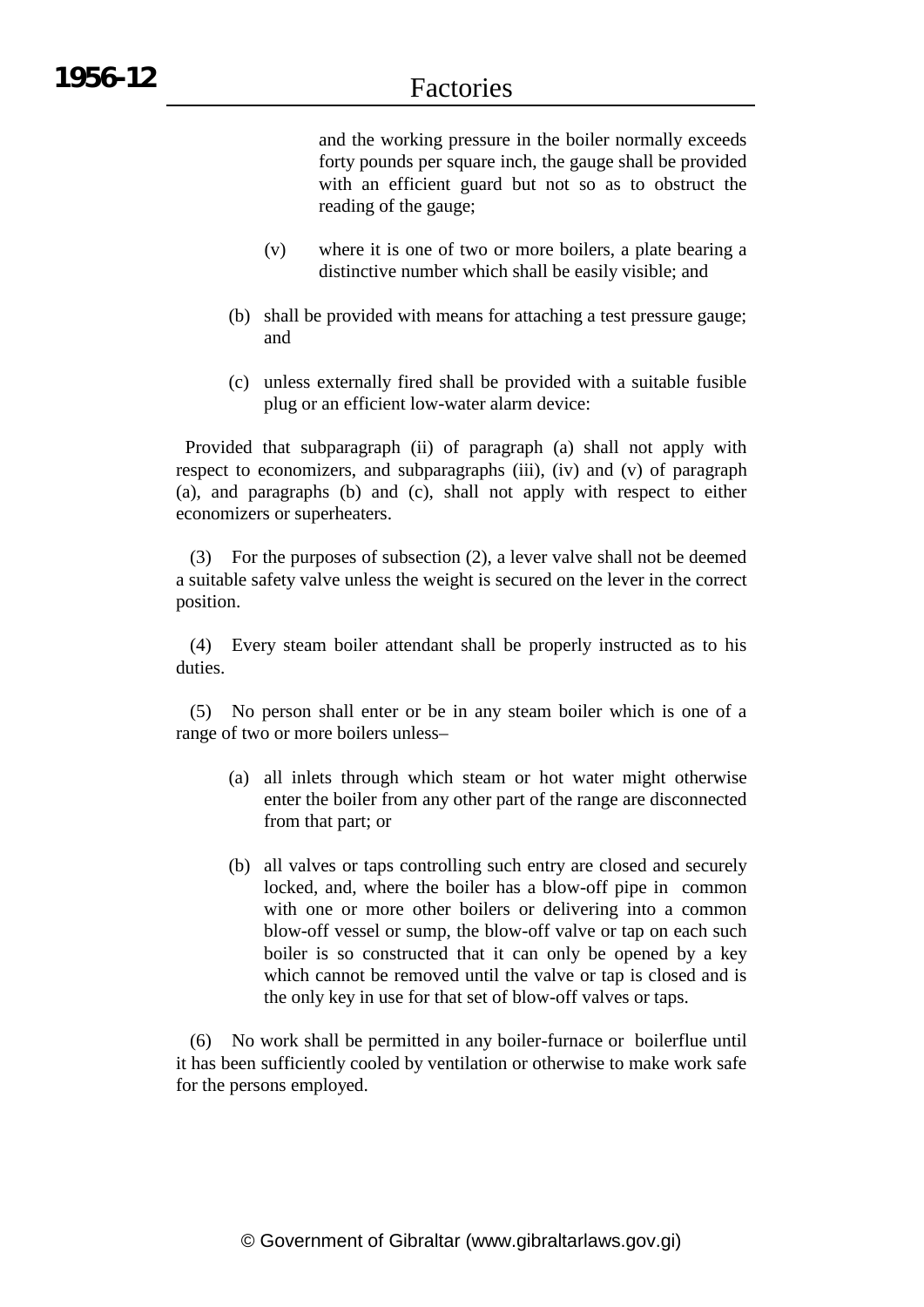and the working pressure in the boiler normally exceeds forty pounds per square inch, the gauge shall be provided with an efficient guard but not so as to obstruct the reading of the gauge;

(v) where it is one of two or more boilers, a plate bearing a distinctive number which shall be easily visible; and

(b) shall be provided with means for attaching a test pressure gauge; and

(c) unless externally fired shall be provided with a suitable fusible plug or an efficient low-water alarm device:

Provided that subparagraph (ii) of paragraph (a) shall not apply with respect to economizers, and subparagraphs (iii), (iv) and (v) of paragraph (a), and paragraphs (b) and (c), shall not apply with respect to either economizers or superheaters.

(3) For the purposes of subsection (2), a lever valve shall not be deemed a suitable safety valve unless the weight is secured on the lever in the correct position.

(4) Every steam boiler attendant shall be properly instructed as to his duties.

(5) No person shall enter or be in any steam boiler which is one of a range of two or more boilers unless–

(a) all inlets through which steam or hot water might otherwise enter the boiler from any other part of the range are disconnected from that part; or

(b) all valves or taps controlling such entry are closed and securely locked, and, where the boiler has a blow-off pipe in common with one or more other boilers or delivering into a common blow-off vessel or sump, the blow-off valve or tap on each such boiler is so constructed that it can only be opened by a key which cannot be removed until the valve or tap is closed and is the only key in use for that set of blow-off valves or taps.

(6) No work shall be permitted in any boiler-furnace or boilerflue until it has been sufficiently cooled by ventilation or otherwise to make work safe for the persons employed.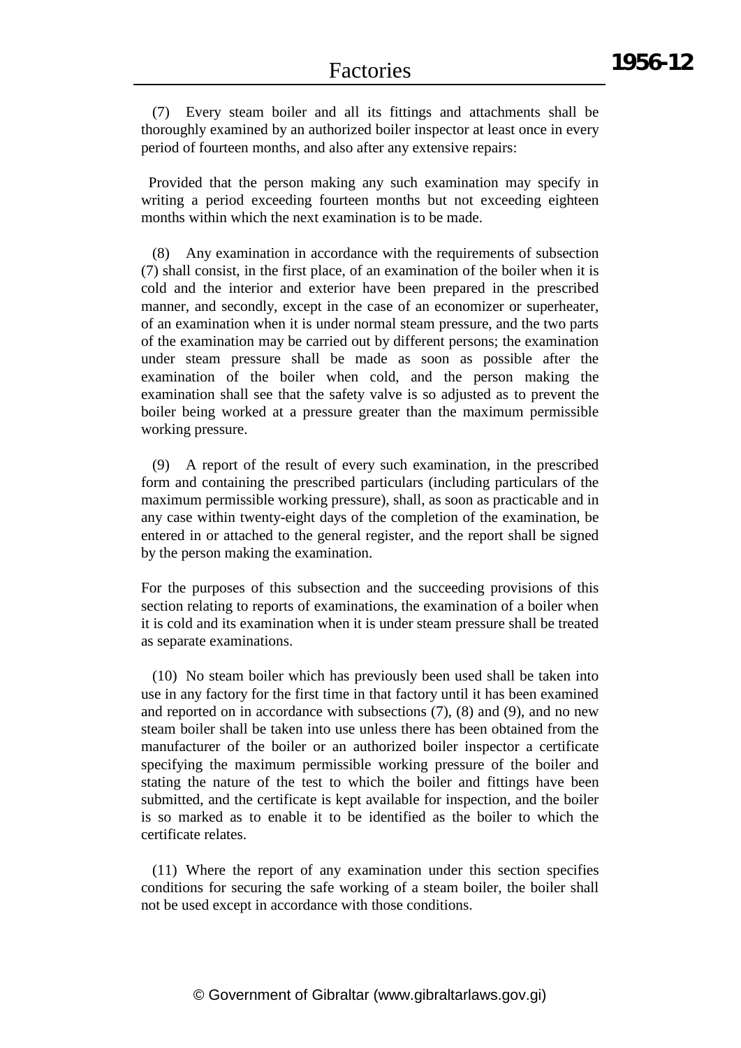(7) Every steam boiler and all its fittings and attachments shall be thoroughly examined by an authorized boiler inspector at least once in every period of fourteen months, and also after any extensive repairs:

Provided that the person making any such examination may specify in writing a period exceeding fourteen months but not exceeding eighteen months within which the next examination is to be made.

(8) Any examination in accordance with the requirements of subsection (7) shall consist, in the first place, of an examination of the boiler when it is cold and the interior and exterior have been prepared in the prescribed manner, and secondly, except in the case of an economizer or superheater, of an examination when it is under normal steam pressure, and the two parts of the examination may be carried out by different persons; the examination under steam pressure shall be made as soon as possible after the examination of the boiler when cold, and the person making the examination shall see that the safety valve is so adjusted as to prevent the boiler being worked at a pressure greater than the maximum permissible working pressure.

(9) A report of the result of every such examination, in the prescribed form and containing the prescribed particulars (including particulars of the maximum permissible working pressure), shall, as soon as practicable and in any case within twenty-eight days of the completion of the examination, be entered in or attached to the general register, and the report shall be signed by the person making the examination.

For the purposes of this subsection and the succeeding provisions of this section relating to reports of examinations, the examination of a boiler when it is cold and its examination when it is under steam pressure shall be treated as separate examinations.

(10) No steam boiler which has previously been used shall be taken into use in any factory for the first time in that factory until it has been examined and reported on in accordance with subsections (7), (8) and (9), and no new steam boiler shall be taken into use unless there has been obtained from the manufacturer of the boiler or an authorized boiler inspector a certificate specifying the maximum permissible working pressure of the boiler and stating the nature of the test to which the boiler and fittings have been submitted, and the certificate is kept available for inspection, and the boiler is so marked as to enable it to be identified as the boiler to which the certificate relates.

(11) Where the report of any examination under this section specifies conditions for securing the safe working of a steam boiler, the boiler shall not be used except in accordance with those conditions.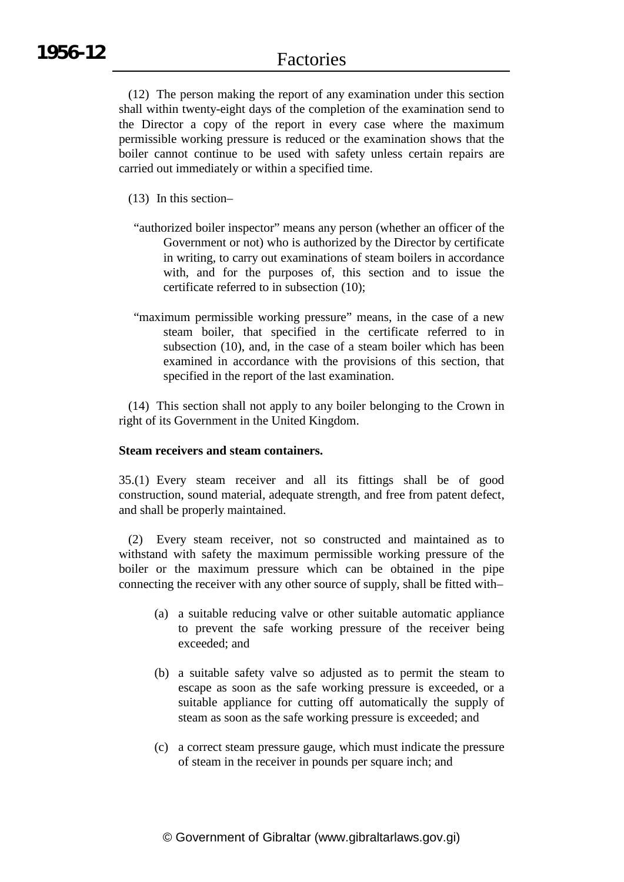(12) The person making the report of any examination under this section shall within twenty-eight days of the completion of the examination send to the Director a copy of the report in every case where the maximum permissible working pressure is reduced or the examination shows that the boiler cannot continue to be used with safety unless certain repairs are carried out immediately or within a specified time.

(13) In this section–

"authorized boiler inspector" means any person (whether an officer of the Government or not) who is authorized by the Director by certificate in writing, to carry out examinations of steam boilers in accordance with, and for the purposes of, this section and to issue the certificate referred to in subsection (10);

"maximum permissible working pressure" means, in the case of a new steam boiler, that specified in the certificate referred to in subsection (10), and, in the case of a steam boiler which has been examined in accordance with the provisions of this section, that specified in the report of the last examination.

(14) This section shall not apply to any boiler belonging to the Crown in right of its Government in the United Kingdom.

**Steam receivers and steam containers.**

35.(1) Every steam receiver and all its fittings shall be of good construction, sound material, adequate strength, and free from patent defect, and shall be properly maintained.

(2) Every steam receiver, not so constructed and maintained as to withstand with safety the maximum permissible working pressure of the boiler or the maximum pressure which can be obtained in the pipe connecting the receiver with any other source of supply, shall be fitted with–

(a) a suitable reducing valve or other suitable automatic appliance to prevent the safe working pressure of the receiver being exceeded; and

(b) a suitable safety valve so adjusted as to permit the steam to escape as soon as the safe working pressure is exceeded, or a suitable appliance for cutting off automatically the supply of steam as soon as the safe working pressure is exceeded; and

(c) a correct steam pressure gauge, which must indicate the pressure of steam in the receiver in pounds per square inch; and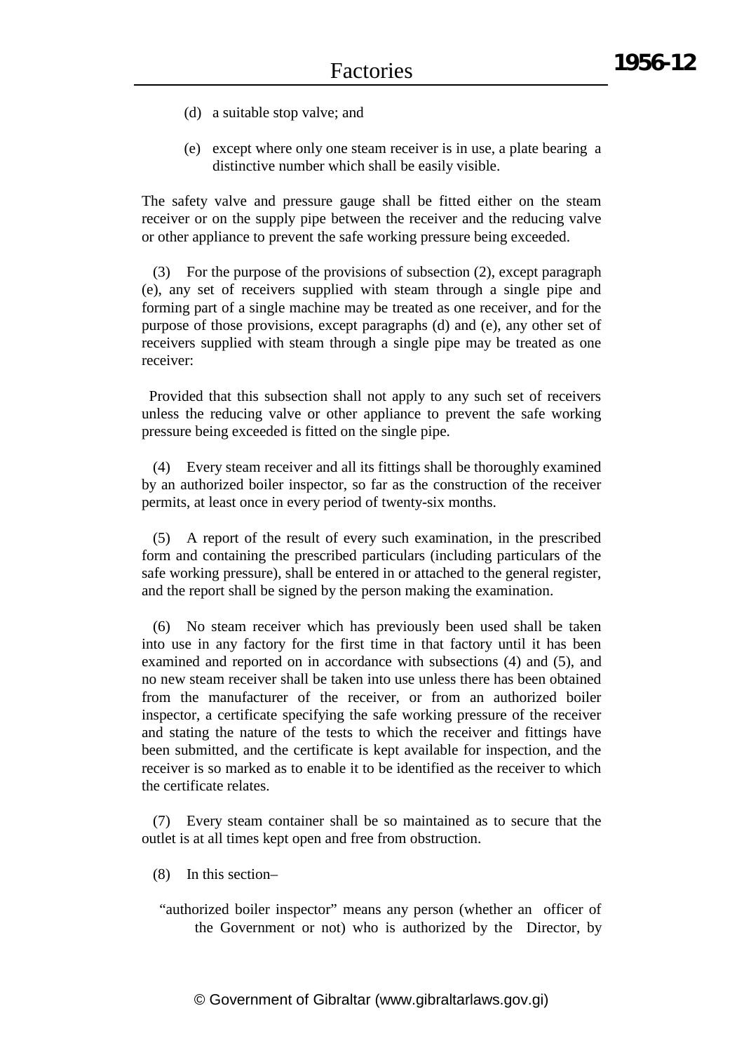(d) a suitable stop valve; and

(e) except where only one steam receiver is in use, a plate bearing a distinctive number which shall be easily visible.

The safety valve and pressure gauge shall be fitted either on the steam receiver or on the supply pipe between the receiver and the reducing valve or other appliance to prevent the safe working pressure being exceeded.

(3) For the purpose of the provisions of subsection (2), except paragraph (e), any set of receivers supplied with steam through a single pipe and forming part of a single machine may be treated as one receiver, and for the purpose of those provisions, except paragraphs (d) and (e), any other set of receivers supplied with steam through a single pipe may be treated as one receiver:

Provided that this subsection shall not apply to any such set of receivers unless the reducing valve or other appliance to prevent the safe working pressure being exceeded is fitted on the single pipe.

(4) Every steam receiver and all its fittings shall be thoroughly examined by an authorized boiler inspector, so far as the construction of the receiver permits, at least once in every period of twenty-six months.

(5) A report of the result of every such examination, in the prescribed form and containing the prescribed particulars (including particulars of the safe working pressure), shall be entered in or attached to the general register, and the report shall be signed by the person making the examination.

(6) No steam receiver which has previously been used shall be taken into use in any factory for the first time in that factory until it has been examined and reported on in accordance with subsections (4) and (5), and no new steam receiver shall be taken into use unless there has been obtained from the manufacturer of the receiver, or from an authorized boiler inspector, a certificate specifying the safe working pressure of the receiver and stating the nature of the tests to which the receiver and fittings have been submitted, and the certificate is kept available for inspection, and the receiver is so marked as to enable it to be identified as the receiver to which the certificate relates.

(7) Every steam container shall be so maintained as to secure that the outlet is at all times kept open and free from obstruction.

(8) In this section–

"authorized boiler inspector" means any person (whether an officer of the Government or not) who is authorized by the Director, by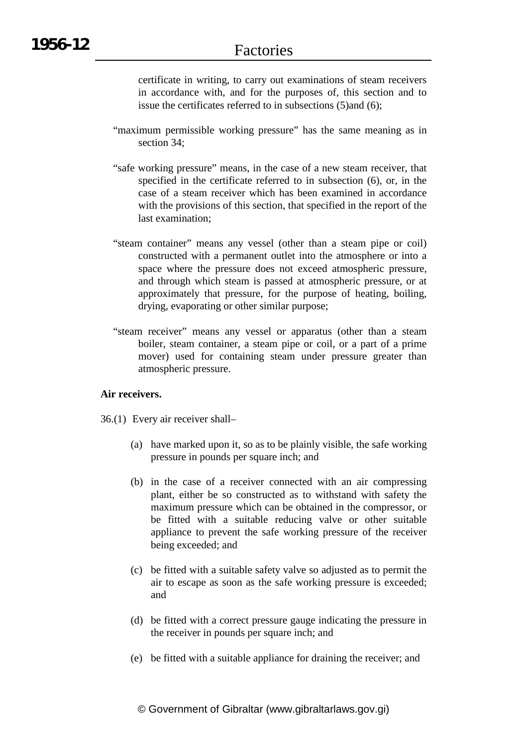certificate in writing, to carry out examinations of steam receivers in accordance with, and for the purposes of, this section and to issue the certificates referred to in subsections (5)and (6);

"maximum permissible working pressure" has the same meaning as in section 34;

"safe working pressure" means, in the case of a new steam receiver, that specified in the certificate referred to in subsection (6), or, in the case of a steam receiver which has been examined in accordance with the provisions of this section, that specified in the report of the last examination;

"steam container" means any vessel (other than a steam pipe or coil) constructed with a permanent outlet into the atmosphere or into a space where the pressure does not exceed atmospheric pressure, and through which steam is passed at atmospheric pressure, or at approximately that pressure, for the purpose of heating, boiling, drying, evaporating or other similar purpose;

"steam receiver" means any vessel or apparatus (other than a steam boiler, steam container, a steam pipe or coil, or a part of a prime mover) used for containing steam under pressure greater than atmospheric pressure.

**Air receivers.**

36.(1) Every air receiver shall–

(a) have marked upon it, so as to be plainly visible, the safe working pressure in pounds per square inch; and

(b) in the case of a receiver connected with an air compressing plant, either be so constructed as to withstand with safety the maximum pressure which can be obtained in the compressor, or be fitted with a suitable reducing valve or other suitable appliance to prevent the safe working pressure of the receiver being exceeded; and

(c) be fitted with a suitable safety valve so adjusted as to permit the air to escape as soon as the safe working pressure is exceeded; and

(d) be fitted with a correct pressure gauge indicating the pressure in the receiver in pounds per square inch; and

(e) be fitted with a suitable appliance for draining the receiver; and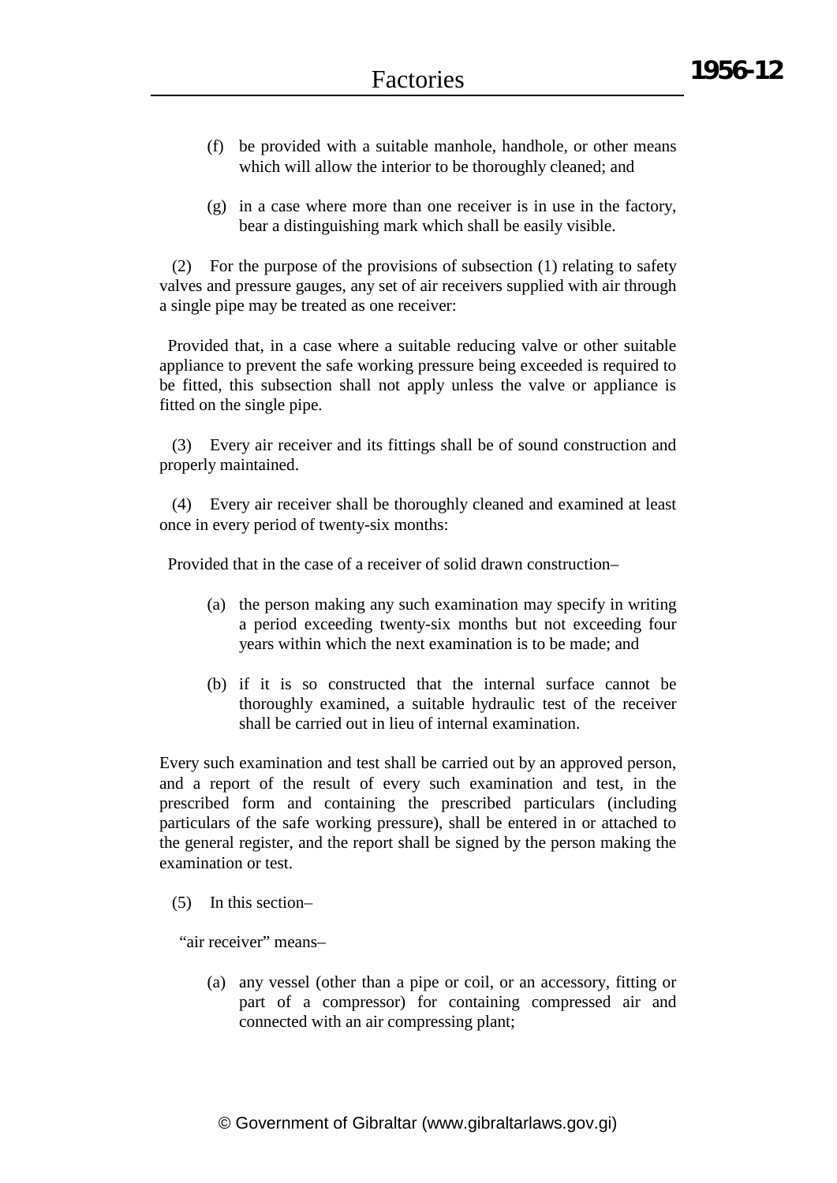(f) be provided with a suitable manhole, handhole, or other means which will allow the interior to be thoroughly cleaned; and

(g) in a case where more than one receiver is in use in the factory, bear a distinguishing mark which shall be easily visible.

(2) For the purpose of the provisions of subsection (1) relating to safety valves and pressure gauges, any set of air receivers supplied with air through a single pipe may be treated as one receiver:

Provided that, in a case where a suitable reducing valve or other suitable appliance to prevent the safe working pressure being exceeded is required to be fitted, this subsection shall not apply unless the valve or appliance is fitted on the single pipe.

(3) Every air receiver and its fittings shall be of sound construction and properly maintained.

(4) Every air receiver shall be thoroughly cleaned and examined at least once in every period of twenty-six months:

Provided that in the case of a receiver of solid drawn construction–

(a) the person making any such examination may specify in writing a period exceeding twenty-six months but not exceeding four years within which the next examination is to be made; and

(b) if it is so constructed that the internal surface cannot be thoroughly examined, a suitable hydraulic test of the receiver shall be carried out in lieu of internal examination.

Every such examination and test shall be carried out by an approved person, and a report of the result of every such examination and test, in the prescribed form and containing the prescribed particulars (including particulars of the safe working pressure), shall be entered in or attached to the general register, and the report shall be signed by the person making the examination or test.

(5) In this section–

"air receiver" means–

(a) any vessel (other than a pipe or coil, or an accessory, fitting or part of a compressor) for containing compressed air and connected with an air compressing plant;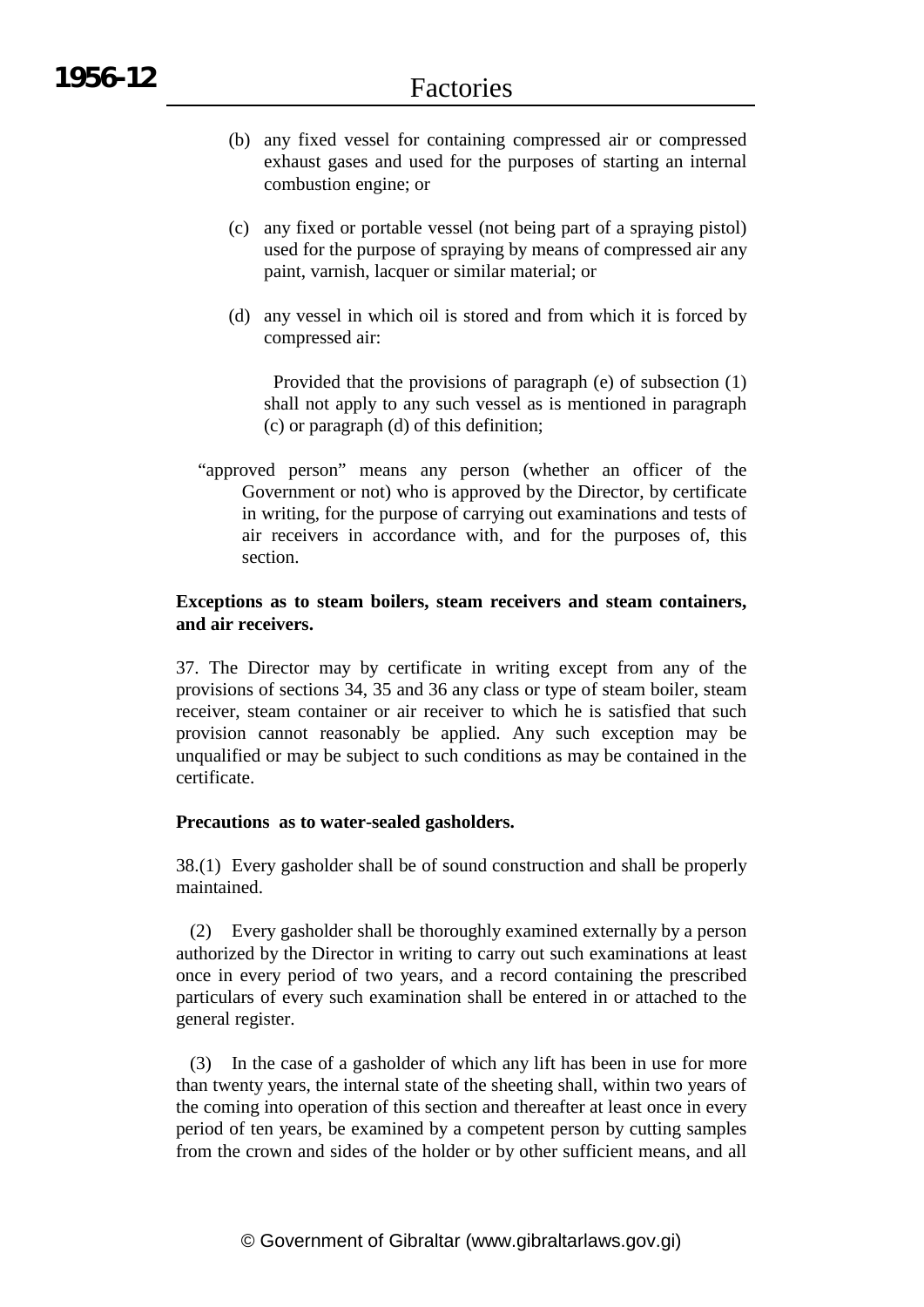(b) any fixed vessel for containing compressed air or compressed exhaust gases and used for the purposes of starting an internal combustion engine; or

(c) any fixed or portable vessel (not being part of a spraying pistol) used for the purpose of spraying by means of compressed air any paint, varnish, lacquer or similar material; or

(d) any vessel in which oil is stored and from which it is forced by compressed air:

Provided that the provisions of paragraph (e) of subsection (1) shall not apply to any such vessel as is mentioned in paragraph (c) or paragraph (d) of this definition;

"approved person" means any person (whether an officer of the Government or not) who is approved by the Director, by certificate in writing, for the purpose of carrying out examinations and tests of air receivers in accordance with, and for the purposes of, this section.

**Exceptions as to steam boilers, steam receivers and steam containers, and air receivers.**

37. The Director may by certificate in writing except from any of the provisions of sections 34, 35 and 36 any class or type of steam boiler, steam receiver, steam container or air receiver to which he is satisfied that such provision cannot reasonably be applied. Any such exception may be unqualified or may be subject to such conditions as may be contained in the certificate.

**Precautions as to water-sealed gasholders.**

38.(1) Every gasholder shall be of sound construction and shall be properly maintained.

(2) Every gasholder shall be thoroughly examined externally by a person authorized by the Director in writing to carry out such examinations at least once in every period of two years, and a record containing the prescribed particulars of every such examination shall be entered in or attached to the general register.

(3) In the case of a gasholder of which any lift has been in use for more than twenty years, the internal state of the sheeting shall, within two years of the coming into operation of this section and thereafter at least once in every period of ten years, be examined by a competent person by cutting samples from the crown and sides of the holder or by other sufficient means, and all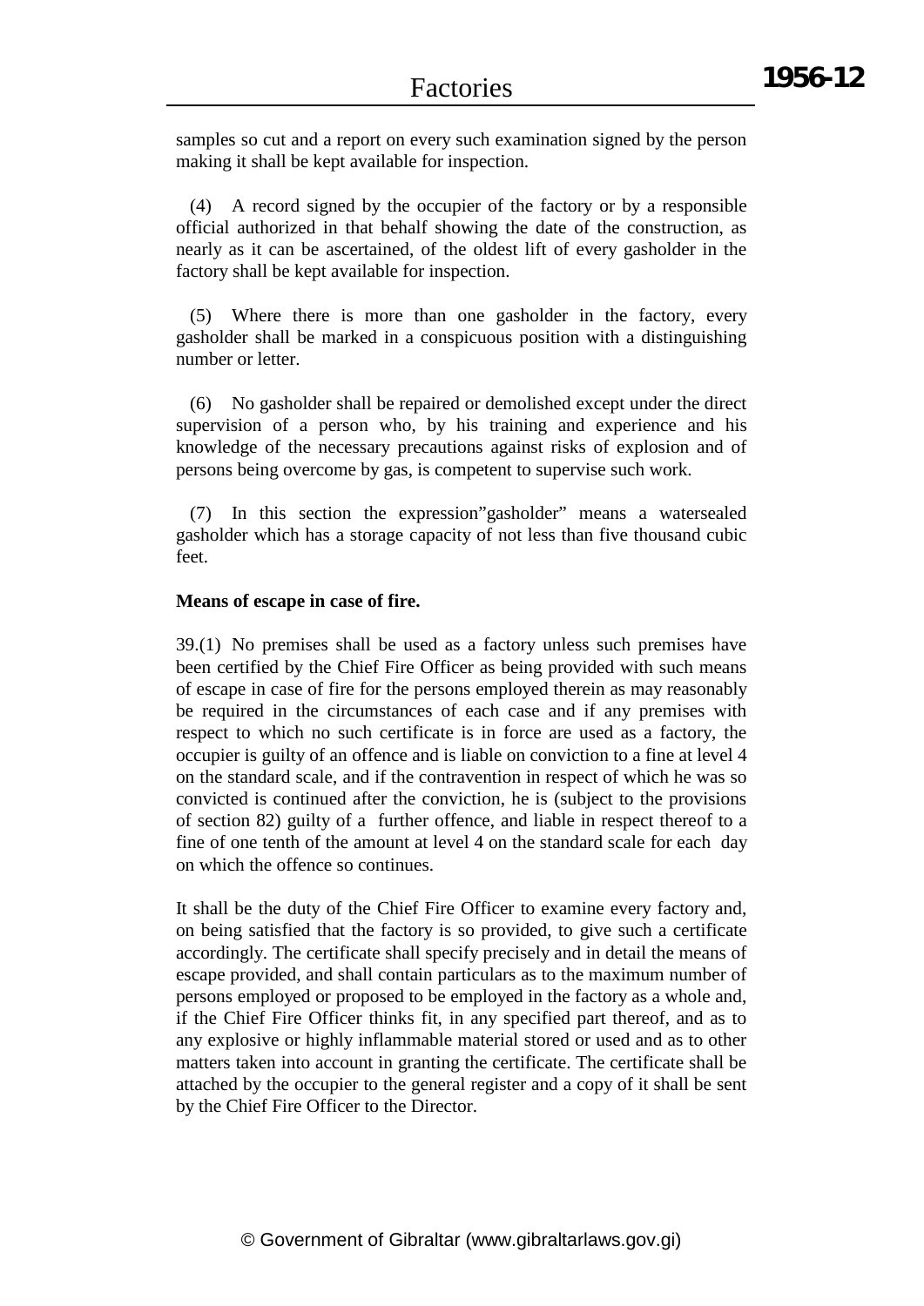samples so cut and a report on every such examination signed by the person making it shall be kept available for inspection.

(4) A record signed by the occupier of the factory or by a responsible official authorized in that behalf showing the date of the construction, as nearly as it can be ascertained, of the oldest lift of every gasholder in the factory shall be kept available for inspection.

(5) Where there is more than one gasholder in the factory, every gasholder shall be marked in a conspicuous position with a distinguishing number or letter.

(6) No gasholder shall be repaired or demolished except under the direct supervision of a person who, by his training and experience and his knowledge of the necessary precautions against risks of explosion and of persons being overcome by gas, is competent to supervise such work.

(7) In this section the expression"gasholder" means a watersealed gasholder which has a storage capacity of not less than five thousand cubic feet.

**Means of escape in case of fire.**

39.(1) No premises shall be used as a factory unless such premises have been certified by the Chief Fire Officer as being provided with such means of escape in case of fire for the persons employed therein as may reasonably be required in the circumstances of each case and if any premises with respect to which no such certificate is in force are used as a factory, the occupier is guilty of an offence and is liable on conviction to a fine at level 4 on the standard scale, and if the contravention in respect of which he was so convicted is continued after the conviction, he is (subject to the provisions of section 82) guilty of a further offence, and liable in respect thereof to a fine of one tenth of the amount at level 4 on the standard scale for each day on which the offence so continues.

It shall be the duty of the Chief Fire Officer to examine every factory and, on being satisfied that the factory is so provided, to give such a certificate accordingly. The certificate shall specify precisely and in detail the means of escape provided, and shall contain particulars as to the maximum number of persons employed or proposed to be employed in the factory as a whole and, if the Chief Fire Officer thinks fit, in any specified part thereof, and as to any explosive or highly inflammable material stored or used and as to other matters taken into account in granting the certificate. The certificate shall be attached by the occupier to the general register and a copy of it shall be sent by the Chief Fire Officer to the Director.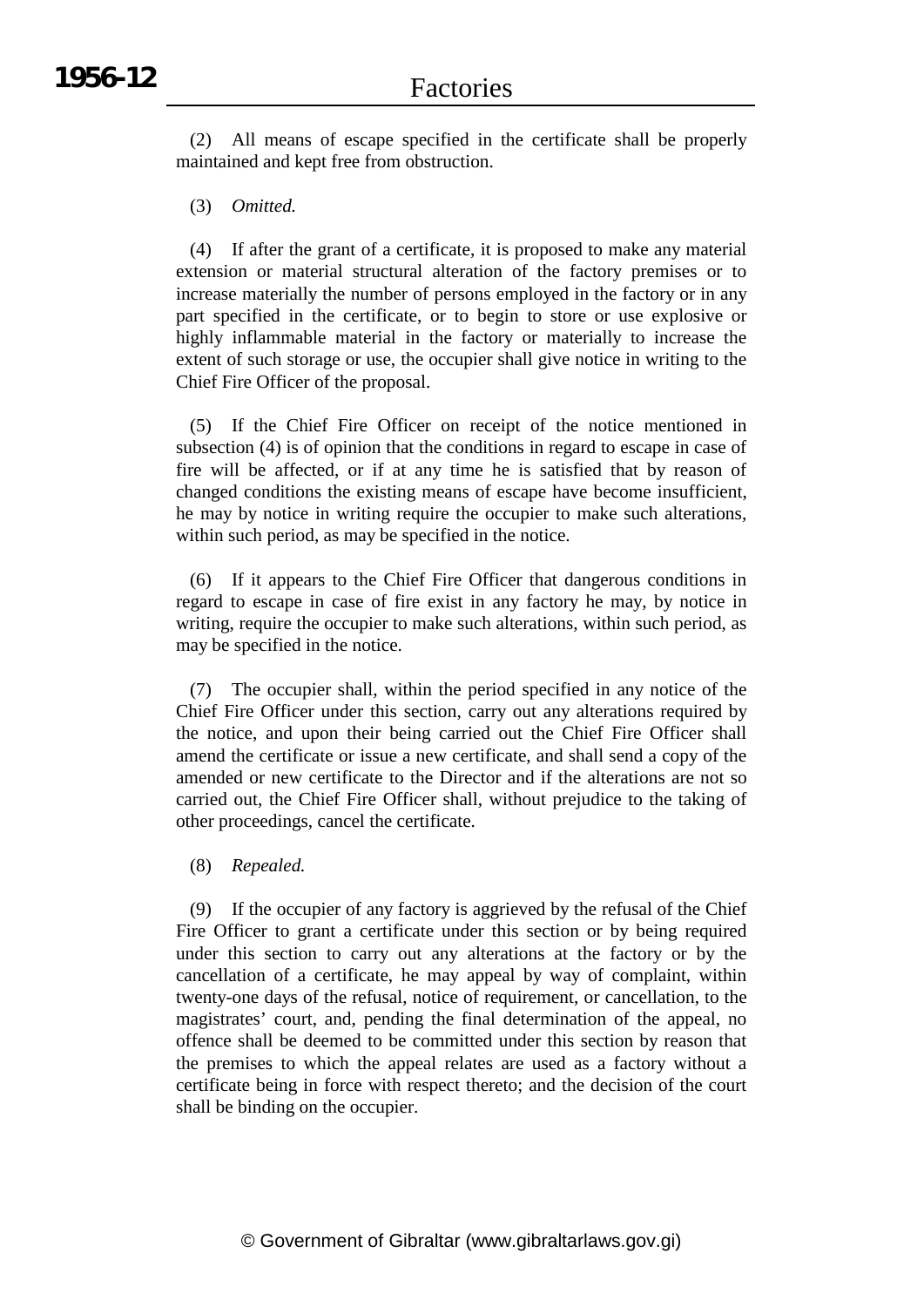(2) All means of escape specified in the certificate shall be properly maintained and kept free from obstruction.

(3) *Omitted.*

(4) If after the grant of a certificate, it is proposed to make any material extension or material structural alteration of the factory premises or to increase materially the number of persons employed in the factory or in any part specified in the certificate, or to begin to store or use explosive or highly inflammable material in the factory or materially to increase the extent of such storage or use, the occupier shall give notice in writing to the Chief Fire Officer of the proposal.

(5) If the Chief Fire Officer on receipt of the notice mentioned in subsection (4) is of opinion that the conditions in regard to escape in case of fire will be affected, or if at any time he is satisfied that by reason of changed conditions the existing means of escape have become insufficient, he may by notice in writing require the occupier to make such alterations, within such period, as may be specified in the notice.

(6) If it appears to the Chief Fire Officer that dangerous conditions in regard to escape in case of fire exist in any factory he may, by notice in writing, require the occupier to make such alterations, within such period, as may be specified in the notice.

(7) The occupier shall, within the period specified in any notice of the Chief Fire Officer under this section, carry out any alterations required by the notice, and upon their being carried out the Chief Fire Officer shall amend the certificate or issue a new certificate, and shall send a copy of the amended or new certificate to the Director and if the alterations are not so carried out, the Chief Fire Officer shall, without prejudice to the taking of other proceedings, cancel the certificate.

(8) *Repealed.*

(9) If the occupier of any factory is aggrieved by the refusal of the Chief Fire Officer to grant a certificate under this section or by being required under this section to carry out any alterations at the factory or by the cancellation of a certificate, he may appeal by way of complaint, within twenty-one days of the refusal, notice of requirement, or cancellation, to the magistrates' court, and, pending the final determination of the appeal, no offence shall be deemed to be committed under this section by reason that the premises to which the appeal relates are used as a factory without a certificate being in force with respect thereto; and the decision of the court shall be binding on the occupier.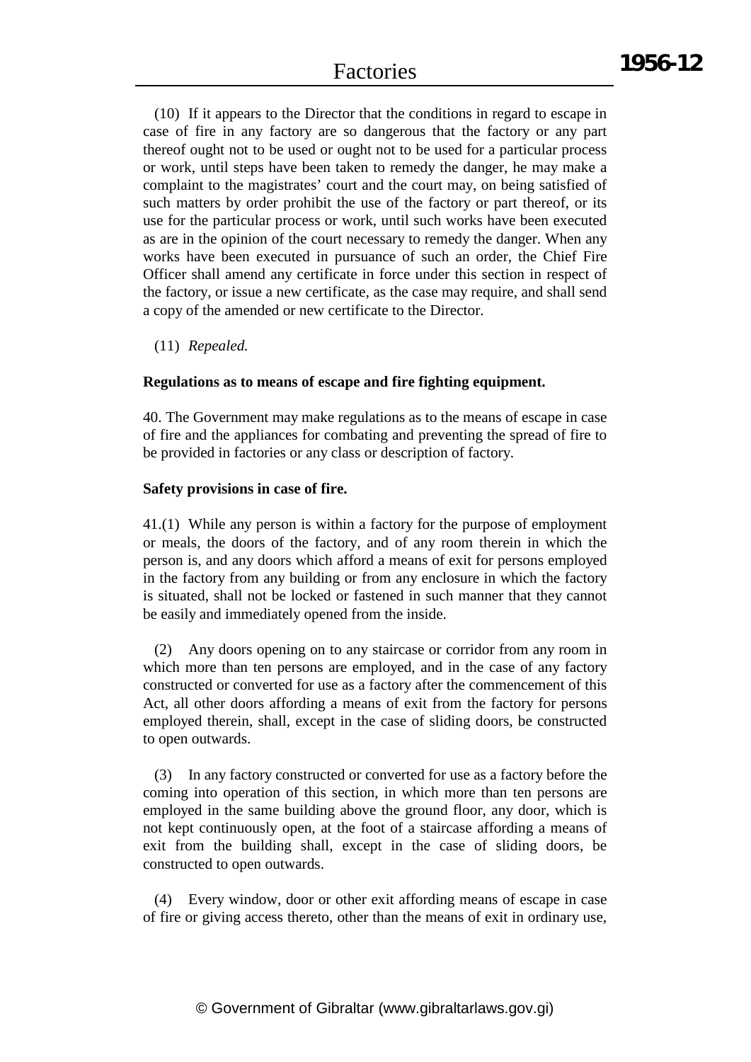(10) If it appears to the Director that the conditions in regard to escape in case of fire in any factory are so dangerous that the factory or any part thereof ought not to be used or ought not to be used for a particular process or work, until steps have been taken to remedy the danger, he may make a complaint to the magistrates' court and the court may, on being satisfied of such matters by order prohibit the use of the factory or part thereof, or its use for the particular process or work, until such works have been executed as are in the opinion of the court necessary to remedy the danger. When any works have been executed in pursuance of such an order, the Chief Fire Officer shall amend any certificate in force under this section in respect of the factory, or issue a new certificate, as the case may require, and shall send a copy of the amended or new certificate to the Director.

(11) *Repealed.*

**Regulations as to means of escape and fire fighting equipment.**

40. The Government may make regulations as to the means of escape in case of fire and the appliances for combating and preventing the spread of fire to be provided in factories or any class or description of factory.

**Safety provisions in case of fire.**

41.(1) While any person is within a factory for the purpose of employment or meals, the doors of the factory, and of any room therein in which the person is, and any doors which afford a means of exit for persons employed in the factory from any building or from any enclosure in which the factory is situated, shall not be locked or fastened in such manner that they cannot be easily and immediately opened from the inside.

(2) Any doors opening on to any staircase or corridor from any room in which more than ten persons are employed, and in the case of any factory constructed or converted for use as a factory after the commencement of this Act, all other doors affording a means of exit from the factory for persons employed therein, shall, except in the case of sliding doors, be constructed to open outwards.

(3) In any factory constructed or converted for use as a factory before the coming into operation of this section, in which more than ten persons are employed in the same building above the ground floor, any door, which is not kept continuously open, at the foot of a staircase affording a means of exit from the building shall, except in the case of sliding doors, be constructed to open outwards.

(4) Every window, door or other exit affording means of escape in case of fire or giving access thereto, other than the means of exit in ordinary use,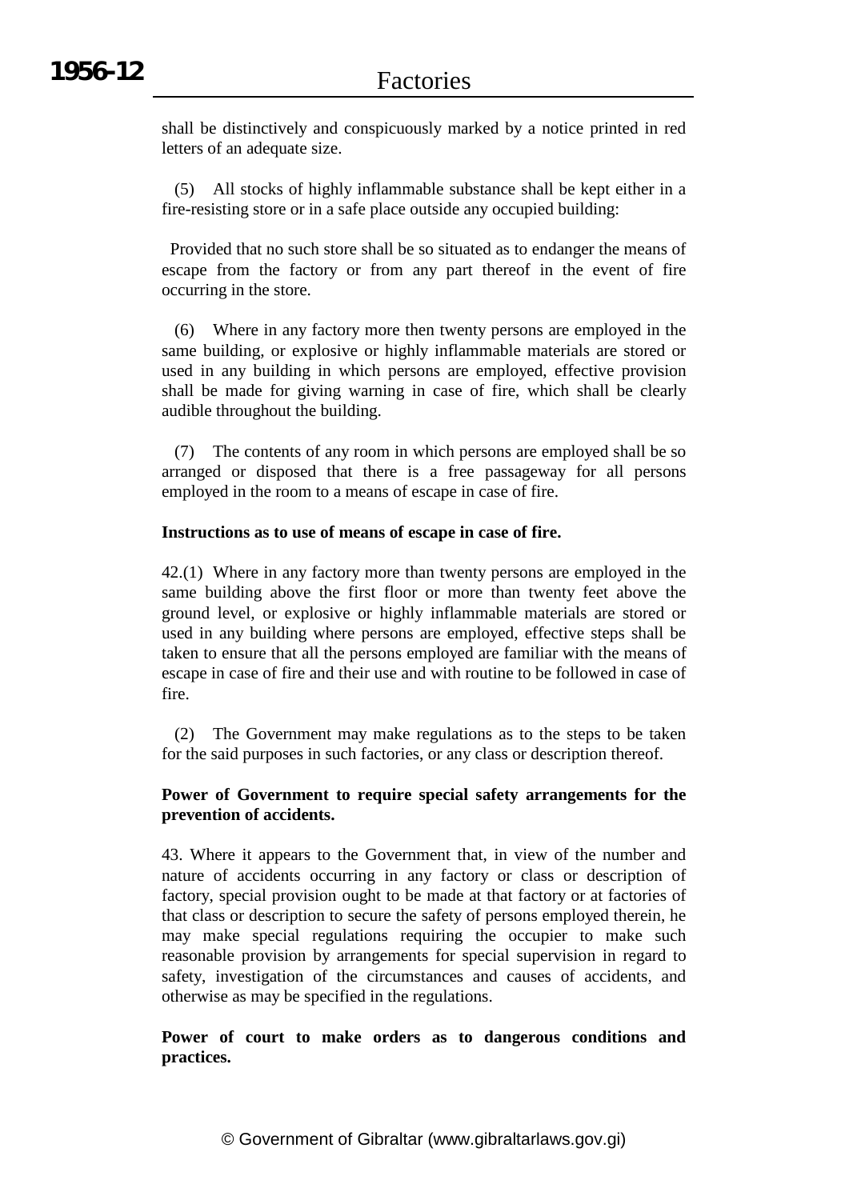shall be distinctively and conspicuously marked by a notice printed in red letters of an adequate size.

(5) All stocks of highly inflammable substance shall be kept either in a fire-resisting store or in a safe place outside any occupied building:

Provided that no such store shall be so situated as to endanger the means of escape from the factory or from any part thereof in the event of fire occurring in the store.

(6) Where in any factory more then twenty persons are employed in the same building, or explosive or highly inflammable materials are stored or used in any building in which persons are employed, effective provision shall be made for giving warning in case of fire, which shall be clearly audible throughout the building.

(7) The contents of any room in which persons are employed shall be so arranged or disposed that there is a free passageway for all persons employed in the room to a means of escape in case of fire.

**Instructions as to use of means of escape in case of fire.**

42.(1) Where in any factory more than twenty persons are employed in the same building above the first floor or more than twenty feet above the ground level, or explosive or highly inflammable materials are stored or used in any building where persons are employed, effective steps shall be taken to ensure that all the persons employed are familiar with the means of escape in case of fire and their use and with routine to be followed in case of fire.

(2) The Government may make regulations as to the steps to be taken for the said purposes in such factories, or any class or description thereof.

**Power of Government to require special safety arrangements for the prevention of accidents.**

43. Where it appears to the Government that, in view of the number and nature of accidents occurring in any factory or class or description of factory, special provision ought to be made at that factory or at factories of that class or description to secure the safety of persons employed therein, he may make special regulations requiring the occupier to make such reasonable provision by arrangements for special supervision in regard to safety, investigation of the circumstances and causes of accidents, and otherwise as may be specified in the regulations.

**Power of court to make orders as to dangerous conditions and practices.**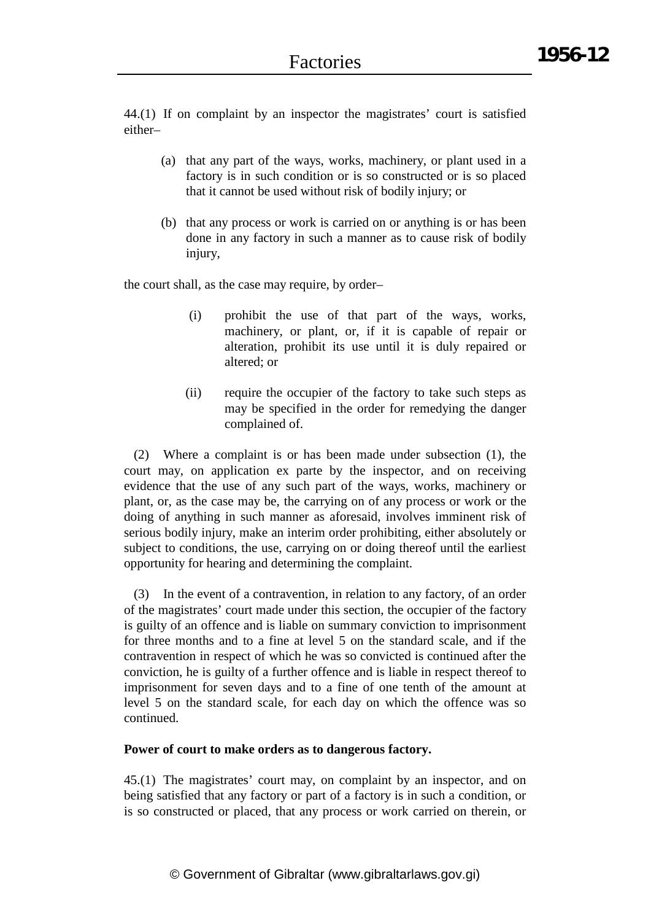44.(1) If on complaint by an inspector the magistrates' court is satisfied either–

(a) that any part of the ways, works, machinery, or plant used in a factory is in such condition or is so constructed or is so placed that it cannot be used without risk of bodily injury; or

(b) that any process or work is carried on or anything is or has been done in any factory in such a manner as to cause risk of bodily injury,

the court shall, as the case may require, by order–

(i) prohibit the use of that part of the ways, works, machinery, or plant, or, if it is capable of repair or alteration, prohibit its use until it is duly repaired or altered; or

(ii) require the occupier of the factory to take such steps as may be specified in the order for remedying the danger complained of.

(2) Where a complaint is or has been made under subsection (1), the court may, on application ex parte by the inspector, and on receiving evidence that the use of any such part of the ways, works, machinery or plant, or, as the case may be, the carrying on of any process or work or the doing of anything in such manner as aforesaid, involves imminent risk of serious bodily injury, make an interim order prohibiting, either absolutely or subject to conditions, the use, carrying on or doing thereof until the earliest opportunity for hearing and determining the complaint.

(3) In the event of a contravention, in relation to any factory, of an order of the magistrates' court made under this section, the occupier of the factory is guilty of an offence and is liable on summary conviction to imprisonment for three months and to a fine at level 5 on the standard scale, and if the contravention in respect of which he was so convicted is continued after the conviction, he is guilty of a further offence and is liable in respect thereof to imprisonment for seven days and to a fine of one tenth of the amount at level 5 on the standard scale, for each day on which the offence was so continued.

**Power of court to make orders as to dangerous factory.**

45.(1) The magistrates' court may, on complaint by an inspector, and on being satisfied that any factory or part of a factory is in such a condition, or is so constructed or placed, that any process or work carried on therein, or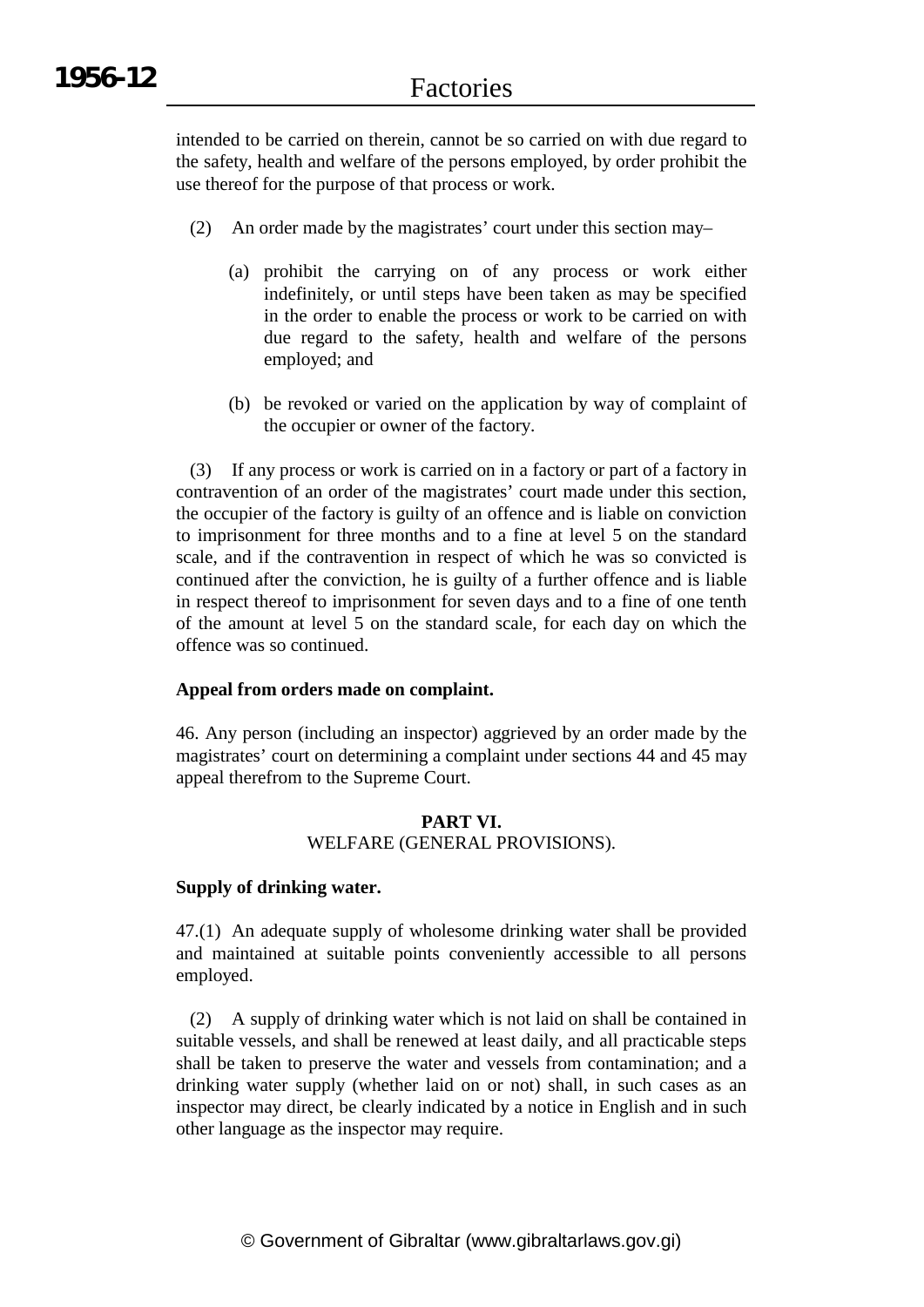intended to be carried on therein, cannot be so carried on with due regard to the safety, health and welfare of the persons employed, by order prohibit the use thereof for the purpose of that process or work.

(2) An order made by the magistrates' court under this section may–

(a) prohibit the carrying on of any process or work either indefinitely, or until steps have been taken as may be specified in the order to enable the process or work to be carried on with due regard to the safety, health and welfare of the persons employed; and

(b) be revoked or varied on the application by way of complaint of the occupier or owner of the factory.

(3) If any process or work is carried on in a factory or part of a factory in contravention of an order of the magistrates' court made under this section, the occupier of the factory is guilty of an offence and is liable on conviction to imprisonment for three months and to a fine at level 5 on the standard scale, and if the contravention in respect of which he was so convicted is continued after the conviction, he is guilty of a further offence and is liable in respect thereof to imprisonment for seven days and to a fine of one tenth of the amount at level 5 on the standard scale, for each day on which the offence was so continued.

**Appeal from orders made on complaint.**

46. Any person (including an inspector) aggrieved by an order made by the magistrates' court on determining a complaint under sections 44 and 45 may appeal therefrom to the Supreme Court.

## PART VI.
WELFARE (GENERAL PROVISIONS).

**Supply of drinking water.**

47.(1) An adequate supply of wholesome drinking water shall be provided and maintained at suitable points conveniently accessible to all persons employed.

(2) A supply of drinking water which is not laid on shall be contained in suitable vessels, and shall be renewed at least daily, and all practicable steps shall be taken to preserve the water and vessels from contamination; and a drinking water supply (whether laid on or not) shall, in such cases as an inspector may direct, be clearly indicated by a notice in English and in such other language as the inspector may require.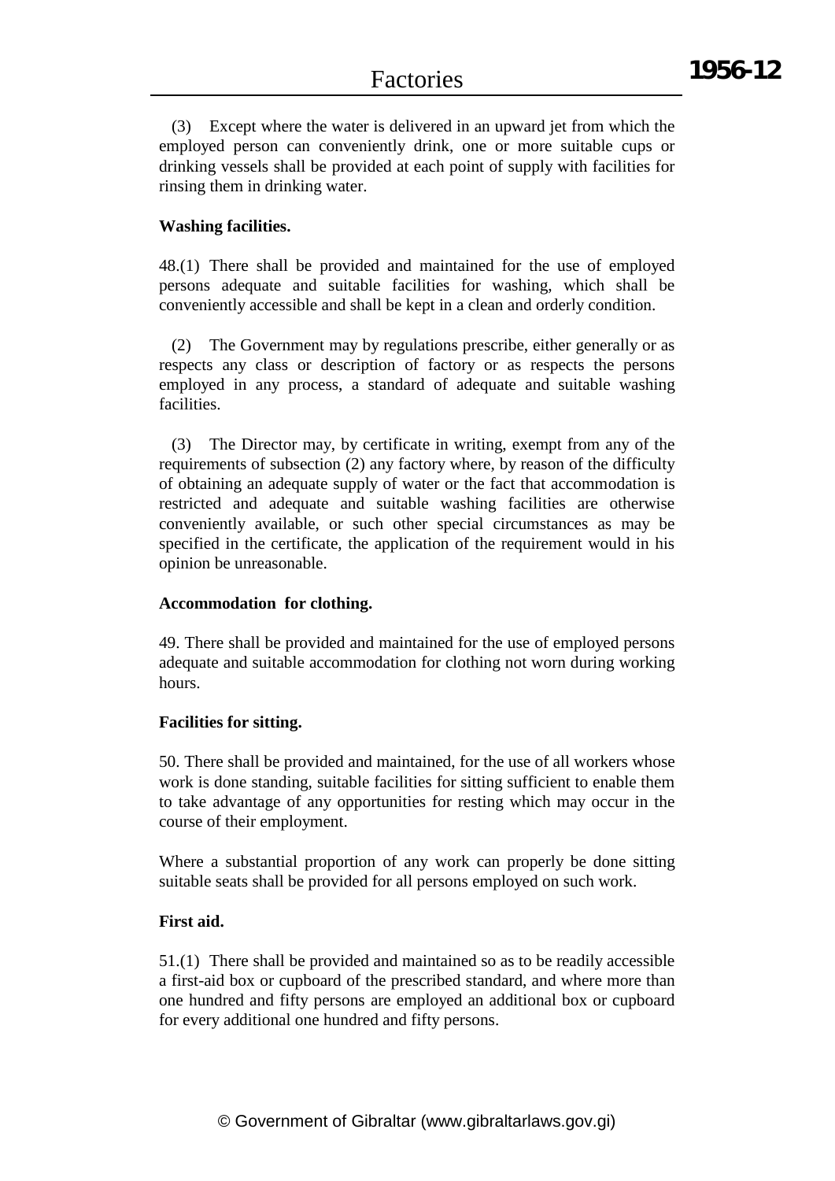(3) Except where the water is delivered in an upward jet from which the employed person can conveniently drink, one or more suitable cups or drinking vessels shall be provided at each point of supply with facilities for rinsing them in drinking water.

**Washing facilities.**

48.(1) There shall be provided and maintained for the use of employed persons adequate and suitable facilities for washing, which shall be conveniently accessible and shall be kept in a clean and orderly condition.

(2) The Government may by regulations prescribe, either generally or as respects any class or description of factory or as respects the persons employed in any process, a standard of adequate and suitable washing facilities.

(3) The Director may, by certificate in writing, exempt from any of the requirements of subsection (2) any factory where, by reason of the difficulty of obtaining an adequate supply of water or the fact that accommodation is restricted and adequate and suitable washing facilities are otherwise conveniently available, or such other special circumstances as may be specified in the certificate, the application of the requirement would in his opinion be unreasonable.

**Accommodation for clothing.**

49. There shall be provided and maintained for the use of employed persons adequate and suitable accommodation for clothing not worn during working hours.

**Facilities for sitting.**

50. There shall be provided and maintained, for the use of all workers whose work is done standing, suitable facilities for sitting sufficient to enable them to take advantage of any opportunities for resting which may occur in the course of their employment.

Where a substantial proportion of any work can properly be done sitting suitable seats shall be provided for all persons employed on such work.

**First aid.**

51.(1) There shall be provided and maintained so as to be readily accessible a first-aid box or cupboard of the prescribed standard, and where more than one hundred and fifty persons are employed an additional box or cupboard for every additional one hundred and fifty persons.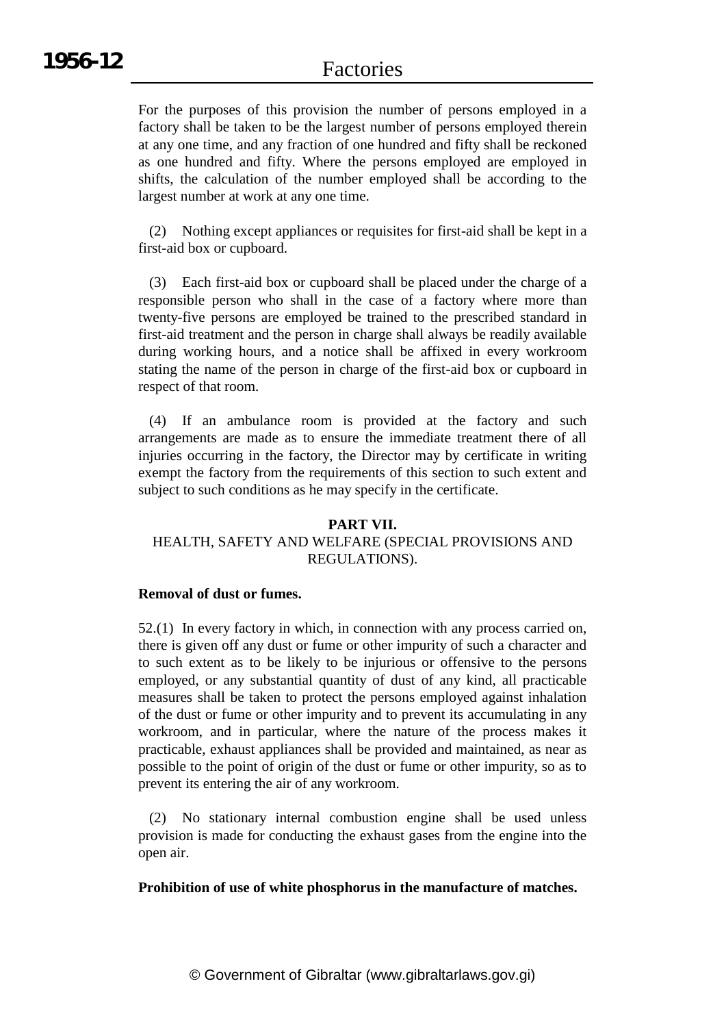For the purposes of this provision the number of persons employed in a factory shall be taken to be the largest number of persons employed therein at any one time, and any fraction of one hundred and fifty shall be reckoned as one hundred and fifty. Where the persons employed are employed in shifts, the calculation of the number employed shall be according to the largest number at work at any one time.

(2) Nothing except appliances or requisites for first-aid shall be kept in a first-aid box or cupboard.

(3) Each first-aid box or cupboard shall be placed under the charge of a responsible person who shall in the case of a factory where more than twenty-five persons are employed be trained to the prescribed standard in first-aid treatment and the person in charge shall always be readily available during working hours, and a notice shall be affixed in every workroom stating the name of the person in charge of the first-aid box or cupboard in respect of that room.

(4) If an ambulance room is provided at the factory and such arrangements are made as to ensure the immediate treatment there of all injuries occurring in the factory, the Director may by certificate in writing exempt the factory from the requirements of this section to such extent and subject to such conditions as he may specify in the certificate.

## PART VII.
## HEALTH, SAFETY AND WELFARE (SPECIAL PROVISIONS AND REGULATIONS).

**Removal of dust or fumes.**

52.(1) In every factory in which, in connection with any process carried on, there is given off any dust or fume or other impurity of such a character and to such extent as to be likely to be injurious or offensive to the persons employed, or any substantial quantity of dust of any kind, all practicable measures shall be taken to protect the persons employed against inhalation of the dust or fume or other impurity and to prevent its accumulating in any workroom, and in particular, where the nature of the process makes it practicable, exhaust appliances shall be provided and maintained, as near as possible to the point of origin of the dust or fume or other impurity, so as to prevent its entering the air of any workroom.

(2) No stationary internal combustion engine shall be used unless provision is made for conducting the exhaust gases from the engine into the open air.

**Prohibition of use of white phosphorus in the manufacture of matches.**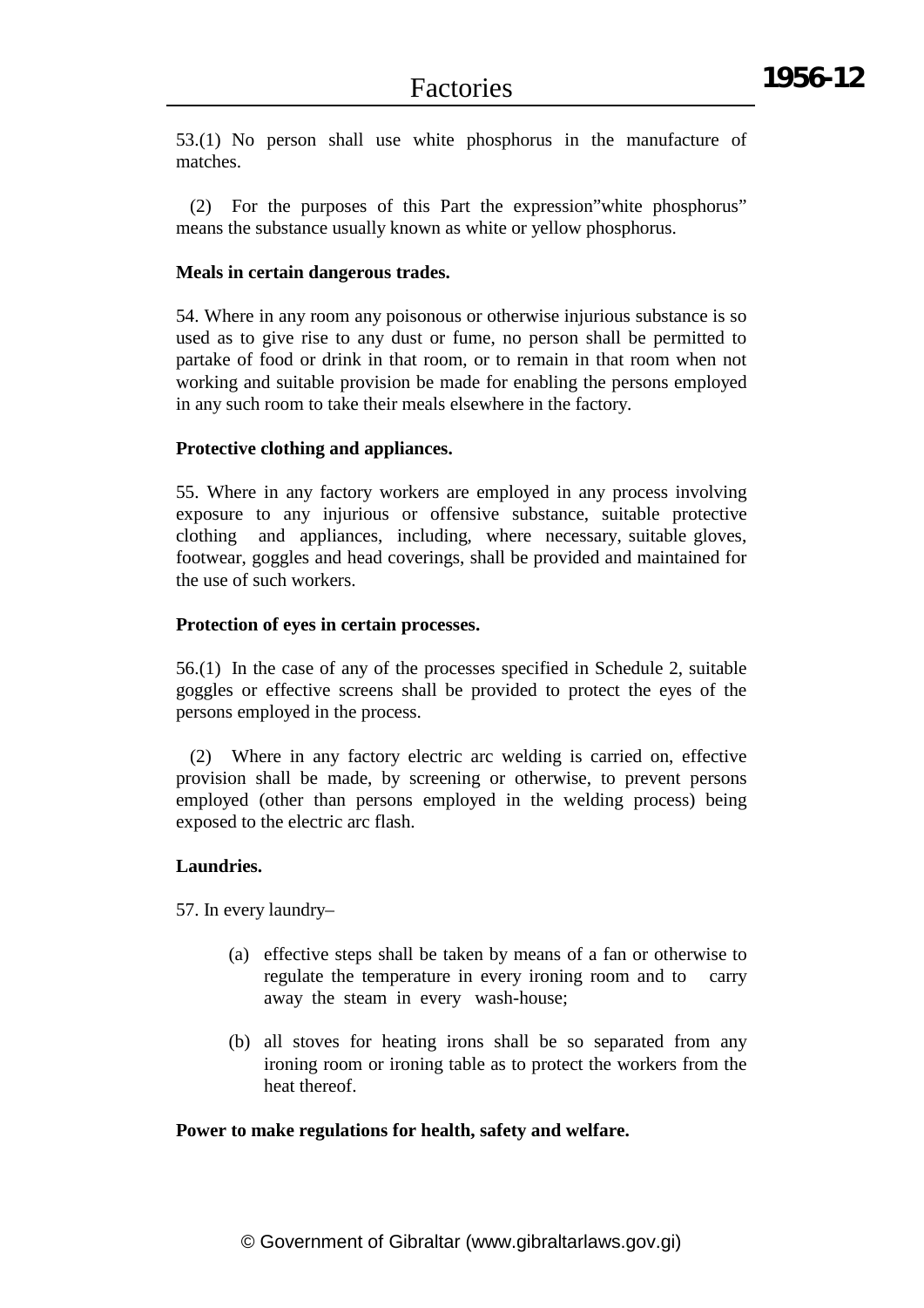53.(1) No person shall use white phosphorus in the manufacture of matches.

(2) For the purposes of this Part the expression"white phosphorus" means the substance usually known as white or yellow phosphorus.

**Meals in certain dangerous trades.**

54. Where in any room any poisonous or otherwise injurious substance is so used as to give rise to any dust or fume, no person shall be permitted to partake of food or drink in that room, or to remain in that room when not working and suitable provision be made for enabling the persons employed in any such room to take their meals elsewhere in the factory.

**Protective clothing and appliances.**

55. Where in any factory workers are employed in any process involving exposure to any injurious or offensive substance, suitable protective clothing and appliances, including, where necessary, suitable gloves, footwear, goggles and head coverings, shall be provided and maintained for the use of such workers.

**Protection of eyes in certain processes.**

56.(1) In the case of any of the processes specified in Schedule 2, suitable goggles or effective screens shall be provided to protect the eyes of the persons employed in the process.

(2) Where in any factory electric arc welding is carried on, effective provision shall be made, by screening or otherwise, to prevent persons employed (other than persons employed in the welding process) being exposed to the electric arc flash.

**Laundries.**

57. In every laundry–

(a) effective steps shall be taken by means of a fan or otherwise to regulate the temperature in every ironing room and to carry away the steam in every wash-house;

(b) all stoves for heating irons shall be so separated from any ironing room or ironing table as to protect the workers from the heat thereof.

**Power to make regulations for health, safety and welfare.**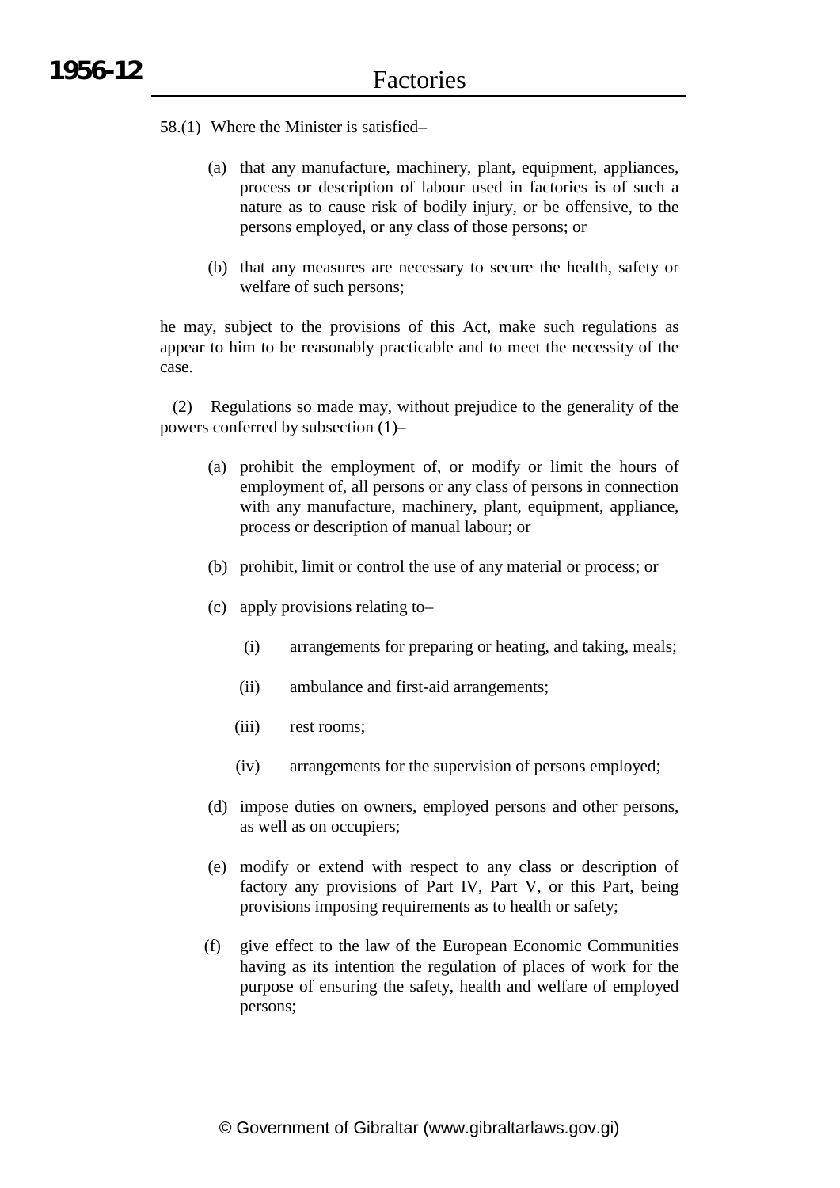58.(1) Where the Minister is satisfied–

(a) that any manufacture, machinery, plant, equipment, appliances, process or description of labour used in factories is of such a nature as to cause risk of bodily injury, or be offensive, to the persons employed, or any class of those persons; or

(b) that any measures are necessary to secure the health, safety or welfare of such persons;

he may, subject to the provisions of this Act, make such regulations as appear to him to be reasonably practicable and to meet the necessity of the case.

(2) Regulations so made may, without prejudice to the generality of the powers conferred by subsection (1)–

(a) prohibit the employment of, or modify or limit the hours of employment of, all persons or any class of persons in connection with any manufacture, machinery, plant, equipment, appliance, process or description of manual labour; or

(b) prohibit, limit or control the use of any material or process; or

(c) apply provisions relating to–

(i) arrangements for preparing or heating, and taking, meals;

(ii) ambulance and first-aid arrangements;

(iii) rest rooms;

(iv) arrangements for the supervision of persons employed;

(d) impose duties on owners, employed persons and other persons, as well as on occupiers;

(e) modify or extend with respect to any class or description of factory any provisions of Part IV, Part V, or this Part, being provisions imposing requirements as to health or safety;

(f) give effect to the law of the European Economic Communities having as its intention the regulation of places of work for the purpose of ensuring the safety, health and welfare of employed persons;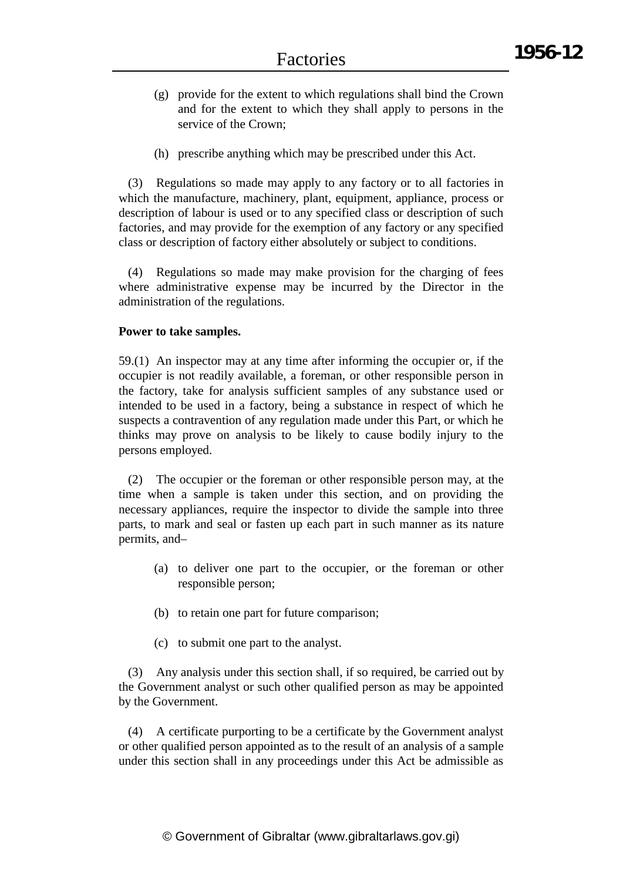(g) provide for the extent to which regulations shall bind the Crown and for the extent to which they shall apply to persons in the service of the Crown;

(h) prescribe anything which may be prescribed under this Act.

(3) Regulations so made may apply to any factory or to all factories in which the manufacture, machinery, plant, equipment, appliance, process or description of labour is used or to any specified class or description of such factories, and may provide for the exemption of any factory or any specified class or description of factory either absolutely or subject to conditions.

(4) Regulations so made may make provision for the charging of fees where administrative expense may be incurred by the Director in the administration of the regulations.

**Power to take samples.**

59.(1) An inspector may at any time after informing the occupier or, if the occupier is not readily available, a foreman, or other responsible person in the factory, take for analysis sufficient samples of any substance used or intended to be used in a factory, being a substance in respect of which he suspects a contravention of any regulation made under this Part, or which he thinks may prove on analysis to be likely to cause bodily injury to the persons employed.

(2) The occupier or the foreman or other responsible person may, at the time when a sample is taken under this section, and on providing the necessary appliances, require the inspector to divide the sample into three parts, to mark and seal or fasten up each part in such manner as its nature permits, and–

(a) to deliver one part to the occupier, or the foreman or other responsible person;

(b) to retain one part for future comparison;

(c) to submit one part to the analyst.

(3) Any analysis under this section shall, if so required, be carried out by the Government analyst or such other qualified person as may be appointed by the Government.

(4) A certificate purporting to be a certificate by the Government analyst or other qualified person appointed as to the result of an analysis of a sample under this section shall in any proceedings under this Act be admissible as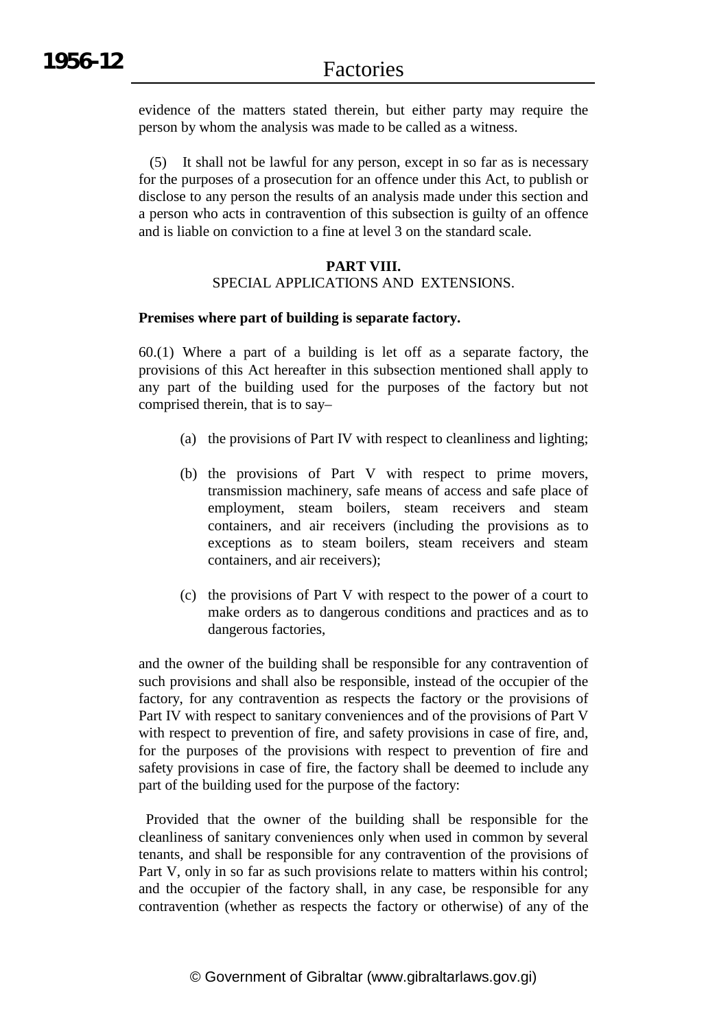evidence of the matters stated therein, but either party may require the person by whom the analysis was made to be called as a witness.

(5) It shall not be lawful for any person, except in so far as is necessary for the purposes of a prosecution for an offence under this Act, to publish or disclose to any person the results of an analysis made under this section and a person who acts in contravention of this subsection is guilty of an offence and is liable on conviction to a fine at level 3 on the standard scale.

## PART VIII.
## SPECIAL APPLICATIONS AND EXTENSIONS.

**Premises where part of building is separate factory.**

60.(1) Where a part of a building is let off as a separate factory, the provisions of this Act hereafter in this subsection mentioned shall apply to any part of the building used for the purposes of the factory but not comprised therein, that is to say–

(a) the provisions of Part IV with respect to cleanliness and lighting;

(b) the provisions of Part V with respect to prime movers, transmission machinery, safe means of access and safe place of employment, steam boilers, steam receivers and steam containers, and air receivers (including the provisions as to exceptions as to steam boilers, steam receivers and steam containers, and air receivers);

(c) the provisions of Part V with respect to the power of a court to make orders as to dangerous conditions and practices and as to dangerous factories,

and the owner of the building shall be responsible for any contravention of such provisions and shall also be responsible, instead of the occupier of the factory, for any contravention as respects the factory or the provisions of Part IV with respect to sanitary conveniences and of the provisions of Part V with respect to prevention of fire, and safety provisions in case of fire, and, for the purposes of the provisions with respect to prevention of fire and safety provisions in case of fire, the factory shall be deemed to include any part of the building used for the purpose of the factory:

Provided that the owner of the building shall be responsible for the cleanliness of sanitary conveniences only when used in common by several tenants, and shall be responsible for any contravention of the provisions of Part V, only in so far as such provisions relate to matters within his control; and the occupier of the factory shall, in any case, be responsible for any contravention (whether as respects the factory or otherwise) of any of the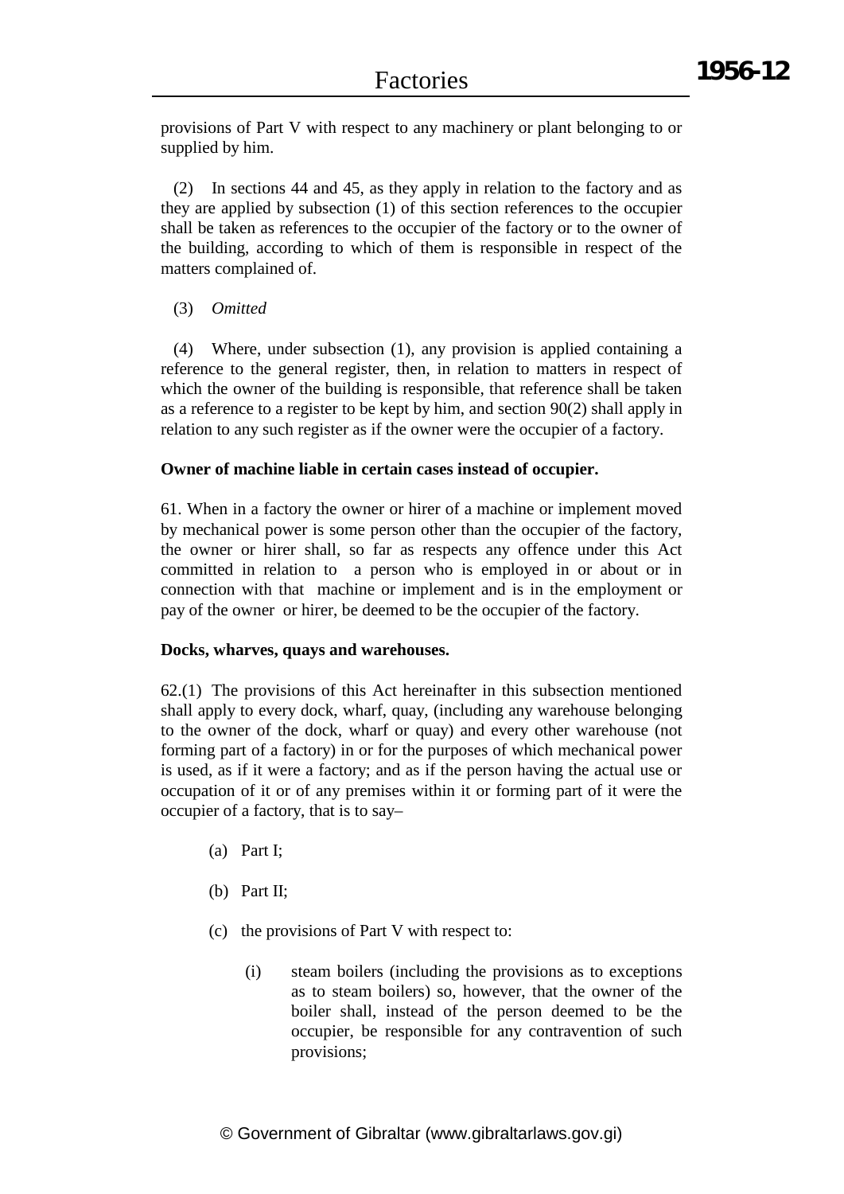provisions of Part V with respect to any machinery or plant belonging to or supplied by him.

(2) In sections 44 and 45, as they apply in relation to the factory and as they are applied by subsection (1) of this section references to the occupier shall be taken as references to the occupier of the factory or to the owner of the building, according to which of them is responsible in respect of the matters complained of.

(3) *Omitted*

(4) Where, under subsection (1), any provision is applied containing a reference to the general register, then, in relation to matters in respect of which the owner of the building is responsible, that reference shall be taken as a reference to a register to be kept by him, and section 90(2) shall apply in relation to any such register as if the owner were the occupier of a factory.

**Owner of machine liable in certain cases instead of occupier.**

61. When in a factory the owner or hirer of a machine or implement moved by mechanical power is some person other than the occupier of the factory, the owner or hirer shall, so far as respects any offence under this Act committed in relation to a person who is employed in or about or in connection with that machine or implement and is in the employment or pay of the owner or hirer, be deemed to be the occupier of the factory.

**Docks, wharves, quays and warehouses.**

62.(1) The provisions of this Act hereinafter in this subsection mentioned shall apply to every dock, wharf, quay, (including any warehouse belonging to the owner of the dock, wharf or quay) and every other warehouse (not forming part of a factory) in or for the purposes of which mechanical power is used, as if it were a factory; and as if the person having the actual use or occupation of it or of any premises within it or forming part of it were the occupier of a factory, that is to say–

(a) Part I;

(b) Part II;

(c) the provisions of Part V with respect to:

(i) steam boilers (including the provisions as to exceptions as to steam boilers) so, however, that the owner of the boiler shall, instead of the person deemed to be the occupier, be responsible for any contravention of such provisions;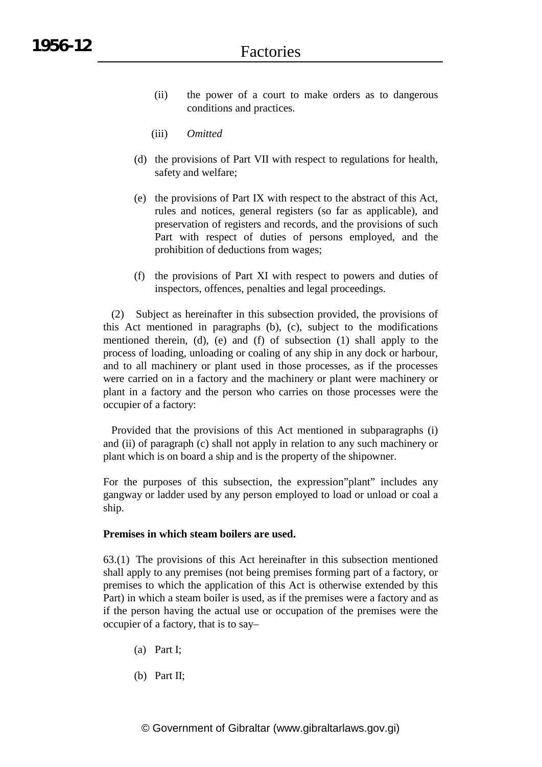(ii) the power of a court to make orders as to dangerous conditions and practices.

(iii) *Omitted*

(d) the provisions of Part VII with respect to regulations for health, safety and welfare;

(e) the provisions of Part IX with respect to the abstract of this Act, rules and notices, general registers (so far as applicable), and preservation of registers and records, and the provisions of such Part with respect of duties of persons employed, and the prohibition of deductions from wages;

(f) the provisions of Part XI with respect to powers and duties of inspectors, offences, penalties and legal proceedings.

(2) Subject as hereinafter in this subsection provided, the provisions of this Act mentioned in paragraphs (b), (c), subject to the modifications mentioned therein, (d), (e) and (f) of subsection (1) shall apply to the process of loading, unloading or coaling of any ship in any dock or harbour, and to all machinery or plant used in those processes, as if the processes were carried on in a factory and the machinery or plant were machinery or plant in a factory and the person who carries on those processes were the occupier of a factory:

Provided that the provisions of this Act mentioned in subparagraphs (i) and (ii) of paragraph (c) shall not apply in relation to any such machinery or plant which is on board a ship and is the property of the shipowner.

For the purposes of this subsection, the expression"plant" includes any gangway or ladder used by any person employed to load or unload or coal a ship.

**Premises in which steam boilers are used.**

63.(1) The provisions of this Act hereinafter in this subsection mentioned shall apply to any premises (not being premises forming part of a factory, or premises to which the application of this Act is otherwise extended by this Part) in which a steam boiler is used, as if the premises were a factory and as if the person having the actual use or occupation of the premises were the occupier of a factory, that is to say–

(a) Part I;

(b) Part II;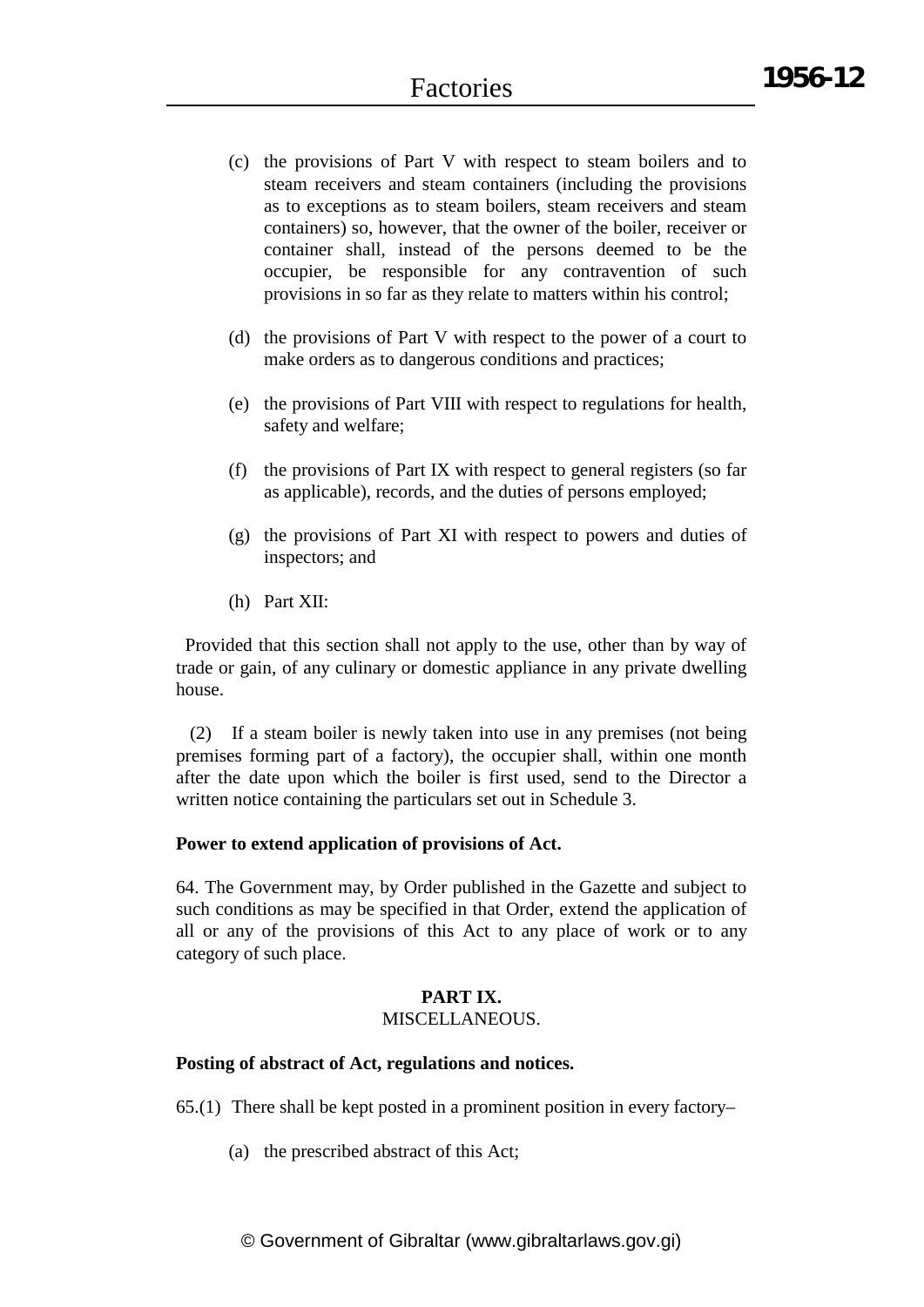(c) the provisions of Part V with respect to steam boilers and to steam receivers and steam containers (including the provisions as to exceptions as to steam boilers, steam receivers and steam containers) so, however, that the owner of the boiler, receiver or container shall, instead of the persons deemed to be the occupier, be responsible for any contravention of such provisions in so far as they relate to matters within his control;

(d) the provisions of Part V with respect to the power of a court to make orders as to dangerous conditions and practices;

(e) the provisions of Part VIII with respect to regulations for health, safety and welfare;

(f) the provisions of Part IX with respect to general registers (so far as applicable), records, and the duties of persons employed;

(g) the provisions of Part XI with respect to powers and duties of inspectors; and

(h) Part XII:

Provided that this section shall not apply to the use, other than by way of trade or gain, of any culinary or domestic appliance in any private dwelling house.

(2) If a steam boiler is newly taken into use in any premises (not being premises forming part of a factory), the occupier shall, within one month after the date upon which the boiler is first used, send to the Director a written notice containing the particulars set out in Schedule 3.

**Power to extend application of provisions of Act.**

64. The Government may, by Order published in the Gazette and subject to such conditions as may be specified in that Order, extend the application of all or any of the provisions of this Act to any place of work or to any category of such place.

## PART IX.
MISCELLANEOUS.

**Posting of abstract of Act, regulations and notices.**

65.(1) There shall be kept posted in a prominent position in every factory–

(a) the prescribed abstract of this Act;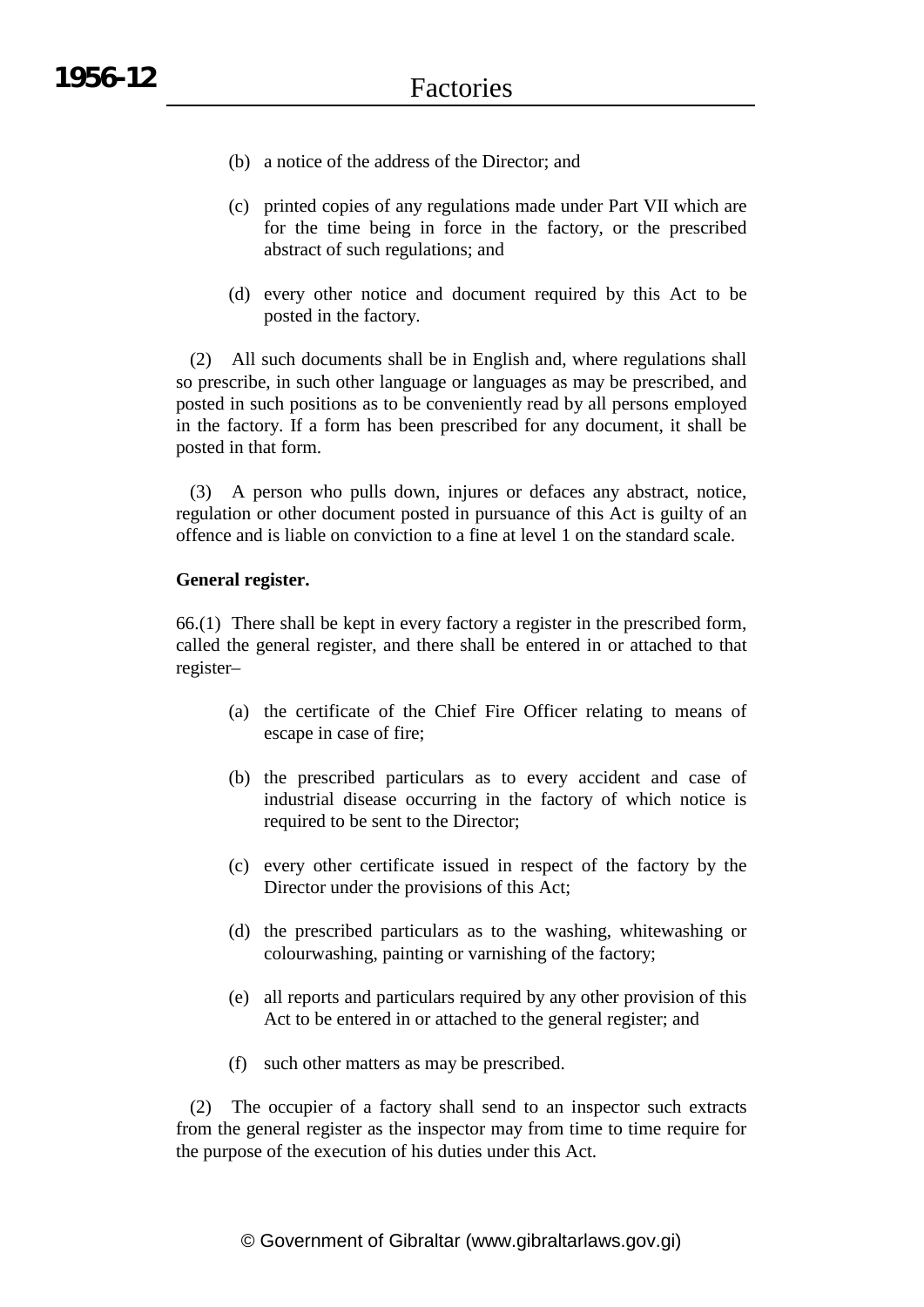(b) a notice of the address of the Director; and

(c) printed copies of any regulations made under Part VII which are for the time being in force in the factory, or the prescribed abstract of such regulations; and

(d) every other notice and document required by this Act to be posted in the factory.

(2) All such documents shall be in English and, where regulations shall so prescribe, in such other language or languages as may be prescribed, and posted in such positions as to be conveniently read by all persons employed in the factory. If a form has been prescribed for any document, it shall be posted in that form.

(3) A person who pulls down, injures or defaces any abstract, notice, regulation or other document posted in pursuance of this Act is guilty of an offence and is liable on conviction to a fine at level 1 on the standard scale.

**General register.**

66.(1) There shall be kept in every factory a register in the prescribed form, called the general register, and there shall be entered in or attached to that register–

(a) the certificate of the Chief Fire Officer relating to means of escape in case of fire;

(b) the prescribed particulars as to every accident and case of industrial disease occurring in the factory of which notice is required to be sent to the Director;

(c) every other certificate issued in respect of the factory by the Director under the provisions of this Act;

(d) the prescribed particulars as to the washing, whitewashing or colourwashing, painting or varnishing of the factory;

(e) all reports and particulars required by any other provision of this Act to be entered in or attached to the general register; and

(f) such other matters as may be prescribed.

(2) The occupier of a factory shall send to an inspector such extracts from the general register as the inspector may from time to time require for the purpose of the execution of his duties under this Act.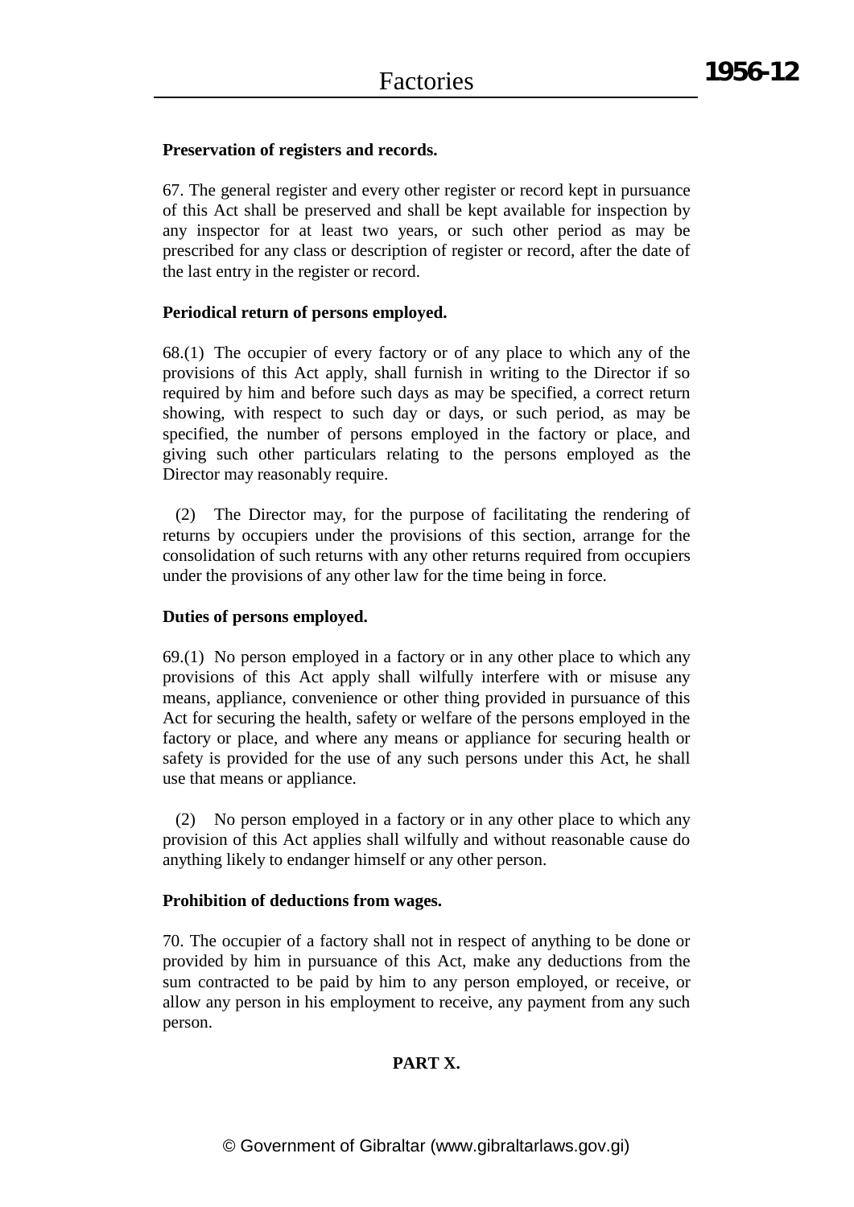**Preservation of registers and records.**

67. The general register and every other register or record kept in pursuance of this Act shall be preserved and shall be kept available for inspection by any inspector for at least two years, or such other period as may be prescribed for any class or description of register or record, after the date of the last entry in the register or record.

**Periodical return of persons employed.**

68.(1) The occupier of every factory or of any place to which any of the provisions of this Act apply, shall furnish in writing to the Director if so required by him and before such days as may be specified, a correct return showing, with respect to such day or days, or such period, as may be specified, the number of persons employed in the factory or place, and giving such other particulars relating to the persons employed as the Director may reasonably require.

(2) The Director may, for the purpose of facilitating the rendering of returns by occupiers under the provisions of this section, arrange for the consolidation of such returns with any other returns required from occupiers under the provisions of any other law for the time being in force.

**Duties of persons employed.**

69.(1) No person employed in a factory or in any other place to which any provisions of this Act apply shall wilfully interfere with or misuse any means, appliance, convenience or other thing provided in pursuance of this Act for securing the health, safety or welfare of the persons employed in the factory or place, and where any means or appliance for securing health or safety is provided for the use of any such persons under this Act, he shall use that means or appliance.

(2) No person employed in a factory or in any other place to which any provision of this Act applies shall wilfully and without reasonable cause do anything likely to endanger himself or any other person.

**Prohibition of deductions from wages.**

70. The occupier of a factory shall not in respect of anything to be done or provided by him in pursuance of this Act, make any deductions from the sum contracted to be paid by him to any person employed, or receive, or allow any person in his employment to receive, any payment from any such person.

**PART X.**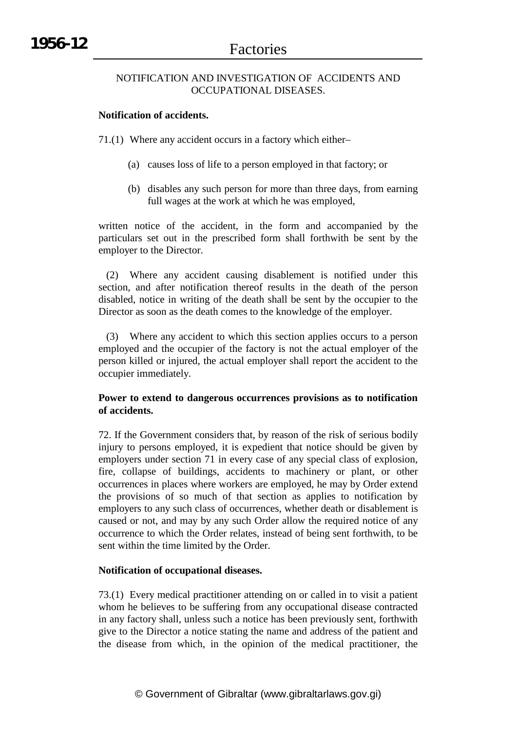NOTIFICATION AND INVESTIGATION OF ACCIDENTS AND OCCUPATIONAL DISEASES.

**Notification of accidents.**

71.(1) Where any accident occurs in a factory which either–

(a) causes loss of life to a person employed in that factory; or

(b) disables any such person for more than three days, from earning full wages at the work at which he was employed,

written notice of the accident, in the form and accompanied by the particulars set out in the prescribed form shall forthwith be sent by the employer to the Director.

(2) Where any accident causing disablement is notified under this section, and after notification thereof results in the death of the person disabled, notice in writing of the death shall be sent by the occupier to the Director as soon as the death comes to the knowledge of the employer.

(3) Where any accident to which this section applies occurs to a person employed and the occupier of the factory is not the actual employer of the person killed or injured, the actual employer shall report the accident to the occupier immediately.

**Power to extend to dangerous occurrences provisions as to notification of accidents.**

72. If the Government considers that, by reason of the risk of serious bodily injury to persons employed, it is expedient that notice should be given by employers under section 71 in every case of any special class of explosion, fire, collapse of buildings, accidents to machinery or plant, or other occurrences in places where workers are employed, he may by Order extend the provisions of so much of that section as applies to notification by employers to any such class of occurrences, whether death or disablement is caused or not, and may by any such Order allow the required notice of any occurrence to which the Order relates, instead of being sent forthwith, to be sent within the time limited by the Order.

**Notification of occupational diseases.**

73.(1) Every medical practitioner attending on or called in to visit a patient whom he believes to be suffering from any occupational disease contracted in any factory shall, unless such a notice has been previously sent, forthwith give to the Director a notice stating the name and address of the patient and the disease from which, in the opinion of the medical practitioner, the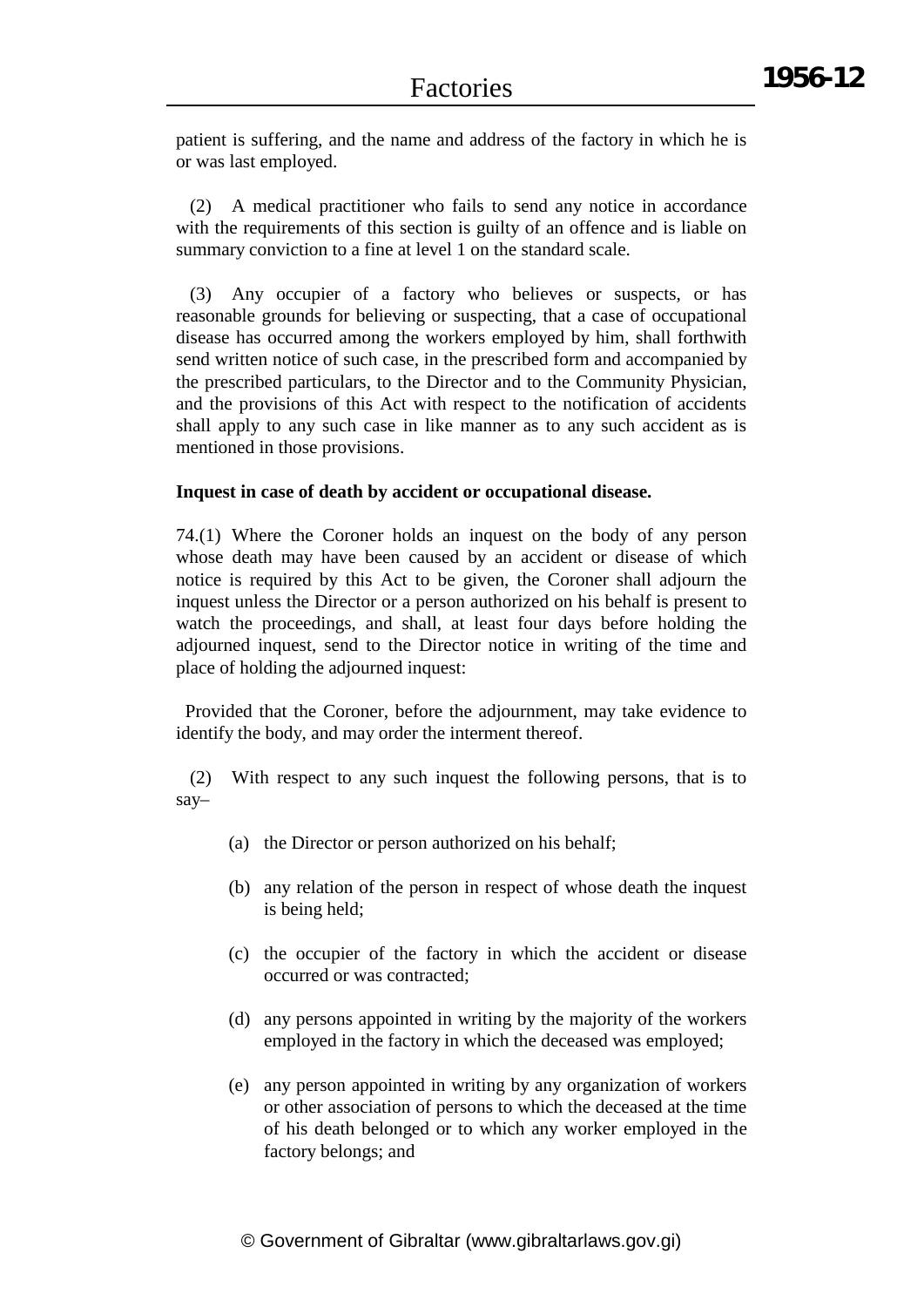patient is suffering, and the name and address of the factory in which he is or was last employed.

(2) A medical practitioner who fails to send any notice in accordance with the requirements of this section is guilty of an offence and is liable on summary conviction to a fine at level 1 on the standard scale.

(3) Any occupier of a factory who believes or suspects, or has reasonable grounds for believing or suspecting, that a case of occupational disease has occurred among the workers employed by him, shall forthwith send written notice of such case, in the prescribed form and accompanied by the prescribed particulars, to the Director and to the Community Physician, and the provisions of this Act with respect to the notification of accidents shall apply to any such case in like manner as to any such accident as is mentioned in those provisions.

**Inquest in case of death by accident or occupational disease.**

74.(1) Where the Coroner holds an inquest on the body of any person whose death may have been caused by an accident or disease of which notice is required by this Act to be given, the Coroner shall adjourn the inquest unless the Director or a person authorized on his behalf is present to watch the proceedings, and shall, at least four days before holding the adjourned inquest, send to the Director notice in writing of the time and place of holding the adjourned inquest:

Provided that the Coroner, before the adjournment, may take evidence to identify the body, and may order the interment thereof.

(2) With respect to any such inquest the following persons, that is to say–

(a) the Director or person authorized on his behalf;

(b) any relation of the person in respect of whose death the inquest is being held;

(c) the occupier of the factory in which the accident or disease occurred or was contracted;

(d) any persons appointed in writing by the majority of the workers employed in the factory in which the deceased was employed;

(e) any person appointed in writing by any organization of workers or other association of persons to which the deceased at the time of his death belonged or to which any worker employed in the factory belongs; and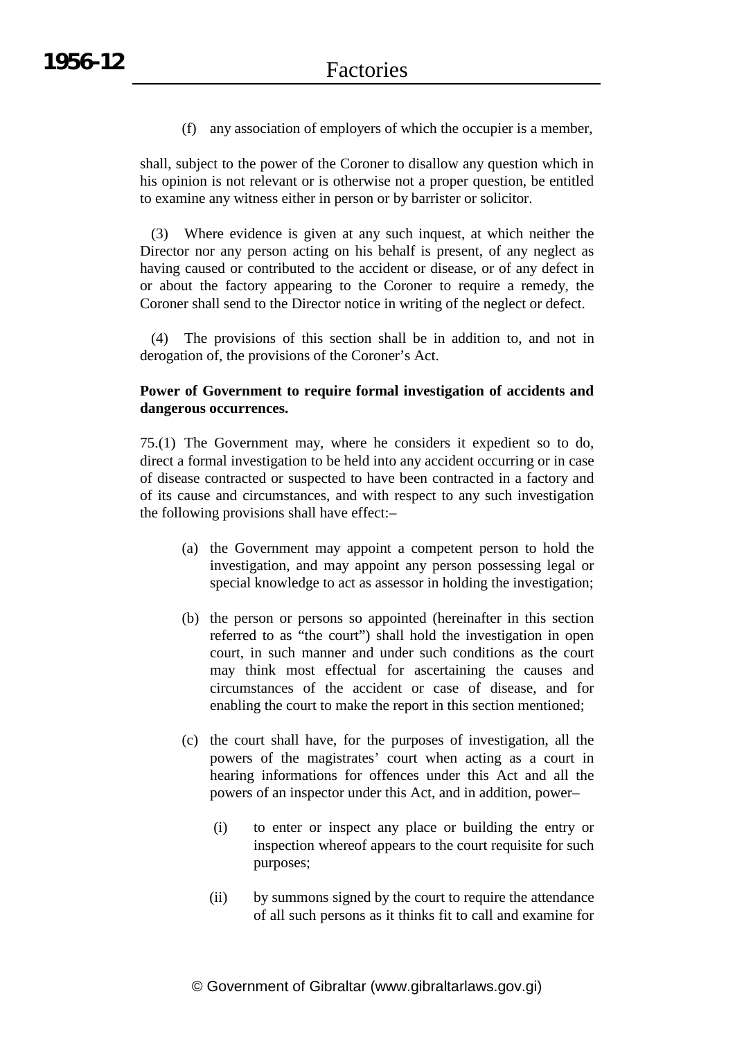(f) any association of employers of which the occupier is a member,

shall, subject to the power of the Coroner to disallow any question which in his opinion is not relevant or is otherwise not a proper question, be entitled to examine any witness either in person or by barrister or solicitor.

(3) Where evidence is given at any such inquest, at which neither the Director nor any person acting on his behalf is present, of any neglect as having caused or contributed to the accident or disease, or of any defect in or about the factory appearing to the Coroner to require a remedy, the Coroner shall send to the Director notice in writing of the neglect or defect.

(4) The provisions of this section shall be in addition to, and not in derogation of, the provisions of the Coroner's Act.

**Power of Government to require formal investigation of accidents and dangerous occurrences.**

75.(1) The Government may, where he considers it expedient so to do, direct a formal investigation to be held into any accident occurring or in case of disease contracted or suspected to have been contracted in a factory and of its cause and circumstances, and with respect to any such investigation the following provisions shall have effect:–

(a) the Government may appoint a competent person to hold the investigation, and may appoint any person possessing legal or special knowledge to act as assessor in holding the investigation;

(b) the person or persons so appointed (hereinafter in this section referred to as "the court") shall hold the investigation in open court, in such manner and under such conditions as the court may think most effectual for ascertaining the causes and circumstances of the accident or case of disease, and for enabling the court to make the report in this section mentioned;

(c) the court shall have, for the purposes of investigation, all the powers of the magistrates' court when acting as a court in hearing informations for offences under this Act and all the powers of an inspector under this Act, and in addition, power–

(i) to enter or inspect any place or building the entry or inspection whereof appears to the court requisite for such purposes;

(ii) by summons signed by the court to require the attendance of all such persons as it thinks fit to call and examine for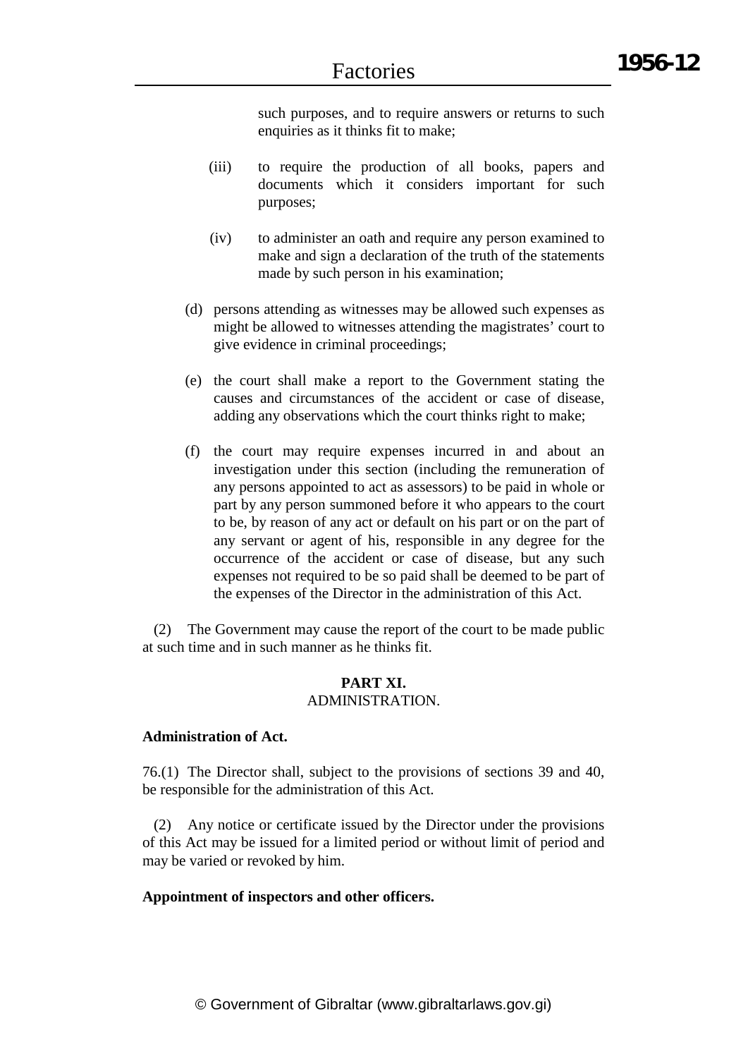such purposes, and to require answers or returns to such enquiries as it thinks fit to make;

(iii) to require the production of all books, papers and documents which it considers important for such purposes;

(iv) to administer an oath and require any person examined to make and sign a declaration of the truth of the statements made by such person in his examination;

(d) persons attending as witnesses may be allowed such expenses as might be allowed to witnesses attending the magistrates' court to give evidence in criminal proceedings;

(e) the court shall make a report to the Government stating the causes and circumstances of the accident or case of disease, adding any observations which the court thinks right to make;

(f) the court may require expenses incurred in and about an investigation under this section (including the remuneration of any persons appointed to act as assessors) to be paid in whole or part by any person summoned before it who appears to the court to be, by reason of any act or default on his part or on the part of any servant or agent of his, responsible in any degree for the occurrence of the accident or case of disease, but any such expenses not required to be so paid shall be deemed to be part of the expenses of the Director in the administration of this Act.

(2) The Government may cause the report of the court to be made public at such time and in such manner as he thinks fit.

## PART XI.
## ADMINISTRATION.

**Administration of Act.**

76.(1) The Director shall, subject to the provisions of sections 39 and 40, be responsible for the administration of this Act.

(2) Any notice or certificate issued by the Director under the provisions of this Act may be issued for a limited period or without limit of period and may be varied or revoked by him.

**Appointment of inspectors and other officers.**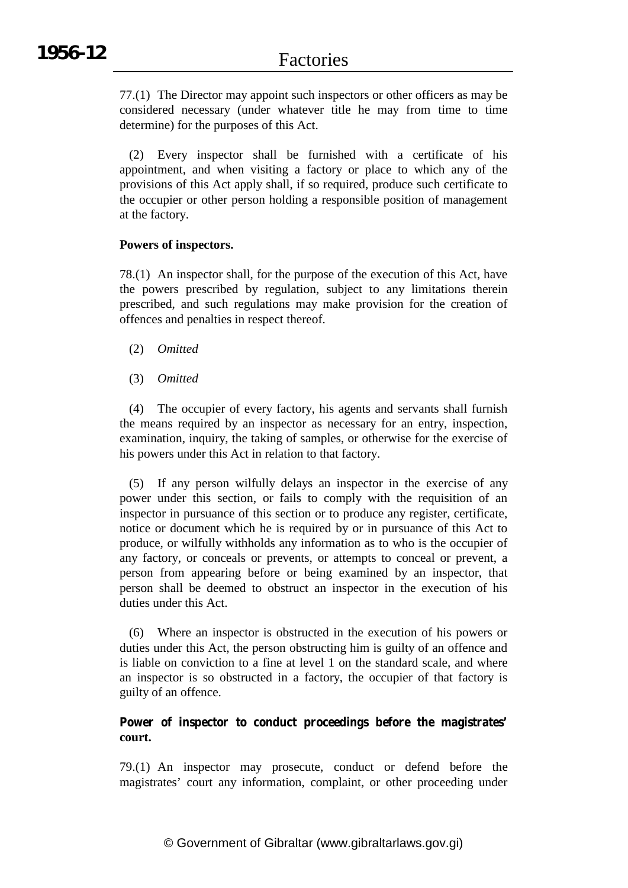77.(1) The Director may appoint such inspectors or other officers as may be considered necessary (under whatever title he may from time to time determine) for the purposes of this Act.

(2) Every inspector shall be furnished with a certificate of his appointment, and when visiting a factory or place to which any of the provisions of this Act apply shall, if so required, produce such certificate to the occupier or other person holding a responsible position of management at the factory.

**Powers of inspectors.**

78.(1) An inspector shall, for the purpose of the execution of this Act, have the powers prescribed by regulation, subject to any limitations therein prescribed, and such regulations may make provision for the creation of offences and penalties in respect thereof.

(2) *Omitted*

(3) *Omitted*

(4) The occupier of every factory, his agents and servants shall furnish the means required by an inspector as necessary for an entry, inspection, examination, inquiry, the taking of samples, or otherwise for the exercise of his powers under this Act in relation to that factory.

(5) If any person wilfully delays an inspector in the exercise of any power under this section, or fails to comply with the requisition of an inspector in pursuance of this section or to produce any register, certificate, notice or document which he is required by or in pursuance of this Act to produce, or wilfully withholds any information as to who is the occupier of any factory, or conceals or prevents, or attempts to conceal or prevent, a person from appearing before or being examined by an inspector, that person shall be deemed to obstruct an inspector in the execution of his duties under this Act.

(6) Where an inspector is obstructed in the execution of his powers or duties under this Act, the person obstructing him is guilty of an offence and is liable on conviction to a fine at level 1 on the standard scale, and where an inspector is so obstructed in a factory, the occupier of that factory is guilty of an offence.

**Power of inspector to conduct proceedings before the magistrates' court.**

79.(1) An inspector may prosecute, conduct or defend before the magistrates' court any information, complaint, or other proceeding under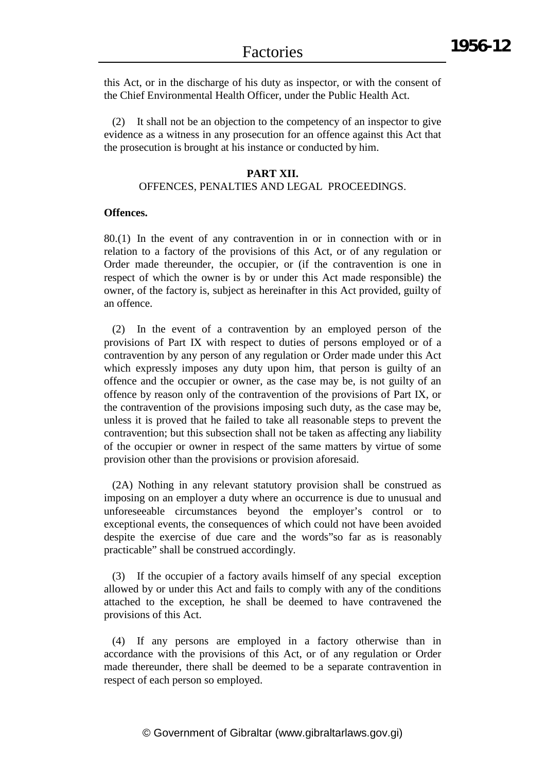this Act, or in the discharge of his duty as inspector, or with the consent of the Chief Environmental Health Officer, under the Public Health Act.

(2) It shall not be an objection to the competency of an inspector to give evidence as a witness in any prosecution for an offence against this Act that the prosecution is brought at his instance or conducted by him.

## PART XII.

## OFFENCES, PENALTIES AND LEGAL PROCEEDINGS.

**Offences.**

80.(1) In the event of any contravention in or in connection with or in relation to a factory of the provisions of this Act, or of any regulation or Order made thereunder, the occupier, or (if the contravention is one in respect of which the owner is by or under this Act made responsible) the owner, of the factory is, subject as hereinafter in this Act provided, guilty of an offence.

(2) In the event of a contravention by an employed person of the provisions of Part IX with respect to duties of persons employed or of a contravention by any person of any regulation or Order made under this Act which expressly imposes any duty upon him, that person is guilty of an offence and the occupier or owner, as the case may be, is not guilty of an offence by reason only of the contravention of the provisions of Part IX, or the contravention of the provisions imposing such duty, as the case may be, unless it is proved that he failed to take all reasonable steps to prevent the contravention; but this subsection shall not be taken as affecting any liability of the occupier or owner in respect of the same matters by virtue of some provision other than the provisions or provision aforesaid.

(2A) Nothing in any relevant statutory provision shall be construed as imposing on an employer a duty where an occurrence is due to unusual and unforeseeable circumstances beyond the employer's control or to exceptional events, the consequences of which could not have been avoided despite the exercise of due care and the words"so far as is reasonably practicable" shall be construed accordingly.

(3) If the occupier of a factory avails himself of any special exception allowed by or under this Act and fails to comply with any of the conditions attached to the exception, he shall be deemed to have contravened the provisions of this Act.

(4) If any persons are employed in a factory otherwise than in accordance with the provisions of this Act, or of any regulation or Order made thereunder, there shall be deemed to be a separate contravention in respect of each person so employed.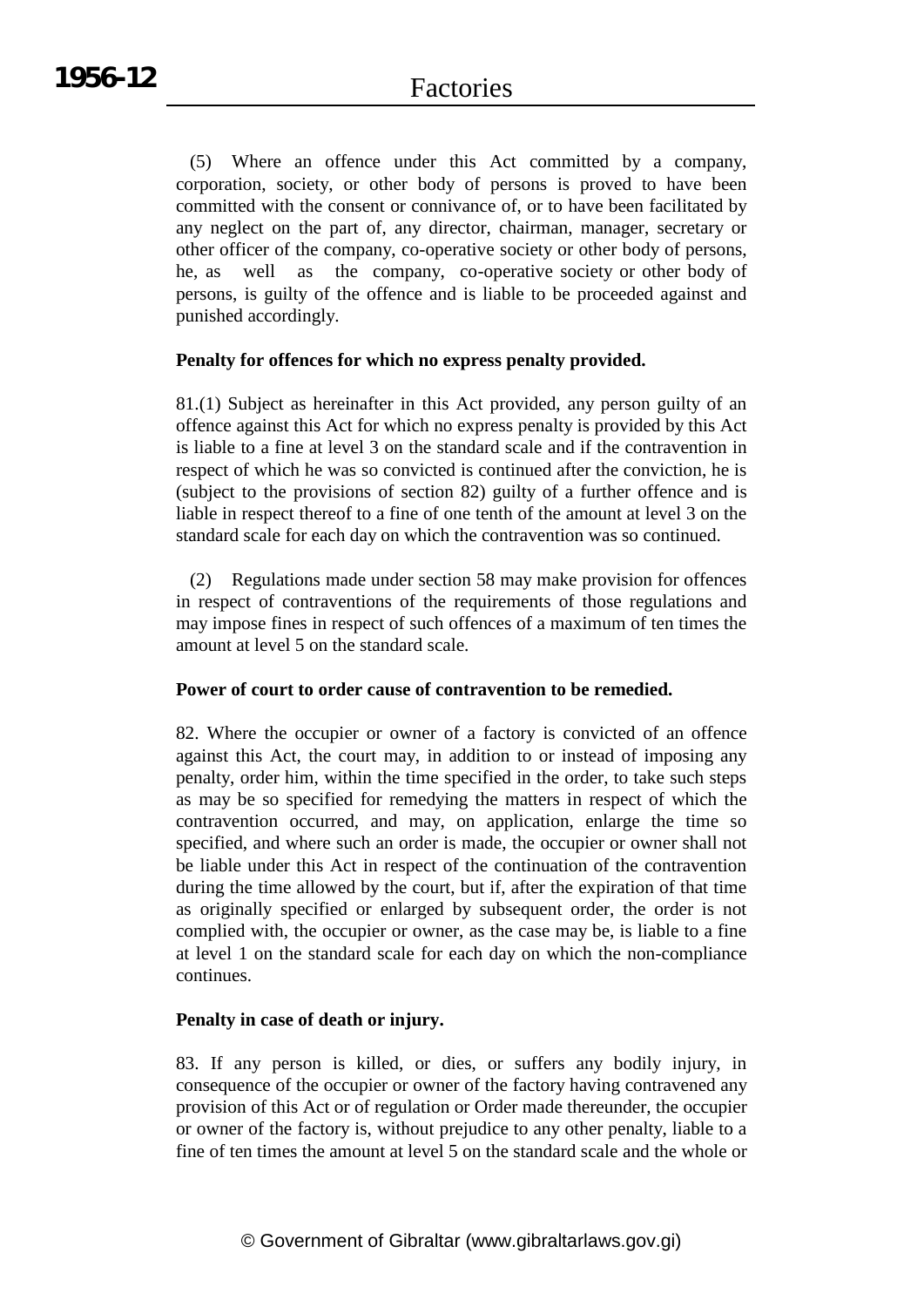(5) Where an offence under this Act committed by a company, corporation, society, or other body of persons is proved to have been committed with the consent or connivance of, or to have been facilitated by any neglect on the part of, any director, chairman, manager, secretary or other officer of the company, co-operative society or other body of persons, he, as well as the company, co-operative society or other body of persons, is guilty of the offence and is liable to be proceeded against and punished accordingly.

**Penalty for offences for which no express penalty provided.**

81.(1) Subject as hereinafter in this Act provided, any person guilty of an offence against this Act for which no express penalty is provided by this Act is liable to a fine at level 3 on the standard scale and if the contravention in respect of which he was so convicted is continued after the conviction, he is (subject to the provisions of section 82) guilty of a further offence and is liable in respect thereof to a fine of one tenth of the amount at level 3 on the standard scale for each day on which the contravention was so continued.

(2) Regulations made under section 58 may make provision for offences in respect of contraventions of the requirements of those regulations and may impose fines in respect of such offences of a maximum of ten times the amount at level 5 on the standard scale.

**Power of court to order cause of contravention to be remedied.**

82. Where the occupier or owner of a factory is convicted of an offence against this Act, the court may, in addition to or instead of imposing any penalty, order him, within the time specified in the order, to take such steps as may be so specified for remedying the matters in respect of which the contravention occurred, and may, on application, enlarge the time so specified, and where such an order is made, the occupier or owner shall not be liable under this Act in respect of the continuation of the contravention during the time allowed by the court, but if, after the expiration of that time as originally specified or enlarged by subsequent order, the order is not complied with, the occupier or owner, as the case may be, is liable to a fine at level 1 on the standard scale for each day on which the non-compliance continues.

**Penalty in case of death or injury.**

83. If any person is killed, or dies, or suffers any bodily injury, in consequence of the occupier or owner of the factory having contravened any provision of this Act or of regulation or Order made thereunder, the occupier or owner of the factory is, without prejudice to any other penalty, liable to a fine of ten times the amount at level 5 on the standard scale and the whole or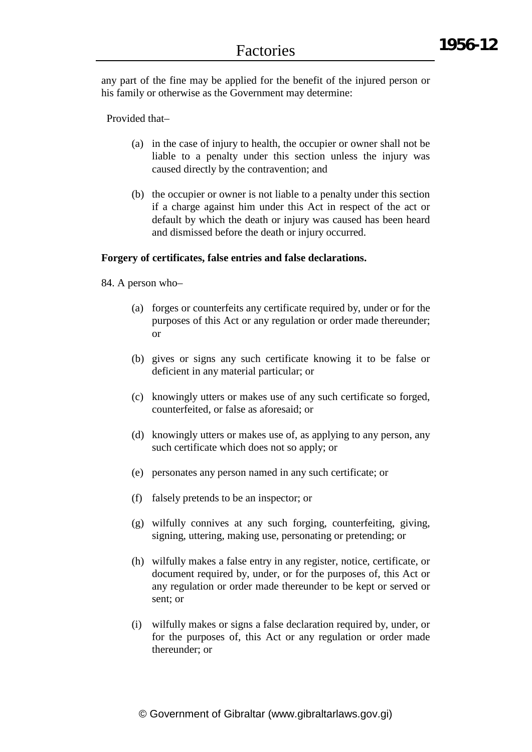any part of the fine may be applied for the benefit of the injured person or his family or otherwise as the Government may determine:

Provided that–

(a) in the case of injury to health, the occupier or owner shall not be liable to a penalty under this section unless the injury was caused directly by the contravention; and

(b) the occupier or owner is not liable to a penalty under this section if a charge against him under this Act in respect of the act or default by which the death or injury was caused has been heard and dismissed before the death or injury occurred.

**Forgery of certificates, false entries and false declarations.**

84. A person who–

(a) forges or counterfeits any certificate required by, under or for the purposes of this Act or any regulation or order made thereunder; or

(b) gives or signs any such certificate knowing it to be false or deficient in any material particular; or

(c) knowingly utters or makes use of any such certificate so forged, counterfeited, or false as aforesaid; or

(d) knowingly utters or makes use of, as applying to any person, any such certificate which does not so apply; or

(e) personates any person named in any such certificate; or

(f) falsely pretends to be an inspector; or

(g) wilfully connives at any such forging, counterfeiting, giving, signing, uttering, making use, personating or pretending; or

(h) wilfully makes a false entry in any register, notice, certificate, or document required by, under, or for the purposes of, this Act or any regulation or order made thereunder to be kept or served or sent; or

(i) wilfully makes or signs a false declaration required by, under, or for the purposes of, this Act or any regulation or order made thereunder; or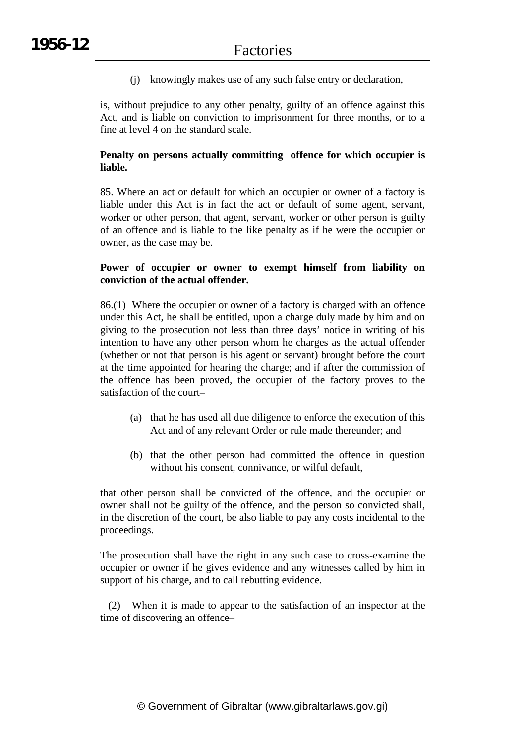(j) knowingly makes use of any such false entry or declaration,

is, without prejudice to any other penalty, guilty of an offence against this Act, and is liable on conviction to imprisonment for three months, or to a fine at level 4 on the standard scale.

**Penalty on persons actually committing offence for which occupier is liable.**

85. Where an act or default for which an occupier or owner of a factory is liable under this Act is in fact the act or default of some agent, servant, worker or other person, that agent, servant, worker or other person is guilty of an offence and is liable to the like penalty as if he were the occupier or owner, as the case may be.

**Power of occupier or owner to exempt himself from liability on conviction of the actual offender.**

86.(1) Where the occupier or owner of a factory is charged with an offence under this Act, he shall be entitled, upon a charge duly made by him and on giving to the prosecution not less than three days' notice in writing of his intention to have any other person whom he charges as the actual offender (whether or not that person is his agent or servant) brought before the court at the time appointed for hearing the charge; and if after the commission of the offence has been proved, the occupier of the factory proves to the satisfaction of the court–

(a) that he has used all due diligence to enforce the execution of this Act and of any relevant Order or rule made thereunder; and

(b) that the other person had committed the offence in question without his consent, connivance, or wilful default,

that other person shall be convicted of the offence, and the occupier or owner shall not be guilty of the offence, and the person so convicted shall, in the discretion of the court, be also liable to pay any costs incidental to the proceedings.

The prosecution shall have the right in any such case to cross-examine the occupier or owner if he gives evidence and any witnesses called by him in support of his charge, and to call rebutting evidence.

(2) When it is made to appear to the satisfaction of an inspector at the time of discovering an offence–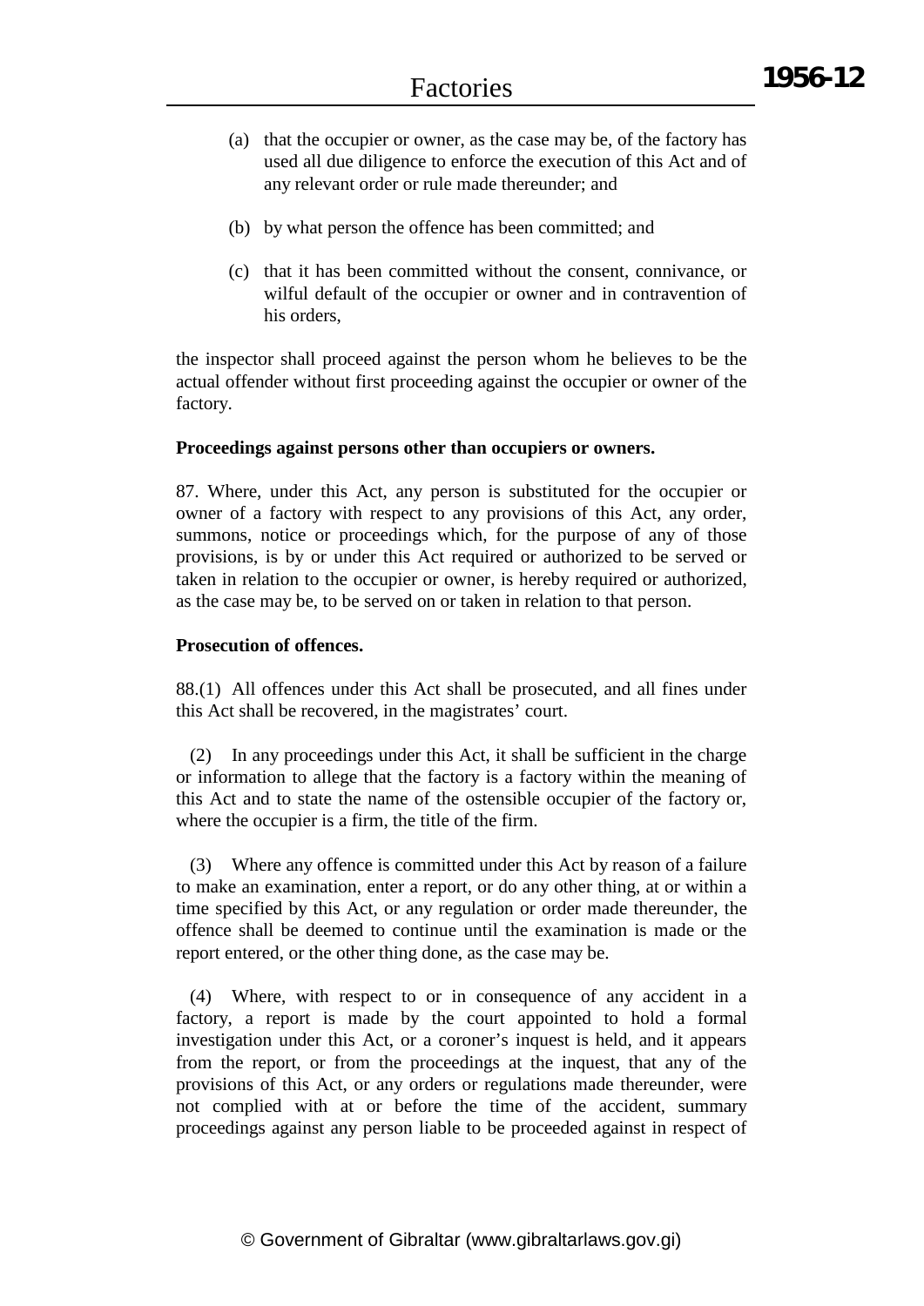(a) that the occupier or owner, as the case may be, of the factory has used all due diligence to enforce the execution of this Act and of any relevant order or rule made thereunder; and

(b) by what person the offence has been committed; and

(c) that it has been committed without the consent, connivance, or wilful default of the occupier or owner and in contravention of his orders,

the inspector shall proceed against the person whom he believes to be the actual offender without first proceeding against the occupier or owner of the factory.

**Proceedings against persons other than occupiers or owners.**

87. Where, under this Act, any person is substituted for the occupier or owner of a factory with respect to any provisions of this Act, any order, summons, notice or proceedings which, for the purpose of any of those provisions, is by or under this Act required or authorized to be served or taken in relation to the occupier or owner, is hereby required or authorized, as the case may be, to be served on or taken in relation to that person.

**Prosecution of offences.**

88.(1) All offences under this Act shall be prosecuted, and all fines under this Act shall be recovered, in the magistrates' court.

(2) In any proceedings under this Act, it shall be sufficient in the charge or information to allege that the factory is a factory within the meaning of this Act and to state the name of the ostensible occupier of the factory or, where the occupier is a firm, the title of the firm.

(3) Where any offence is committed under this Act by reason of a failure to make an examination, enter a report, or do any other thing, at or within a time specified by this Act, or any regulation or order made thereunder, the offence shall be deemed to continue until the examination is made or the report entered, or the other thing done, as the case may be.

(4) Where, with respect to or in consequence of any accident in a factory, a report is made by the court appointed to hold a formal investigation under this Act, or a coroner's inquest is held, and it appears from the report, or from the proceedings at the inquest, that any of the provisions of this Act, or any orders or regulations made thereunder, were not complied with at or before the time of the accident, summary proceedings against any person liable to be proceeded against in respect of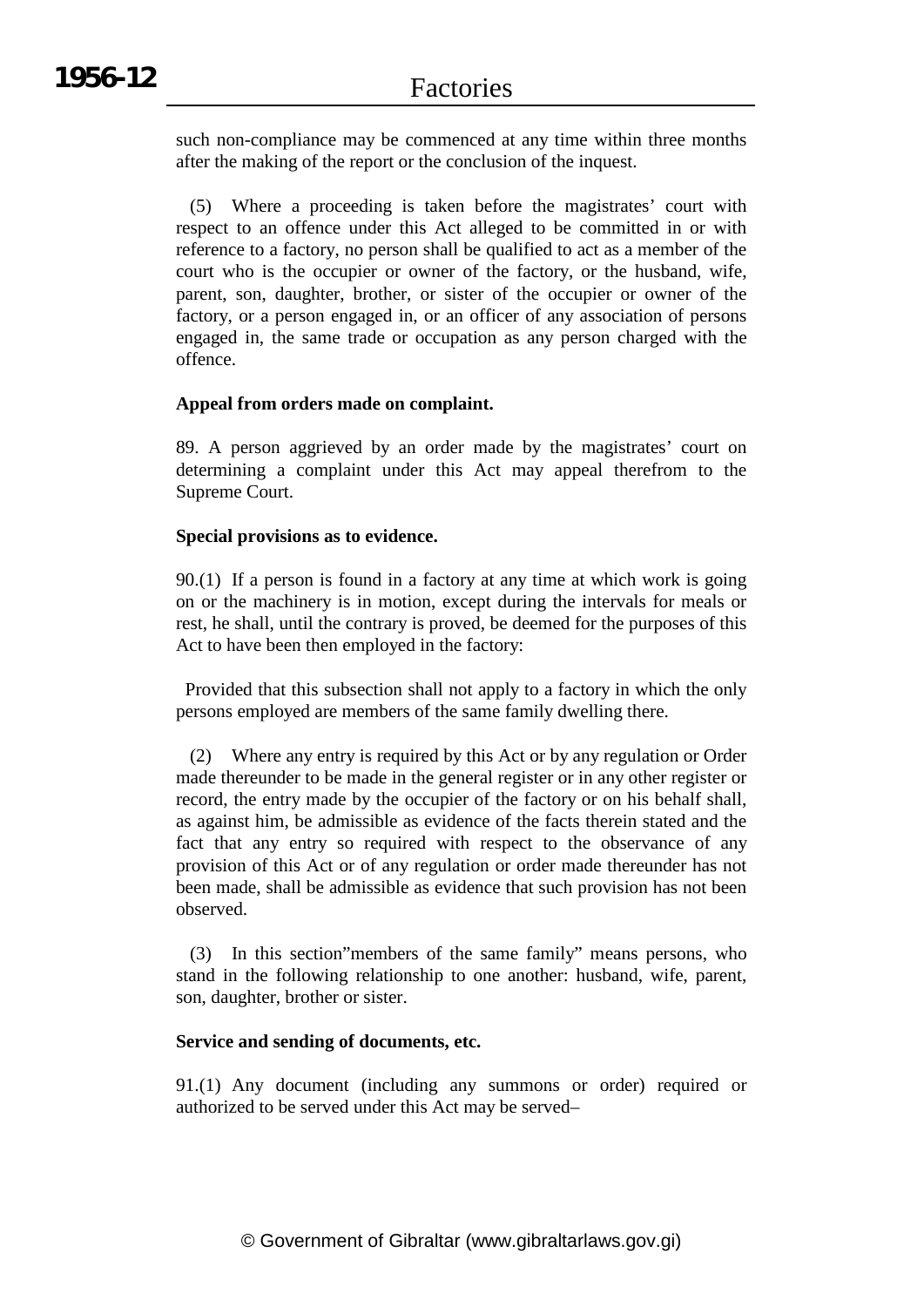such non-compliance may be commenced at any time within three months after the making of the report or the conclusion of the inquest.

(5) Where a proceeding is taken before the magistrates' court with respect to an offence under this Act alleged to be committed in or with reference to a factory, no person shall be qualified to act as a member of the court who is the occupier or owner of the factory, or the husband, wife, parent, son, daughter, brother, or sister of the occupier or owner of the factory, or a person engaged in, or an officer of any association of persons engaged in, the same trade or occupation as any person charged with the offence.

**Appeal from orders made on complaint.**

89. A person aggrieved by an order made by the magistrates' court on determining a complaint under this Act may appeal therefrom to the Supreme Court.

**Special provisions as to evidence.**

90.(1) If a person is found in a factory at any time at which work is going on or the machinery is in motion, except during the intervals for meals or rest, he shall, until the contrary is proved, be deemed for the purposes of this Act to have been then employed in the factory:

Provided that this subsection shall not apply to a factory in which the only persons employed are members of the same family dwelling there.

(2) Where any entry is required by this Act or by any regulation or Order made thereunder to be made in the general register or in any other register or record, the entry made by the occupier of the factory or on his behalf shall, as against him, be admissible as evidence of the facts therein stated and the fact that any entry so required with respect to the observance of any provision of this Act or of any regulation or order made thereunder has not been made, shall be admissible as evidence that such provision has not been observed.

(3) In this section"members of the same family" means persons, who stand in the following relationship to one another: husband, wife, parent, son, daughter, brother or sister.

**Service and sending of documents, etc.**

91.(1) Any document (including any summons or order) required or authorized to be served under this Act may be served–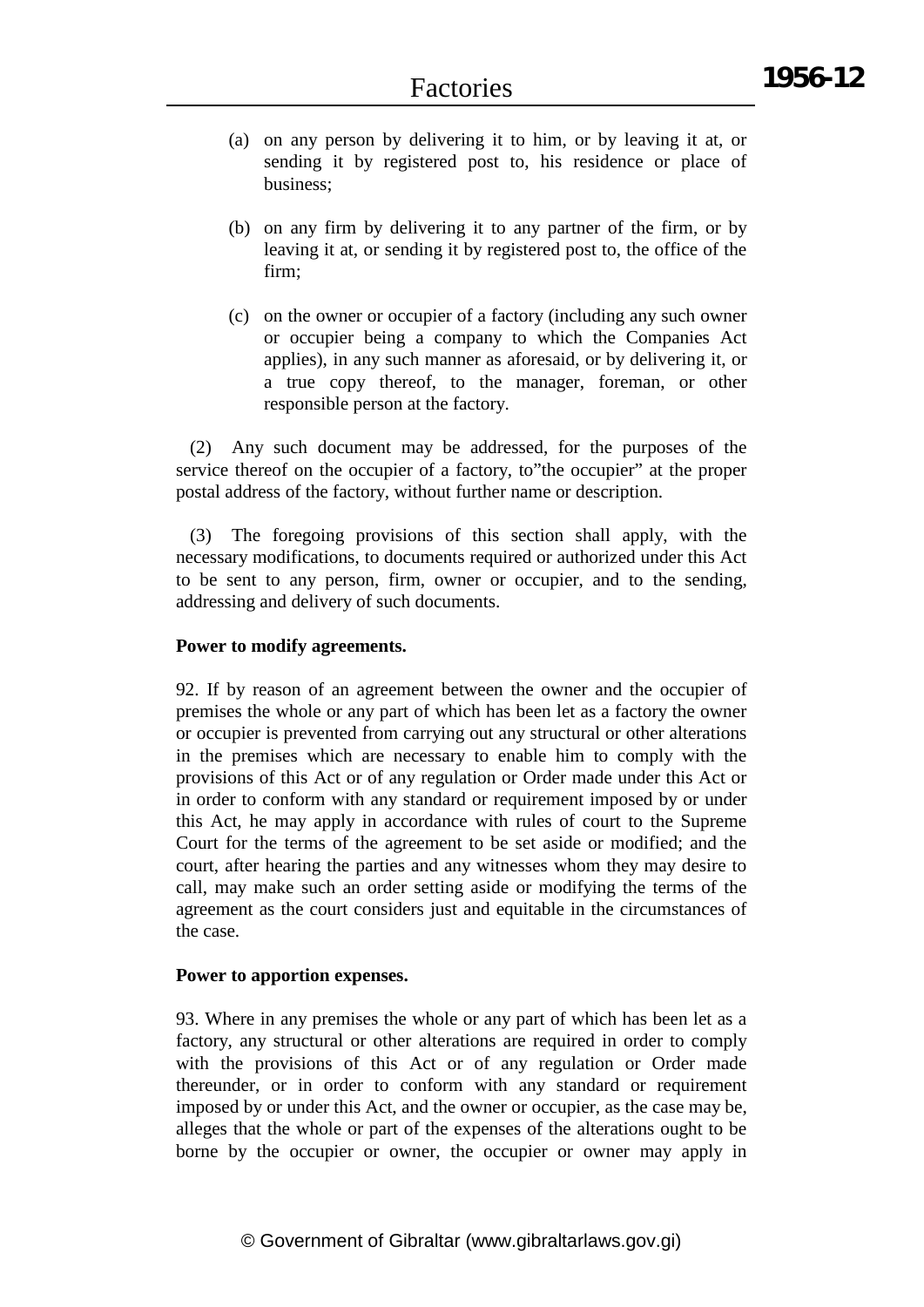(a) on any person by delivering it to him, or by leaving it at, or sending it by registered post to, his residence or place of business;

(b) on any firm by delivering it to any partner of the firm, or by leaving it at, or sending it by registered post to, the office of the firm;

(c) on the owner or occupier of a factory (including any such owner or occupier being a company to which the Companies Act applies), in any such manner as aforesaid, or by delivering it, or a true copy thereof, to the manager, foreman, or other responsible person at the factory.

(2) Any such document may be addressed, for the purposes of the service thereof on the occupier of a factory, to"the occupier" at the proper postal address of the factory, without further name or description.

(3) The foregoing provisions of this section shall apply, with the necessary modifications, to documents required or authorized under this Act to be sent to any person, firm, owner or occupier, and to the sending, addressing and delivery of such documents.

**Power to modify agreements.**

92. If by reason of an agreement between the owner and the occupier of premises the whole or any part of which has been let as a factory the owner or occupier is prevented from carrying out any structural or other alterations in the premises which are necessary to enable him to comply with the provisions of this Act or of any regulation or Order made under this Act or in order to conform with any standard or requirement imposed by or under this Act, he may apply in accordance with rules of court to the Supreme Court for the terms of the agreement to be set aside or modified; and the court, after hearing the parties and any witnesses whom they may desire to call, may make such an order setting aside or modifying the terms of the agreement as the court considers just and equitable in the circumstances of the case.

**Power to apportion expenses.**

93. Where in any premises the whole or any part of which has been let as a factory, any structural or other alterations are required in order to comply with the provisions of this Act or of any regulation or Order made thereunder, or in order to conform with any standard or requirement imposed by or under this Act, and the owner or occupier, as the case may be, alleges that the whole or part of the expenses of the alterations ought to be borne by the occupier or owner, the occupier or owner may apply in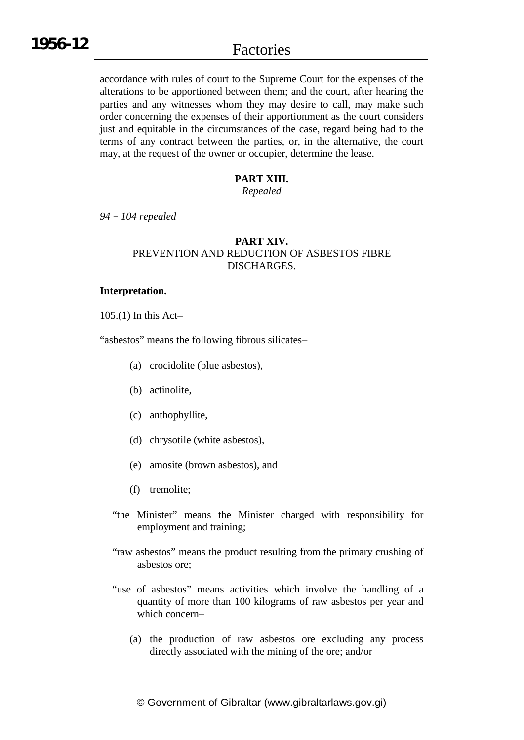accordance with rules of court to the Supreme Court for the expenses of the alterations to be apportioned between them; and the court, after hearing the parties and any witnesses whom they may desire to call, may make such order concerning the expenses of their apportionment as the court considers just and equitable in the circumstances of the case, regard being had to the terms of any contract between the parties, or, in the alternative, the court may, at the request of the owner or occupier, determine the lease.

## PART XIII.

*Repealed*

*94 – 104 repealed*

## PART XIV.
PREVENTION AND REDUCTION OF ASBESTOS FIBRE DISCHARGES.

**Interpretation.**

105.(1) In this Act–

"asbestos" means the following fibrous silicates–

(a) crocidolite (blue asbestos),

(b) actinolite,

(c) anthophyllite,

(d) chrysotile (white asbestos),

(e) amosite (brown asbestos), and

(f) tremolite;

"the Minister" means the Minister charged with responsibility for employment and training;

"raw asbestos" means the product resulting from the primary crushing of asbestos ore;

"use of asbestos" means activities which involve the handling of a quantity of more than 100 kilograms of raw asbestos per year and which concern–

(a) the production of raw asbestos ore excluding any process directly associated with the mining of the ore; and/or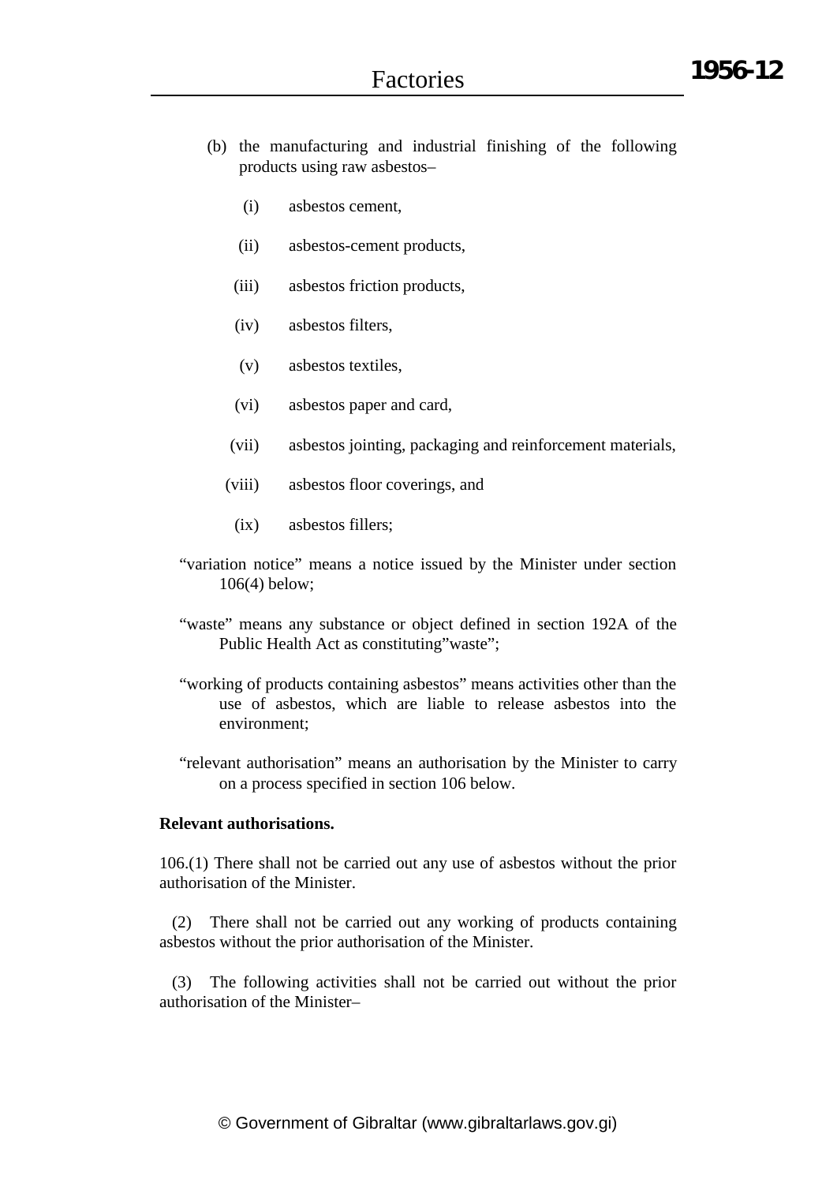(b) the manufacturing and industrial finishing of the following products using raw asbestos–

   (i) asbestos cement,

   (ii) asbestos-cement products,

   (iii) asbestos friction products,

   (iv) asbestos filters,

   (v) asbestos textiles,

   (vi) asbestos paper and card,

   (vii) asbestos jointing, packaging and reinforcement materials,

   (viii) asbestos floor coverings, and

   (ix) asbestos fillers;

"variation notice" means a notice issued by the Minister under section 106(4) below;

"waste" means any substance or object defined in section 192A of the Public Health Act as constituting"waste";

"working of products containing asbestos" means activities other than the use of asbestos, which are liable to release asbestos into the environment;

"relevant authorisation" means an authorisation by the Minister to carry on a process specified in section 106 below.

**Relevant authorisations.**

106.(1) There shall not be carried out any use of asbestos without the prior authorisation of the Minister.

(2) There shall not be carried out any working of products containing asbestos without the prior authorisation of the Minister.

(3) The following activities shall not be carried out without the prior authorisation of the Minister–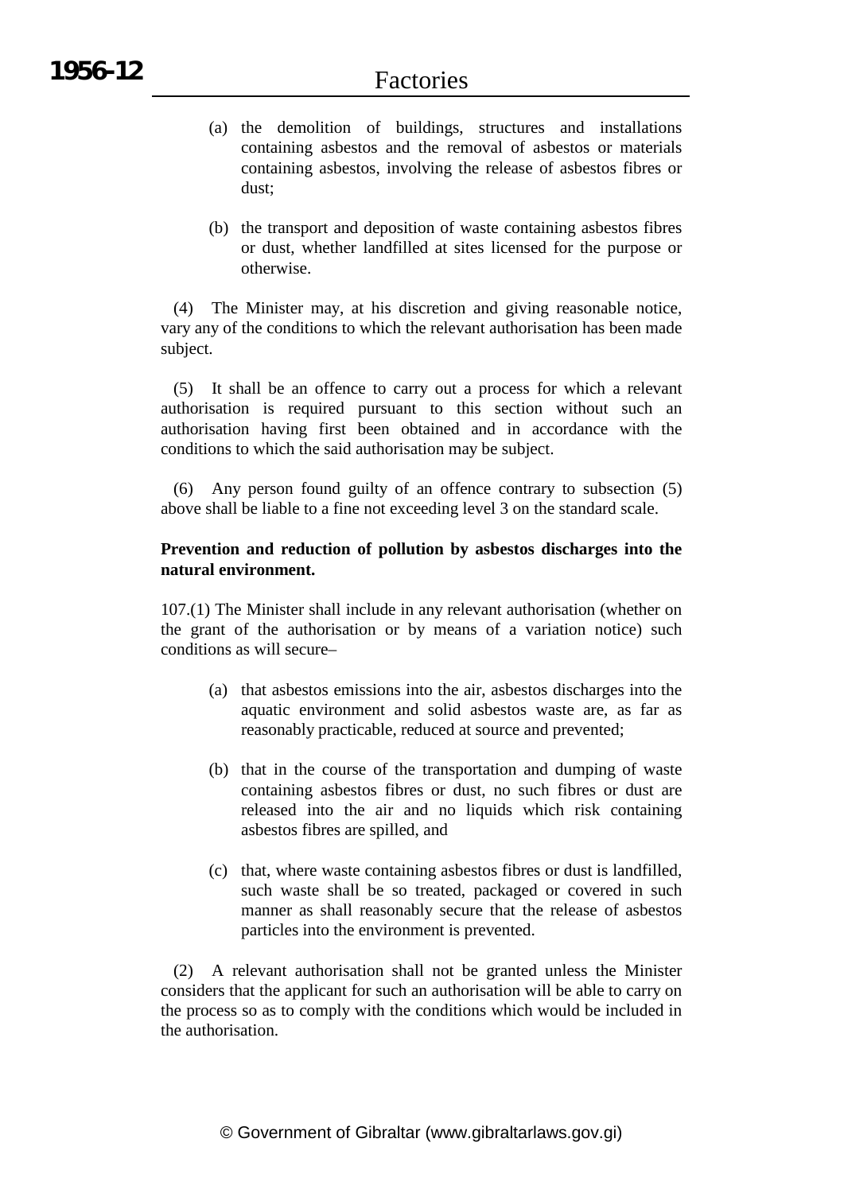(a) the demolition of buildings, structures and installations containing asbestos and the removal of asbestos or materials containing asbestos, involving the release of asbestos fibres or dust;

(b) the transport and deposition of waste containing asbestos fibres or dust, whether landfilled at sites licensed for the purpose or otherwise.

(4) The Minister may, at his discretion and giving reasonable notice, vary any of the conditions to which the relevant authorisation has been made subject.

(5) It shall be an offence to carry out a process for which a relevant authorisation is required pursuant to this section without such an authorisation having first been obtained and in accordance with the conditions to which the said authorisation may be subject.

(6) Any person found guilty of an offence contrary to subsection (5) above shall be liable to a fine not exceeding level 3 on the standard scale.

**Prevention and reduction of pollution by asbestos discharges into the natural environment.**

107.(1) The Minister shall include in any relevant authorisation (whether on the grant of the authorisation or by means of a variation notice) such conditions as will secure–

(a) that asbestos emissions into the air, asbestos discharges into the aquatic environment and solid asbestos waste are, as far as reasonably practicable, reduced at source and prevented;

(b) that in the course of the transportation and dumping of waste containing asbestos fibres or dust, no such fibres or dust are released into the air and no liquids which risk containing asbestos fibres are spilled, and

(c) that, where waste containing asbestos fibres or dust is landfilled, such waste shall be so treated, packaged or covered in such manner as shall reasonably secure that the release of asbestos particles into the environment is prevented.

(2) A relevant authorisation shall not be granted unless the Minister considers that the applicant for such an authorisation will be able to carry on the process so as to comply with the conditions which would be included in the authorisation.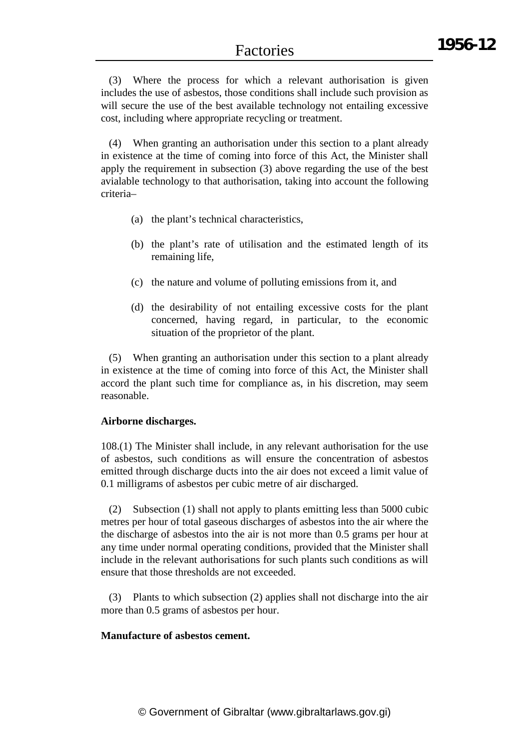(3) Where the process for which a relevant authorisation is given includes the use of asbestos, those conditions shall include such provision as will secure the use of the best available technology not entailing excessive cost, including where appropriate recycling or treatment.

(4) When granting an authorisation under this section to a plant already in existence at the time of coming into force of this Act, the Minister shall apply the requirement in subsection (3) above regarding the use of the best avialable technology to that authorisation, taking into account the following criteria–

(a) the plant's technical characteristics,

(b) the plant's rate of utilisation and the estimated length of its remaining life,

(c) the nature and volume of polluting emissions from it, and

(d) the desirability of not entailing excessive costs for the plant concerned, having regard, in particular, to the economic situation of the proprietor of the plant.

(5) When granting an authorisation under this section to a plant already in existence at the time of coming into force of this Act, the Minister shall accord the plant such time for compliance as, in his discretion, may seem reasonable.

**Airborne discharges.**

108.(1) The Minister shall include, in any relevant authorisation for the use of asbestos, such conditions as will ensure the concentration of asbestos emitted through discharge ducts into the air does not exceed a limit value of 0.1 milligrams of asbestos per cubic metre of air discharged.

(2) Subsection (1) shall not apply to plants emitting less than 5000 cubic metres per hour of total gaseous discharges of asbestos into the air where the the discharge of asbestos into the air is not more than 0.5 grams per hour at any time under normal operating conditions, provided that the Minister shall include in the relevant authorisations for such plants such conditions as will ensure that those thresholds are not exceeded.

(3) Plants to which subsection (2) applies shall not discharge into the air more than 0.5 grams of asbestos per hour.

**Manufacture of asbestos cement.**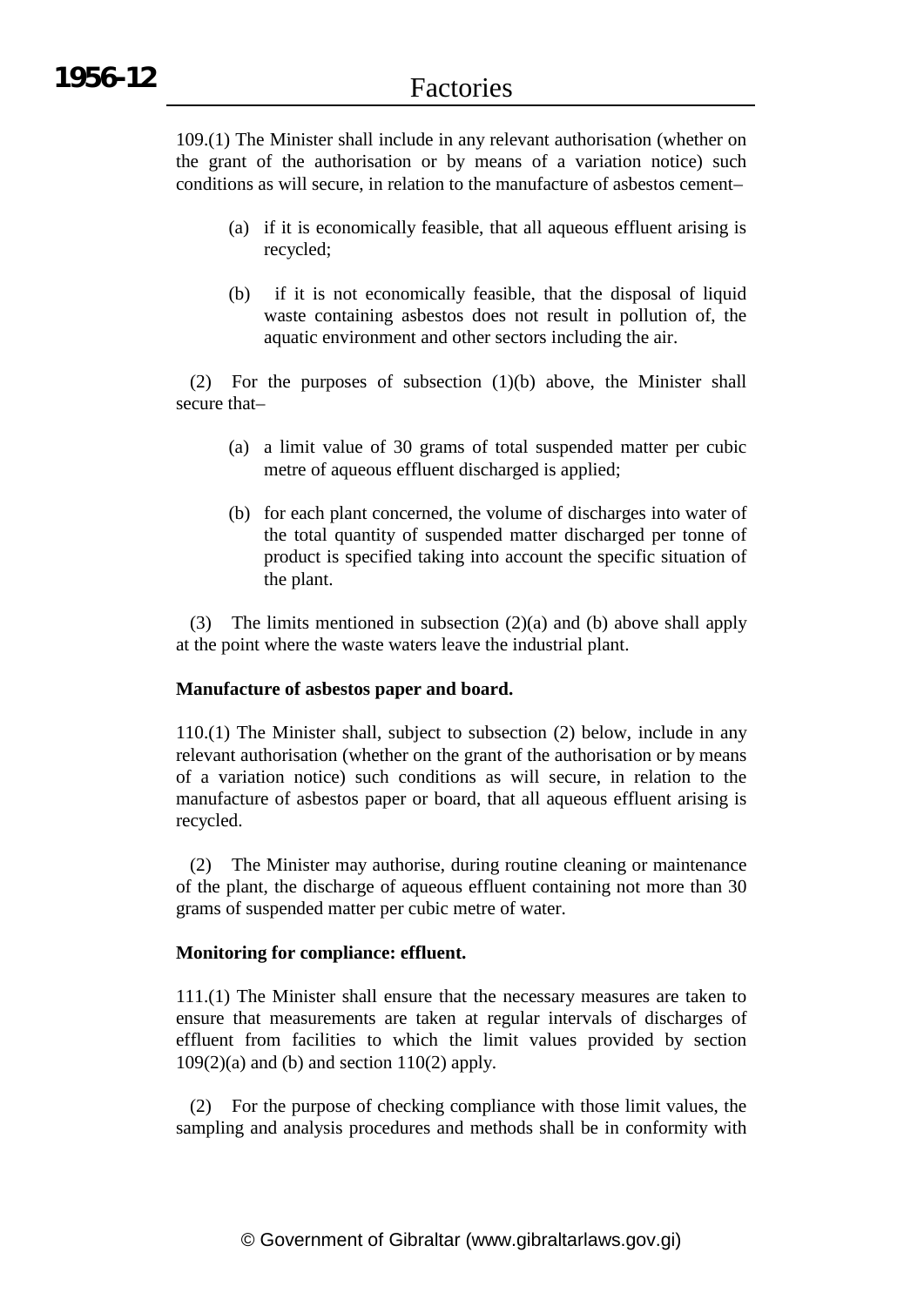109.(1) The Minister shall include in any relevant authorisation (whether on the grant of the authorisation or by means of a variation notice) such conditions as will secure, in relation to the manufacture of asbestos cement–

(a) if it is economically feasible, that all aqueous effluent arising is recycled;

(b) if it is not economically feasible, that the disposal of liquid waste containing asbestos does not result in pollution of, the aquatic environment and other sectors including the air.

(2) For the purposes of subsection (1)(b) above, the Minister shall secure that–

(a) a limit value of 30 grams of total suspended matter per cubic metre of aqueous effluent discharged is applied;

(b) for each plant concerned, the volume of discharges into water of the total quantity of suspended matter discharged per tonne of product is specified taking into account the specific situation of the plant.

(3) The limits mentioned in subsection (2)(a) and (b) above shall apply at the point where the waste waters leave the industrial plant.

**Manufacture of asbestos paper and board.**

110.(1) The Minister shall, subject to subsection (2) below, include in any relevant authorisation (whether on the grant of the authorisation or by means of a variation notice) such conditions as will secure, in relation to the manufacture of asbestos paper or board, that all aqueous effluent arising is recycled.

(2) The Minister may authorise, during routine cleaning or maintenance of the plant, the discharge of aqueous effluent containing not more than 30 grams of suspended matter per cubic metre of water.

**Monitoring for compliance: effluent.**

111.(1) The Minister shall ensure that the necessary measures are taken to ensure that measurements are taken at regular intervals of discharges of effluent from facilities to which the limit values provided by section 109(2)(a) and (b) and section 110(2) apply.

(2) For the purpose of checking compliance with those limit values, the sampling and analysis procedures and methods shall be in conformity with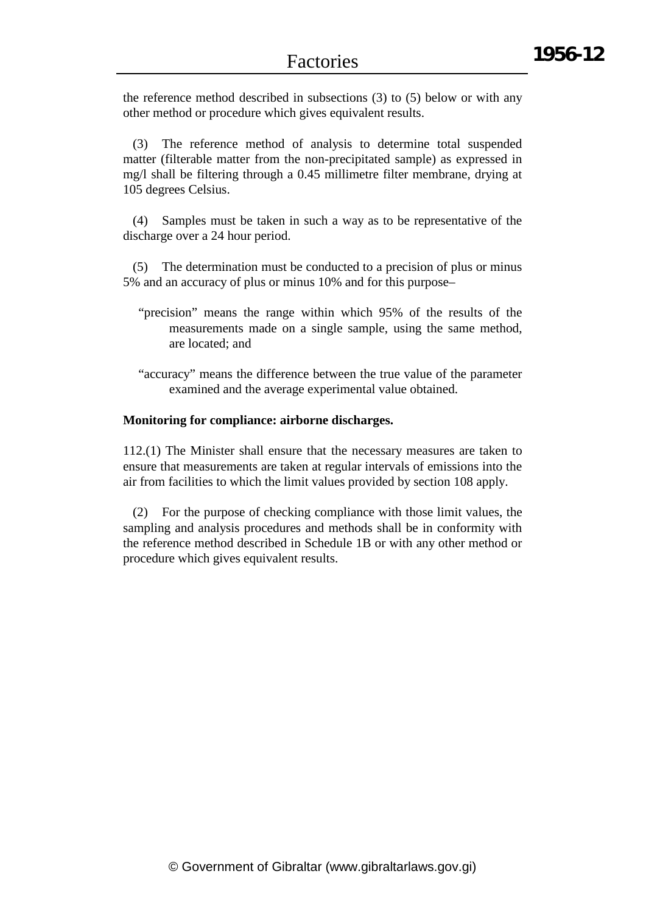the reference method described in subsections (3) to (5) below or with any other method or procedure which gives equivalent results.

(3) The reference method of analysis to determine total suspended matter (filterable matter from the non-precipitated sample) as expressed in mg/l shall be filtering through a 0.45 millimetre filter membrane, drying at 105 degrees Celsius.

(4) Samples must be taken in such a way as to be representative of the discharge over a 24 hour period.

(5) The determination must be conducted to a precision of plus or minus 5% and an accuracy of plus or minus 10% and for this purpose–

"precision" means the range within which 95% of the results of the measurements made on a single sample, using the same method, are located; and

"accuracy" means the difference between the true value of the parameter examined and the average experimental value obtained.

**Monitoring for compliance: airborne discharges.**

112.(1) The Minister shall ensure that the necessary measures are taken to ensure that measurements are taken at regular intervals of emissions into the air from facilities to which the limit values provided by section 108 apply.

(2) For the purpose of checking compliance with those limit values, the sampling and analysis procedures and methods shall be in conformity with the reference method described in Schedule 1B or with any other method or procedure which gives equivalent results.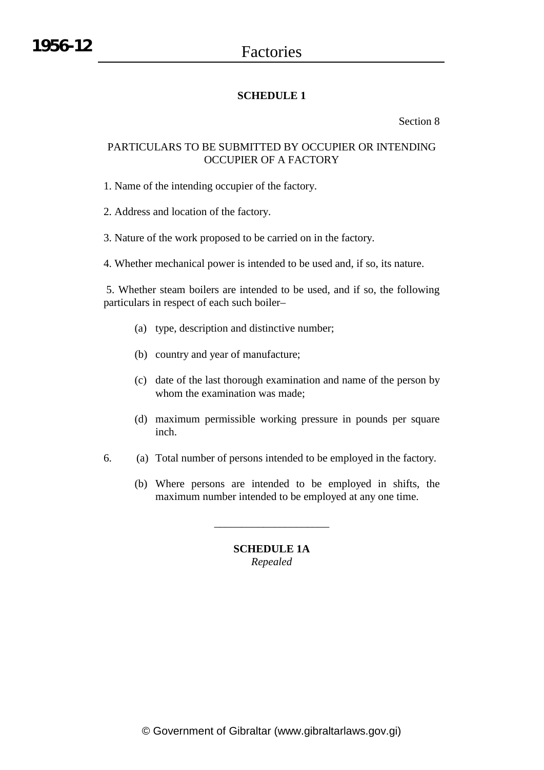## SCHEDULE 1

Section 8

PARTICULARS TO BE SUBMITTED BY OCCUPIER OR INTENDING OCCUPIER OF A FACTORY

1. Name of the intending occupier of the factory.

2. Address and location of the factory.

3. Nature of the work proposed to be carried on in the factory.

4. Whether mechanical power is intended to be used and, if so, its nature.

5. Whether steam boilers are intended to be used, and if so, the following particulars in respect of each such boiler–

    (a) type, description and distinctive number;

    (b) country and year of manufacture;

    (c) date of the last thorough examination and name of the person by whom the examination was made;

    (d) maximum permissible working pressure in pounds per square inch.

6. (a) Total number of persons intended to be employed in the factory.

    (b) Where persons are intended to be employed in shifts, the maximum number intended to be employed at any one time.

---

## SCHEDULE 1A

*Repealed*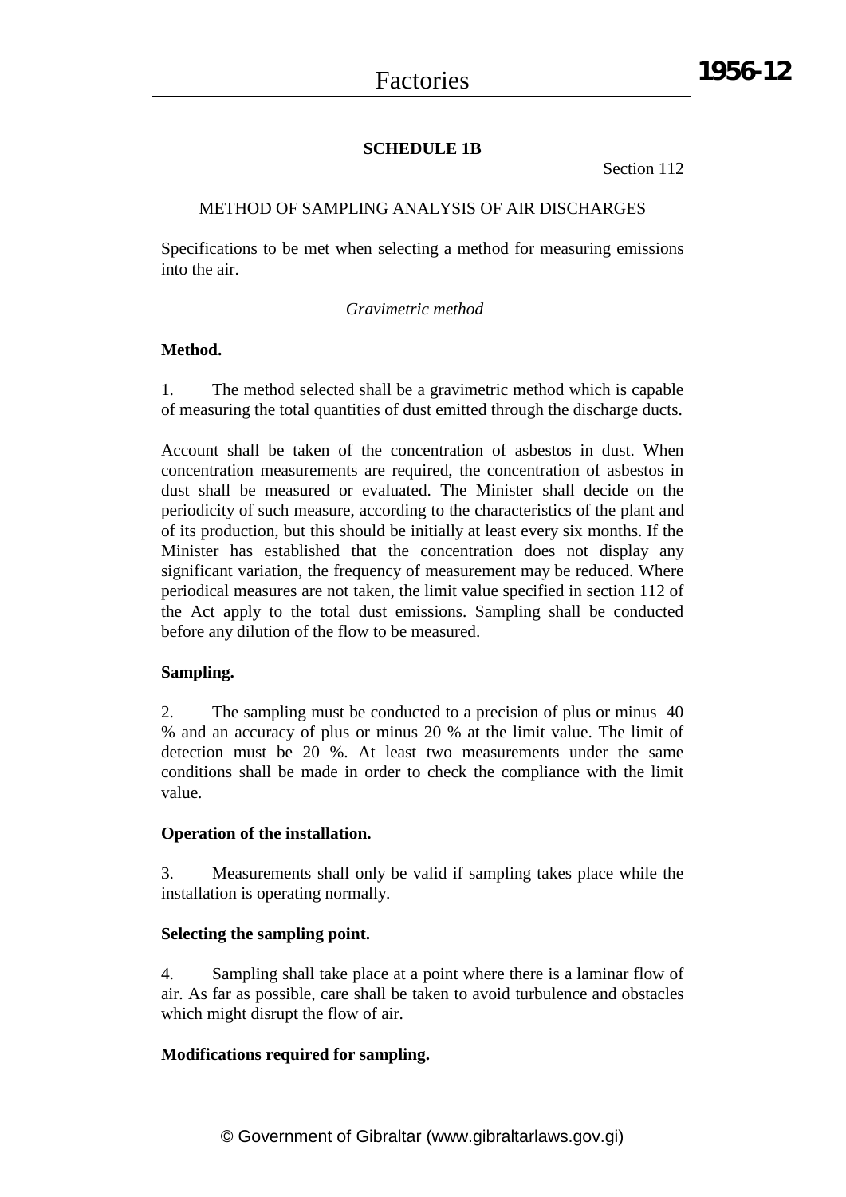## SCHEDULE 1B

Section 112

METHOD OF SAMPLING ANALYSIS OF AIR DISCHARGES

Specifications to be met when selecting a method for measuring emissions into the air.

*Gravimetric method*

**Method.**

1. The method selected shall be a gravimetric method which is capable of measuring the total quantities of dust emitted through the discharge ducts.

Account shall be taken of the concentration of asbestos in dust. When concentration measurements are required, the concentration of asbestos in dust shall be measured or evaluated. The Minister shall decide on the periodicity of such measure, according to the characteristics of the plant and of its production, but this should be initially at least every six months. If the Minister has established that the concentration does not display any significant variation, the frequency of measurement may be reduced. Where periodical measures are not taken, the limit value specified in section 112 of the Act apply to the total dust emissions. Sampling shall be conducted before any dilution of the flow to be measured.

**Sampling.**

2. The sampling must be conducted to a precision of plus or minus 40 % and an accuracy of plus or minus 20 % at the limit value. The limit of detection must be 20 %. At least two measurements under the same conditions shall be made in order to check the compliance with the limit value.

**Operation of the installation.**

3. Measurements shall only be valid if sampling takes place while the installation is operating normally.

**Selecting the sampling point.**

4. Sampling shall take place at a point where there is a laminar flow of air. As far as possible, care shall be taken to avoid turbulence and obstacles which might disrupt the flow of air.

**Modifications required for sampling.**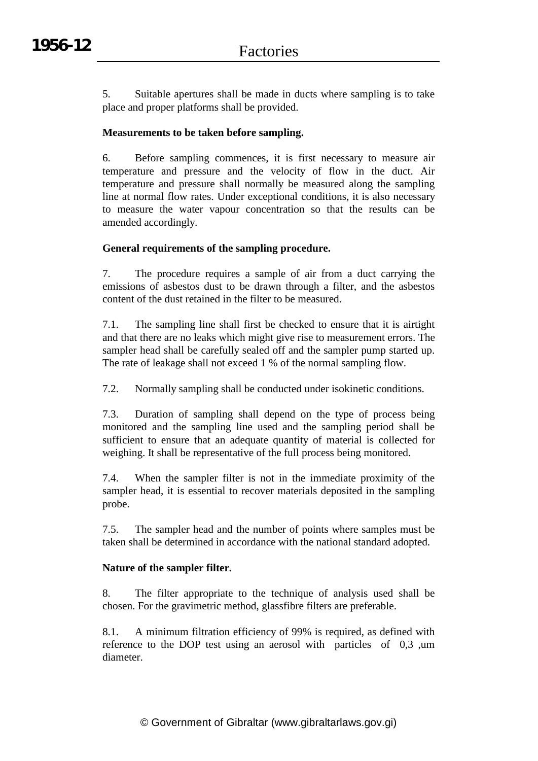5. Suitable apertures shall be made in ducts where sampling is to take place and proper platforms shall be provided.

**Measurements to be taken before sampling.**

6. Before sampling commences, it is first necessary to measure air temperature and pressure and the velocity of flow in the duct. Air temperature and pressure shall normally be measured along the sampling line at normal flow rates. Under exceptional conditions, it is also necessary to measure the water vapour concentration so that the results can be amended accordingly.

**General requirements of the sampling procedure.**

7. The procedure requires a sample of air from a duct carrying the emissions of asbestos dust to be drawn through a filter, and the asbestos content of the dust retained in the filter to be measured.

7.1. The sampling line shall first be checked to ensure that it is airtight and that there are no leaks which might give rise to measurement errors. The sampler head shall be carefully sealed off and the sampler pump started up. The rate of leakage shall not exceed 1 % of the normal sampling flow.

7.2. Normally sampling shall be conducted under isokinetic conditions.

7.3. Duration of sampling shall depend on the type of process being monitored and the sampling line used and the sampling period shall be sufficient to ensure that an adequate quantity of material is collected for weighing. It shall be representative of the full process being monitored.

7.4. When the sampler filter is not in the immediate proximity of the sampler head, it is essential to recover materials deposited in the sampling probe.

7.5. The sampler head and the number of points where samples must be taken shall be determined in accordance with the national standard adopted.

**Nature of the sampler filter.**

8. The filter appropriate to the technique of analysis used shall be chosen. For the gravimetric method, glassfibre filters are preferable.

8.1. A minimum filtration efficiency of 99% is required, as defined with reference to the DOP test using an aerosol with particles of 0,3 ,um diameter.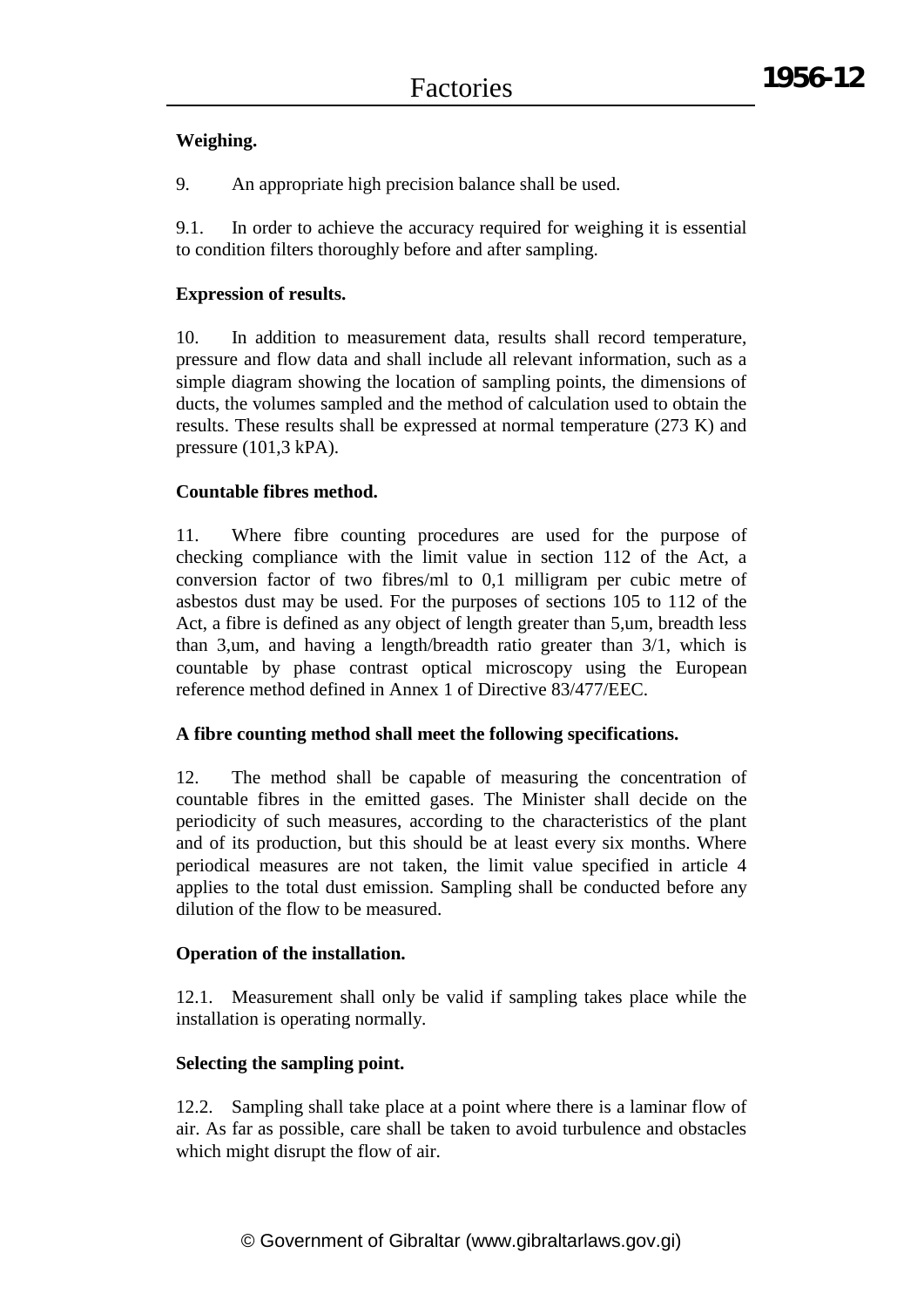**Weighing.**

9. An appropriate high precision balance shall be used.

9.1. In order to achieve the accuracy required for weighing it is essential to condition filters thoroughly before and after sampling.

**Expression of results.**

10. In addition to measurement data, results shall record temperature, pressure and flow data and shall include all relevant information, such as a simple diagram showing the location of sampling points, the dimensions of ducts, the volumes sampled and the method of calculation used to obtain the results. These results shall be expressed at normal temperature (273 K) and pressure (101,3 kPA).

**Countable fibres method.**

11. Where fibre counting procedures are used for the purpose of checking compliance with the limit value in section 112 of the Act, a conversion factor of two fibres/ml to 0,1 milligram per cubic metre of asbestos dust may be used. For the purposes of sections 105 to 112 of the Act, a fibre is defined as any object of length greater than 5,um, breadth less than 3,um, and having a length/breadth ratio greater than 3/1, which is countable by phase contrast optical microscopy using the European reference method defined in Annex 1 of Directive 83/477/EEC.

**A fibre counting method shall meet the following specifications.**

12. The method shall be capable of measuring the concentration of countable fibres in the emitted gases. The Minister shall decide on the periodicity of such measures, according to the characteristics of the plant and of its production, but this should be at least every six months. Where periodical measures are not taken, the limit value specified in article 4 applies to the total dust emission. Sampling shall be conducted before any dilution of the flow to be measured.

**Operation of the installation.**

12.1. Measurement shall only be valid if sampling takes place while the installation is operating normally.

**Selecting the sampling point.**

12.2. Sampling shall take place at a point where there is a laminar flow of air. As far as possible, care shall be taken to avoid turbulence and obstacles which might disrupt the flow of air.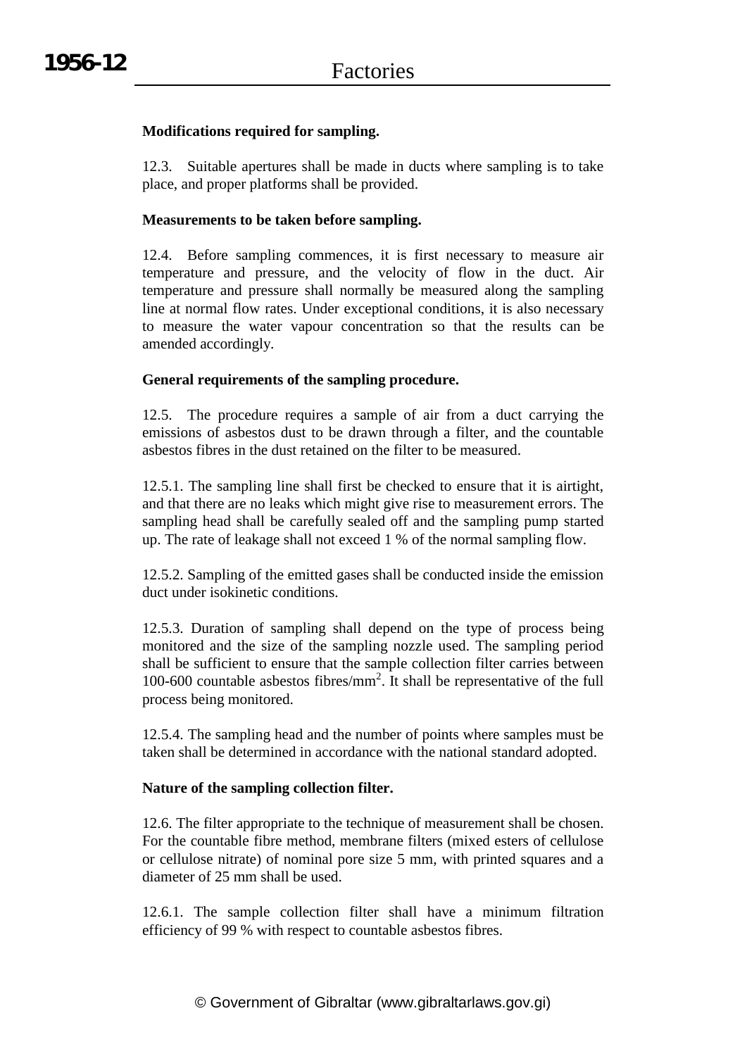**Modifications required for sampling.**

12.3. Suitable apertures shall be made in ducts where sampling is to take place, and proper platforms shall be provided.

**Measurements to be taken before sampling.**

12.4. Before sampling commences, it is first necessary to measure air temperature and pressure, and the velocity of flow in the duct. Air temperature and pressure shall normally be measured along the sampling line at normal flow rates. Under exceptional conditions, it is also necessary to measure the water vapour concentration so that the results can be amended accordingly.

**General requirements of the sampling procedure.**

12.5. The procedure requires a sample of air from a duct carrying the emissions of asbestos dust to be drawn through a filter, and the countable asbestos fibres in the dust retained on the filter to be measured.

12.5.1. The sampling line shall first be checked to ensure that it is airtight, and that there are no leaks which might give rise to measurement errors. The sampling head shall be carefully sealed off and the sampling pump started up. The rate of leakage shall not exceed 1 % of the normal sampling flow.

12.5.2. Sampling of the emitted gases shall be conducted inside the emission duct under isokinetic conditions.

12.5.3. Duration of sampling shall depend on the type of process being monitored and the size of the sampling nozzle used. The sampling period shall be sufficient to ensure that the sample collection filter carries between 100-600 countable asbestos fibres/$mm^2$. It shall be representative of the full process being monitored.

12.5.4. The sampling head and the number of points where samples must be taken shall be determined in accordance with the national standard adopted.

**Nature of the sampling collection filter.**

12.6. The filter appropriate to the technique of measurement shall be chosen. For the countable fibre method, membrane filters (mixed esters of cellulose or cellulose nitrate) of nominal pore size 5 mm, with printed squares and a diameter of 25 mm shall be used.

12.6.1. The sample collection filter shall have a minimum filtration efficiency of 99 % with respect to countable asbestos fibres.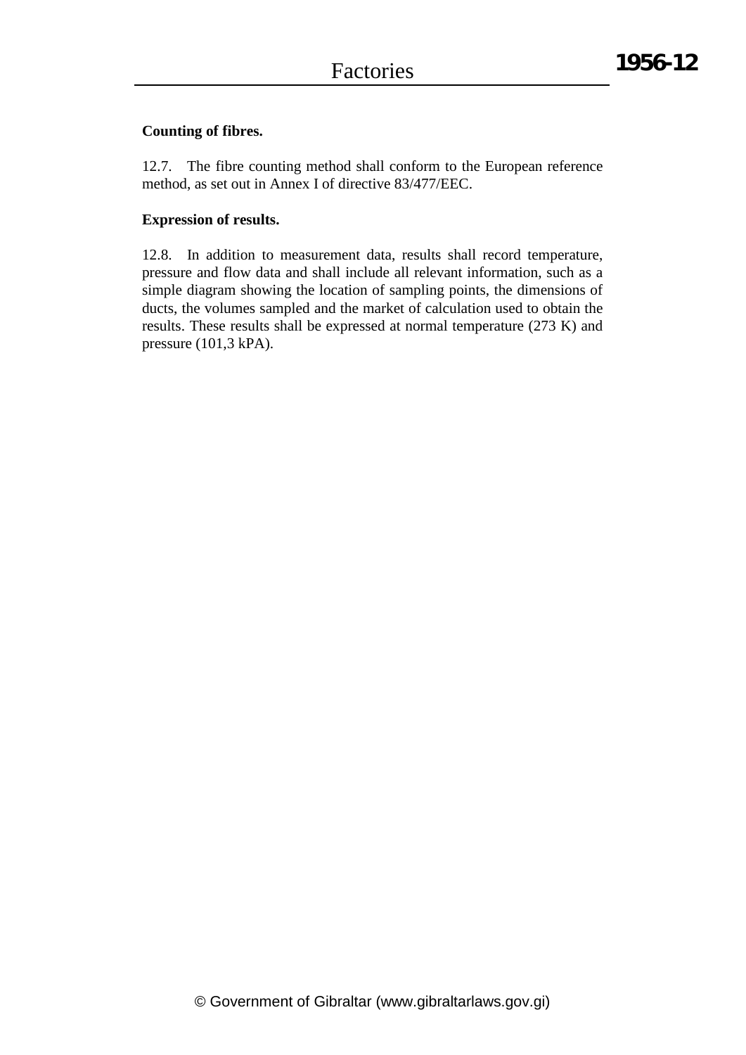**Counting of fibres.**

12.7. The fibre counting method shall conform to the European reference method, as set out in Annex I of directive 83/477/EEC.

**Expression of results.**

12.8. In addition to measurement data, results shall record temperature, pressure and flow data and shall include all relevant information, such as a simple diagram showing the location of sampling points, the dimensions of ducts, the volumes sampled and the market of calculation used to obtain the results. These results shall be expressed at normal temperature (273 K) and pressure (101,3 kPA).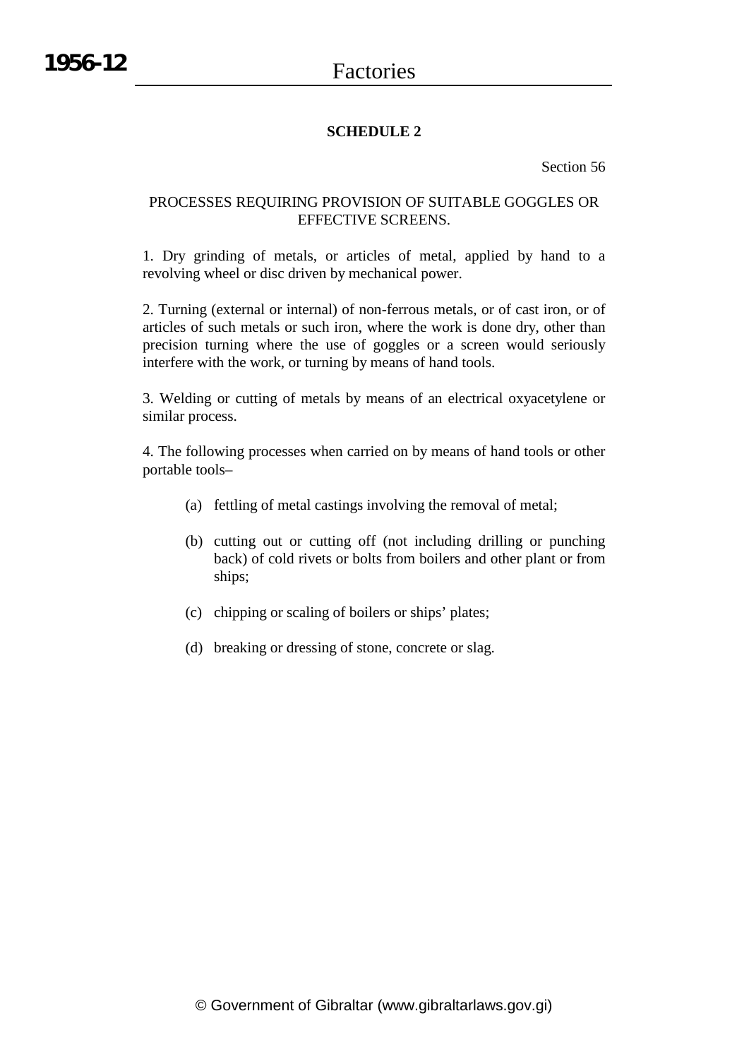## SCHEDULE 2

Section 56

PROCESSES REQUIRING PROVISION OF SUITABLE GOGGLES OR EFFECTIVE SCREENS.

1. Dry grinding of metals, or articles of metal, applied by hand to a revolving wheel or disc driven by mechanical power.

2. Turning (external or internal) of non-ferrous metals, or of cast iron, or of articles of such metals or such iron, where the work is done dry, other than precision turning where the use of goggles or a screen would seriously interfere with the work, or turning by means of hand tools.

3. Welding or cutting of metals by means of an electrical oxyacetylene or similar process.

4. The following processes when carried on by means of hand tools or other portable tools–

(a) fettling of metal castings involving the removal of metal;

(b) cutting out or cutting off (not including drilling or punching back) of cold rivets or bolts from boilers and other plant or from ships;

(c) chipping or scaling of boilers or ships' plates;

(d) breaking or dressing of stone, concrete or slag.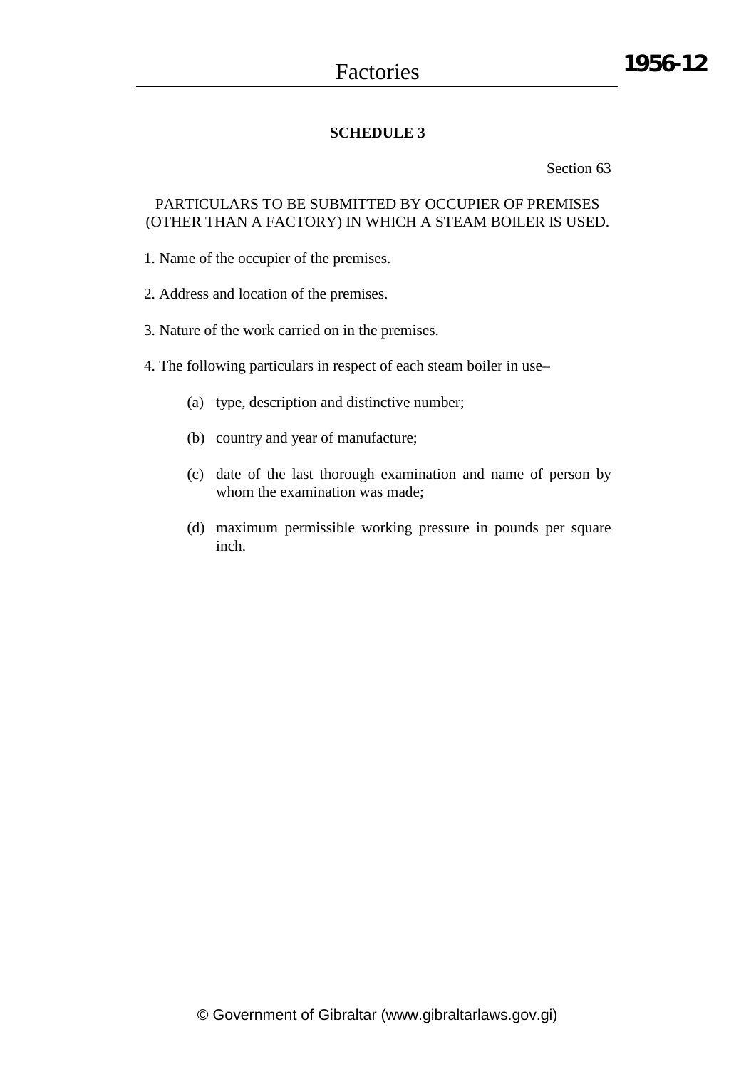## SCHEDULE 3

Section 63

PARTICULARS TO BE SUBMITTED BY OCCUPIER OF PREMISES (OTHER THAN A FACTORY) IN WHICH A STEAM BOILER IS USED.

1. Name of the occupier of the premises.

2. Address and location of the premises.

3. Nature of the work carried on in the premises.

4. The following particulars in respect of each steam boiler in use–

   (a) type, description and distinctive number;

   (b) country and year of manufacture;

   (c) date of the last thorough examination and name of person by whom the examination was made;

   (d) maximum permissible working pressure in pounds per square inch.